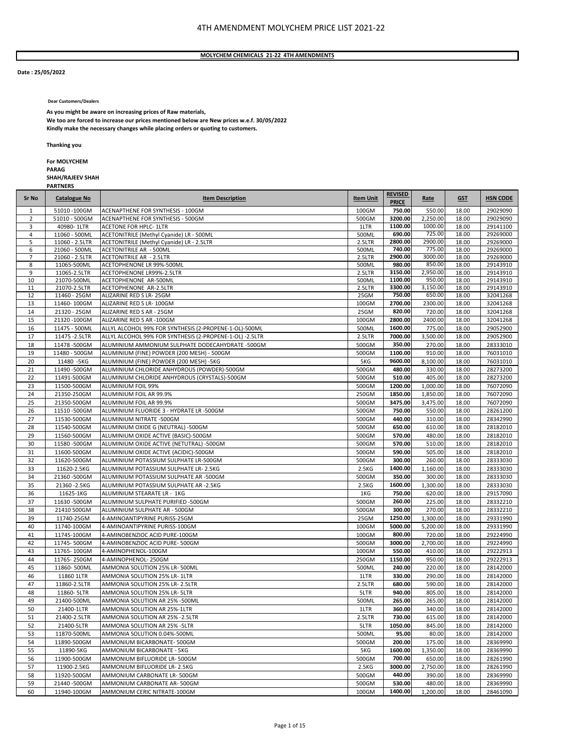**MOLYCHEM CHEMICALS 21-22 4TH AMENDMENTS**

**Date : 25/05/2022**

**Dear Customers/Dealers**

**As you might be aware on increasing prices of Raw materials,**
**We too are forced to increase our prices mentioned below are New prices w.e.f. 30/05/2022**
**Kindly make the necessary changes while placing orders or quoting to customers.**

**Thanking you**

**For MOLYCHEM**
**PARAG**
**SHAH/RAJEEV SHAH**
**PARTNERS**

| Sr No | Catalogue No | Item Description | Item Unit | REVISED PRICE | Rate | GST | HSN CODE |
|---|---|---|---|---|---|---|---|
| 1 | 51010 -100GM | ACENAPTHENE FOR SYNTHESIS - 100GM | 100GM | 750.00 | 550.00 | 18.00 | 29029090 |
| 2 | 51010 - 500GM | ACENAPTHENE FOR SYNTHESIS - 500GM | 500GM | 3200.00 | 2,250.00 | 18.00 | 29029090 |
| 3 | 40980- 1LTR | ACETONE FOR HPLC- 1LTR | 1LTR | 1100.00 | 1000.00 | 18.00 | 29141100 |
| 4 | 11060 - 500ML | ACETONITRILE (Methyl Cyanide) LR - 500ML | 500ML | 690.00 | 725.00 | 18.00 | 29269000 |
| 5 | 11060 - 2.5LTR | ACETONITRILE (Methyl Cyanide) LR - 2.5LTR | 2.5LTR | 2800.00 | 2900.00 | 18.00 | 29269000 |
| 6 | 21060 - 500ML | ACETONITRILE AR - 500ML | 500ML | 740.00 | 775.00 | 18.00 | 29269000 |
| 7 | 21060 - 2.5LTR | ACETONITRILE AR - 2.5LTR | 2.5LTR | 2900.00 | 3000.00 | 18.00 | 29269000 |
| 8 | 11065-500ML | ACETOPHENONE LR 99%-500ML | 500ML | 980.00 | 850.00 | 18.00 | 29143910 |
| 9 | 11065-2.5LTR | ACETOPHENONE LR99%-2.5LTR | 2.5LTR | 3150.00 | 2,950.00 | 18.00 | 29143910 |
| 10 | 21070-500ML | ACETOPHENONE AR-500ML | 500ML | 1100.00 | 950.00 | 18.00 | 29143910 |
| 11 | 21070-2.5LTR | ACETOPHENONE AR-2.5LTR | 2.5LTR | 3300.00 | 3,150.00 | 18.00 | 29143910 |
| 12 | 11460 - 25GM | ALIZARINE RED S LR- 25GM | 25GM | 750.00 | 650.00 | 18.00 | 32041268 |
| 13 | 11460- 100GM | ALIZARINE RED S LR- 100GM | 100GM | 2700.00 | 2300.00 | 18.00 | 32041268 |
| 14 | 21320 - 25GM | ALIZARINE RED S AR - 25GM | 25GM | 820.00 | 720.00 | 18.00 | 32041268 |
| 15 | 21320 -100GM | ALIZARINE RED S AR -100GM | 100GM | 2800.00 | 2400.00 | 18.00 | 32041268 |
| 16 | 11475 - 500ML | ALLYL ALCOHOL 99% FOR SYNTHESIS (2-PROPENE-1-OL)-500ML | 500ML | 1600.00 | 775.00 | 18.00 | 29052900 |
| 17 | 11475 -2.5LTR | ALLYL ALCOHOL 99% FOR SYNTHESIS (2-PROPENE-1-OL) -2.5LTR | 2.5LTR | 7000.00 | 3,500.00 | 18.00 | 29052900 |
| 18 | 11478 -500GM | ALUMINIUM AMMONIUM SULPHATE DODECAHYDRATE -500GM | 500GM | 350.00 | 270.00 | 18.00 | 28333010 |
| 19 | 11480 - 500GM | ALUMINIUM (FINE) POWDER (200 MESH) - 500GM | 500GM | 1100.00 | 910.00 | 18.00 | 76031010 |
| 20 | 11480 -5KG | ALUMINIUM (FINE) POWDER (200 MESH) -5KG | 5KG | 9600.00 | 8,100.00 | 18.00 | 76031010 |
| 21 | 11490 -500GM | ALUMINIUM CHLORIDE ANHYDROUS (POWDER)-500GM | 500GM | 480.00 | 330.00 | 18.00 | 28273200 |
| 22 | 11491-500GM | ALUMINIUM CHLORIDE ANHYDROUS (CRYSTALS)-500GM | 500GM | 510.00 | 405.00 | 18.00 | 28273200 |
| 23 | 11500-500GM | ALUMINIUM FOIL 99% | 500GM | 1200.00 | 1,000.00 | 18.00 | 76072090 |
| 24 | 21350-250GM | ALUMINIUM FOIL AR 99.9% | 250GM | 1850.00 | 1,850.00 | 18.00 | 76072090 |
| 25 | 21350-500GM | ALUMINIUM FOIL AR 99.9% | 500GM | 3475.00 | 3,475.00 | 18.00 | 76072090 |
| 26 | 11510 -500GM | ALUMINIUM FLUORIDE 3 - HYDRATE LR -500GM | 500GM | 750.00 | 550.00 | 18.00 | 28261200 |
| 27 | 11530-500GM | ALUMINIUM NITRATE -500GM | 500GM | 440.00 | 310.00 | 18.00 | 28342990 |
| 28 | 11540-500GM | ALUMINIUM OXIDE G (NEUTRAL) -500GM | 500GM | 650.00 | 610.00 | 18.00 | 28182010 |
| 29 | 11560-500GM | ALUMINIUM OXIDE ACTIVE (BASIC)-500GM | 500GM | 570.00 | 480.00 | 18.00 | 28182010 |
| 30 | 11580 -500GM | ALUMINIUM OXIDE ACTIVE (NETUTRAL) -500GM | 500GM | 570.00 | 510.00 | 18.00 | 28182010 |
| 31 | 11600-500GM | ALUMINIUM OXIDE ACTIVE (ACIDIC)-500GM | 500GM | 590.00 | 505.00 | 18.00 | 28182010 |
| 32 | 11620-500GM | ALUMINIUM POTASSIUM SULPHATE LR-500GM | 500GM | 300.00 | 260.00 | 18.00 | 28333030 |
| 33 | 11620-2.5KG | ALUMINIUM POTASSIUM SULPHATE LR- 2.5KG | 2.5KG | 1400.00 | 1,160.00 | 18.00 | 28333030 |
| 34 | 21360 -500GM | ALUMINIUM POTASSIUM SULPHATE AR -500GM | 500GM | 350.00 | 300.00 | 18.00 | 28333030 |
| 35 | 21360 -2.5KG | ALUMINIUM POTASSIUM SULPHATE AR -2.5KG | 2.5KG | 1600.00 | 1,300.00 | 18.00 | 28333030 |
| 36 | 11625-1KG | ALUMINIUM STEARATE LR - 1KG | 1KG | 750.00 | 620.00 | 18.00 | 29157090 |
| 37 | 11630 -500GM | ALUMINIUM SULPHATE PURIFIED -500GM | 500GM | 260.00 | 225.00 | 18.00 | 28332210 |
| 38 | 21410 500GM | ALUMINIUM SULPHATE AR - 500GM | 500GM | 300.00 | 270.00 | 18.00 | 28332210 |
| 39 | 11740-25GM | 4-AMINOANTIPYRINE PURISS-25GM | 25GM | 1250.00 | 1,300.00 | 18.00 | 29331990 |
| 40 | 11740-100GM | 4-AMINOANTIPYRINE PURISS-100GM | 100GM | 5000.00 | 5,200.00 | 18.00 | 29331990 |
| 41 | 11745-100GM | 4-AMINOBENZIOC ACID PURE-100GM | 100GM | 800.00 | 720.00 | 18.00 | 29224990 |
| 42 | 11745- 500GM | 4-AMINOBENZIOC ACID PURE- 500GM | 500GM | 3000.00 | 2,700.00 | 18.00 | 29224990 |
| 43 | 11765- 100GM | 4-AMINOPHENOL-100GM | 100GM | 550.00 | 410.00 | 18.00 | 29222913 |
| 44 | 11765- 250GM | 4-AMINOPHENOL- 250GM | 250GM | 1150.00 | 950.00 | 18.00 | 29222913 |
| 45 | 11860- 500ML | AMMONIA SOLUTION 25% LR- 500ML | 500ML | 240.00 | 220.00 | 18.00 | 28142000 |
| 46 | 11860 1LTR | AMMONIA SOLUTION 25% LR- 1LTR | 1LTR | 330.00 | 290.00 | 18.00 | 28142000 |
| 47 | 11860-2.5LTR | AMMONIA SOLUTION 25% LR- 2.5LTR | 2.5LTR | 680.00 | 590.00 | 18.00 | 28142000 |
| 48 | 11860- 5LTR | AMMONIA SOLUTION 25% LR- 5LTR | 5LTR | 940.00 | 805.00 | 18.00 | 28142000 |
| 49 | 21400-500ML | AMMONIA SOLUTION AR 25% -500ML | 500ML | 265.00 | 265.00 | 18.00 | 28142000 |
| 50 | 21400-1LTR | AMMONIA SOLUTION AR 25%-1LTR | 1LTR | 360.00 | 340.00 | 18.00 | 28142000 |
| 51 | 21400-2.5LTR | AMMONIA SOLUTION AR 25% -2.5LTR | 2.5LTR | 730.00 | 615.00 | 18.00 | 28142000 |
| 52 | 21400-5LTR | AMMONIA SOLUTION AR 25% -5LTR | 5LTR | 1050.00 | 845.00 | 18.00 | 28142000 |
| 53 | 11870-500ML | AMMONIA SOLUTION 0.04%-500ML | 500ML | 95.00 | 80.00 | 18.00 | 28142000 |
| 54 | 11890-500GM | AMMONIUM BICARBONATE- 500GM | 500GM | 200.00 | 175.00 | 18.00 | 28369990 |
| 55 | 11890-5KG | AMMONIUM BICARBONATE - 5KG | 5KG | 1600.00 | 1,350.00 | 18.00 | 28369990 |
| 56 | 11900-500GM | AMMONIUM BIFLUORIDE LR- 500GM | 500GM | 700.00 | 650.00 | 18.00 | 28261990 |
| 57 | 11900-2.5KG | AMMONIUM BIFLUORIDE LR- 2.5KG | 2.5KG | 3000.00 | 2,750.00 | 18.00 | 28261990 |
| 58 | 11920-500GM | AMMONIUM CARBONATE LR- 500GM | 500GM | 440.00 | 390.00 | 18.00 | 28369990 |
| 59 | 21440 -500GM | AMMONIUM CARBONATE AR- 500GM | 500GM | 530.00 | 480.00 | 18.00 | 28369990 |
| 60 | 11940-100GM | AMMONIUM CERIC NITRATE-100GM | 100GM | 1400.00 | 1,200.00 | 18.00 | 28461090 |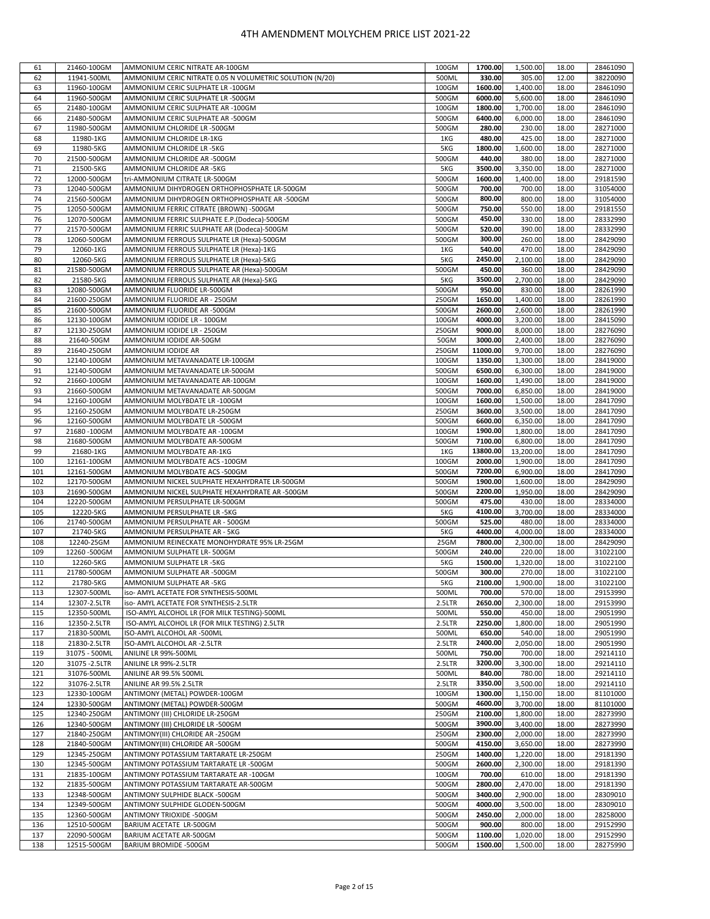# 4TH AMENDMENT MOLYCHEM PRICE LIST 2021-22

| | | | | | | | |
|---|---|---|---|---|---|---|---|
| 61 | 21460-100GM | AMMONIUM CERIC NITRATE AR-100GM | 100GM | **1700.00** | 1,500.00 | 18.00 | 28461090 |
| 62 | 11941-500ML | AMMONIUM CERIC NITRATE 0.05 N VOLUMETRIC SOLUTION (N/20) | 500ML | **330.00** | 305.00 | 12.00 | 38220090 |
| 63 | 11960-100GM | AMMONIUM CERIC SULPHATE LR -100GM | 100GM | **1600.00** | 1,400.00 | 18.00 | 28461090 |
| 64 | 11960-500GM | AMMONIUM CERIC SULPHATE LR -500GM | 500GM | **6000.00** | 5,600.00 | 18.00 | 28461090 |
| 65 | 21480-100GM | AMMONIUM CERIC SULPHATE AR -100GM | 100GM | **1800.00** | 1,700.00 | 18.00 | 28461090 |
| 66 | 21480-500GM | AMMONIUM CERIC SULPHATE AR -500GM | 500GM | **6400.00** | 6,000.00 | 18.00 | 28461090 |
| 67 | 11980-500GM | AMMONIUM CHLORIDE LR -500GM | 500GM | **280.00** | 230.00 | 18.00 | 28271000 |
| 68 | 11980-1KG | AMMONIUM CHLORIDE LR-1KG | 1KG | **480.00** | 425.00 | 18.00 | 28271000 |
| 69 | 11980-5KG | AMMONIUM CHLORIDE LR -5KG | 5KG | **1800.00** | 1,600.00 | 18.00 | 28271000 |
| 70 | 21500-500GM | AMMONIUM CHLORIDE AR -500GM | 500GM | **440.00** | 380.00 | 18.00 | 28271000 |
| 71 | 21500-5KG | AMMONIUM CHLORIDE AR -5KG | 5KG | **3500.00** | 3,350.00 | 18.00 | 28271000 |
| 72 | 12000-500GM | tri-AMMONIUM CITRATE LR-500GM | 500GM | **1600.00** | 1,400.00 | 18.00 | 29181590 |
| 73 | 12040-500GM | AMMONIUM DIHYDROGEN ORTHOPHOSPHATE LR-500GM | 500GM | **700.00** | 700.00 | 18.00 | 31054000 |
| 74 | 21560-500GM | AMMONIUM DIHYDROGEN ORTHOPHOSPHATE AR -500GM | 500GM | **800.00** | 800.00 | 18.00 | 31054000 |
| 75 | 12050-500GM | AMMONIUM FERRIC CITRATE (BROWN) -500GM | 500GM | **750.00** | 550.00 | 18.00 | 29181550 |
| 76 | 12070-500GM | AMMONIUM FERRIC SULPHATE E.P.(Dodeca)-500GM | 500GM | **450.00** | 330.00 | 18.00 | 28332990 |
| 77 | 21570-500GM | AMMONIUM FERRIC SULPHATE AR (Dodeca)-500GM | 500GM | **520.00** | 390.00 | 18.00 | 28332990 |
| 78 | 12060-500GM | AMMONIUM FERROUS SULPHATE LR (Hexa)-500GM | 500GM | **300.00** | 260.00 | 18.00 | 28429090 |
| 79 | 12060-1KG | AMMONIUM FERROUS SULPHATE LR (Hexa)-1KG | 1KG | **540.00** | 470.00 | 18.00 | 28429090 |
| 80 | 12060-5KG | AMMONIUM FERROUS SULPHATE LR (Hexa)-5KG | 5KG | **2450.00** | 2,100.00 | 18.00 | 28429090 |
| 81 | 21580-500GM | AMMONIUM FERROUS SULPHATE AR (Hexa)-500GM | 500GM | **450.00** | 360.00 | 18.00 | 28429090 |
| 82 | 21580-5KG | AMMONIUM FERROUS SULPHATE AR (Hexa)-5KG | 5KG | **3500.00** | 2,700.00 | 18.00 | 28429090 |
| 83 | 12080-500GM | AMMONIUM FLUORIDE LR-500GM | 500GM | **950.00** | 830.00 | 18.00 | 28261990 |
| 84 | 21600-250GM | AMMONIUM FLUORIDE AR - 250GM | 250GM | **1650.00** | 1,400.00 | 18.00 | 28261990 |
| 85 | 21600-500GM | AMMONIUM FLUORIDE AR -500GM | 500GM | **2600.00** | 2,600.00 | 18.00 | 28261990 |
| 86 | 12130-100GM | AMMONIUM IODIDE LR - 100GM | 100GM | **4000.00** | 3,200.00 | 18.00 | 28415090 |
| 87 | 12130-250GM | AMMONIUM IODIDE LR - 250GM | 250GM | **9000.00** | 8,000.00 | 18.00 | 28276090 |
| 88 | 21640-50GM | AMMONIUM IODIDE AR-50GM | 50GM | **3000.00** | 2,400.00 | 18.00 | 28276090 |
| 89 | 21640-250GM | AMMONIUM IODIDE AR | 250GM | **11000.00** | 9,700.00 | 18.00 | 28276090 |
| 90 | 12140-100GM | AMMONIUM METAVANADATE LR-100GM | 100GM | **1350.00** | 1,300.00 | 18.00 | 28419000 |
| 91 | 12140-500GM | AMMONIUM METAVANADATE LR-500GM | 500GM | **6500.00** | 6,300.00 | 18.00 | 28419000 |
| 92 | 21660-100GM | AMMONIUM METAVANADATE AR-100GM | 100GM | **1600.00** | 1,490.00 | 18.00 | 28419000 |
| 93 | 21660-500GM | AMMONIUM METAVANADATE AR-500GM | 500GM | **7000.00** | 6,850.00 | 18.00 | 28419000 |
| 94 | 12160-100GM | AMMONIUM MOLYBDATE LR -100GM | 100GM | **1600.00** | 1,500.00 | 18.00 | 28417090 |
| 95 | 12160-250GM | AMMONIUM MOLYBDATE LR-250GM | 250GM | **3600.00** | 3,500.00 | 18.00 | 28417090 |
| 96 | 12160-500GM | AMMONIUM MOLYBDATE LR -500GM | 500GM | **6600.00** | 6,350.00 | 18.00 | 28417090 |
| 97 | 21680 -100GM | AMMONIUM MOLYBDATE AR -100GM | 100GM | **1900.00** | 1,800.00 | 18.00 | 28417090 |
| 98 | 21680-500GM | AMMONIUM MOLYBDATE AR-500GM | 500GM | **7100.00** | 6,800.00 | 18.00 | 28417090 |
| 99 | 21680-1KG | AMMONIUM MOLYBDATE AR-1KG | 1KG | **13800.00** | 13,200.00 | 18.00 | 28417090 |
| 100 | 12161-100GM | AMMONIUM MOLYBDATE ACS -100GM | 100GM | **2000.00** | 1,900.00 | 18.00 | 28417090 |
| 101 | 12161-500GM | AMMONIUM MOLYBDATE ACS -500GM | 500GM | **7200.00** | 6,900.00 | 18.00 | 28417090 |
| 102 | 12170-500GM | AMMONIUM NICKEL SULPHATE HEXAHYDRATE LR-500GM | 500GM | **1900.00** | 1,600.00 | 18.00 | 28429090 |
| 103 | 21690-500GM | AMMONIUM NICKEL SULPHATE HEXAHYDRATE AR -500GM | 500GM | **2200.00** | 1,950.00 | 18.00 | 28429090 |
| 104 | 12220-500GM | AMMONIUM PERSULPHATE LR-500GM | 500GM | **475.00** | 430.00 | 18.00 | 28334000 |
| 105 | 12220-5KG | AMMONIUM PERSULPHATE LR -5KG | 5KG | **4100.00** | 3,700.00 | 18.00 | 28334000 |
| 106 | 21740-500GM | AMMONIUM PERSULPHATE AR - 500GM | 500GM | **525.00** | 480.00 | 18.00 | 28334000 |
| 107 | 21740-5KG | AMMONIUM PERSULPHATE AR - 5KG | 5KG | **4400.00** | 4,000.00 | 18.00 | 28334000 |
| 108 | 12240-25GM | AMMONIUM REINECKATE MONOHYDRATE 95% LR-25GM | 25GM | **7800.00** | 2,300.00 | 18.00 | 28429090 |
| 109 | 12260 -500GM | AMMONIUM SULPHATE LR- 500GM | 500GM | **240.00** | 220.00 | 18.00 | 31022100 |
| 110 | 12260-5KG | AMMONIUM SULPHATE LR -5KG | 5KG | **1500.00** | 1,320.00 | 18.00 | 31022100 |
| 111 | 21780-500GM | AMMONIUM SULPHATE AR -500GM | 500GM | **300.00** | 270.00 | 18.00 | 31022100 |
| 112 | 21780-5KG | AMMONIUM SULPHATE AR -5KG | 5KG | **2100.00** | 1,900.00 | 18.00 | 31022100 |
| 113 | 12307-500ML | iso- AMYL ACETATE FOR SYNTHESIS-500ML | 500ML | **700.00** | 570.00 | 18.00 | 29153990 |
| 114 | 12307-2.5LTR | iso- AMYL ACETATE FOR SYNTHESIS-2.5LTR | 2.5LTR | **2650.00** | 2,300.00 | 18.00 | 29153990 |
| 115 | 12350-500ML | ISO-AMYL ALCOHOL LR (FOR MILK TESTING)-500ML | 500ML | **550.00** | 450.00 | 18.00 | 29051990 |
| 116 | 12350-2.5LTR | ISO-AMYL ALCOHOL LR (FOR MILK TESTING) 2.5LTR | 2.5LTR | **2250.00** | 1,800.00 | 18.00 | 29051990 |
| 117 | 21830-500ML | ISO-AMYL ALCOHOL AR -500ML | 500ML | **650.00** | 540.00 | 18.00 | 29051990 |
| 118 | 21830-2.5LTR | ISO-AMYL ALCOHOL AR -2.5LTR | 2.5LTR | **2400.00** | 2,050.00 | 18.00 | 29051990 |
| 119 | 31075 - 500ML | ANILINE LR 99%-500ML | 500ML | **750.00** | 700.00 | 18.00 | 29214110 |
| 120 | 31075 -2.5LTR | ANILINE LR 99%-2.5LTR | 2.5LTR | **3200.00** | 3,300.00 | 18.00 | 29214110 |
| 121 | 31076-500ML | ANILINE AR 99.5% 500ML | 500ML | **840.00** | 780.00 | 18.00 | 29214110 |
| 122 | 31076-2.5LTR | ANILINE AR 99.5% 2.5LTR | 2.5LTR | **3350.00** | 3,500.00 | 18.00 | 29214110 |
| 123 | 12330-100GM | ANTIMONY (METAL) POWDER-100GM | 100GM | **1300.00** | 1,150.00 | 18.00 | 81101000 |
| 124 | 12330-500GM | ANTIMONY (METAL) POWDER-500GM | 500GM | **4600.00** | 3,700.00 | 18.00 | 81101000 |
| 125 | 12340-250GM | ANTIMONY (III) CHLORIDE LR-250GM | 250GM | **2100.00** | 1,800.00 | 18.00 | 28273990 |
| 126 | 12340-500GM | ANTIMONY (III) CHLORIDE LR -500GM | 500GM | **3900.00** | 3,400.00 | 18.00 | 28273990 |
| 127 | 21840-250GM | ANTIMONY(III) CHLORIDE AR -250GM | 250GM | **2300.00** | 2,000.00 | 18.00 | 28273990 |
| 128 | 21840-500GM | ANTIMONY(III) CHLORIDE AR -500GM | 500GM | **4150.00** | 3,650.00 | 18.00 | 28273990 |
| 129 | 12345-250GM | ANTIMONY POTASSIUM TARTARATE LR-250GM | 250GM | **1400.00** | 1,220.00 | 18.00 | 29181390 |
| 130 | 12345-500GM | ANTIMONY POTASSIUM TARTARATE LR -500GM | 500GM | **2600.00** | 2,300.00 | 18.00 | 29181390 |
| 131 | 21835-100GM | ANTIMONY POTASSIUM TARTARATE AR -100GM | 100GM | **700.00** | 610.00 | 18.00 | 29181390 |
| 132 | 21835-500GM | ANTIMONY POTASSIUM TARTARATE AR-500GM | 500GM | **2800.00** | 2,470.00 | 18.00 | 29181390 |
| 133 | 12348-500GM | ANTIMONY SULPHIDE BLACK -500GM | 500GM | **3400.00** | 2,900.00 | 18.00 | 28309010 |
| 134 | 12349-500GM | ANTIMONY SULPHIDE GLODEN-500GM | 500GM | **4000.00** | 3,500.00 | 18.00 | 28309010 |
| 135 | 12360-500GM | ANTIMONY TRIOXIDE -500GM | 500GM | **2450.00** | 2,000.00 | 18.00 | 28258000 |
| 136 | 12510-500GM | BARIUM ACETATE LR-500GM | 500GM | **900.00** | 800.00 | 18.00 | 29152990 |
| 137 | 22090-500GM | BARIUM ACETATE AR-500GM | 500GM | **1100.00** | 1,020.00 | 18.00 | 29152990 |
| 138 | 12515-500GM | BARIUM BROMIDE -500GM | 500GM | **1500.00** | 1,500.00 | 18.00 | 28275990 |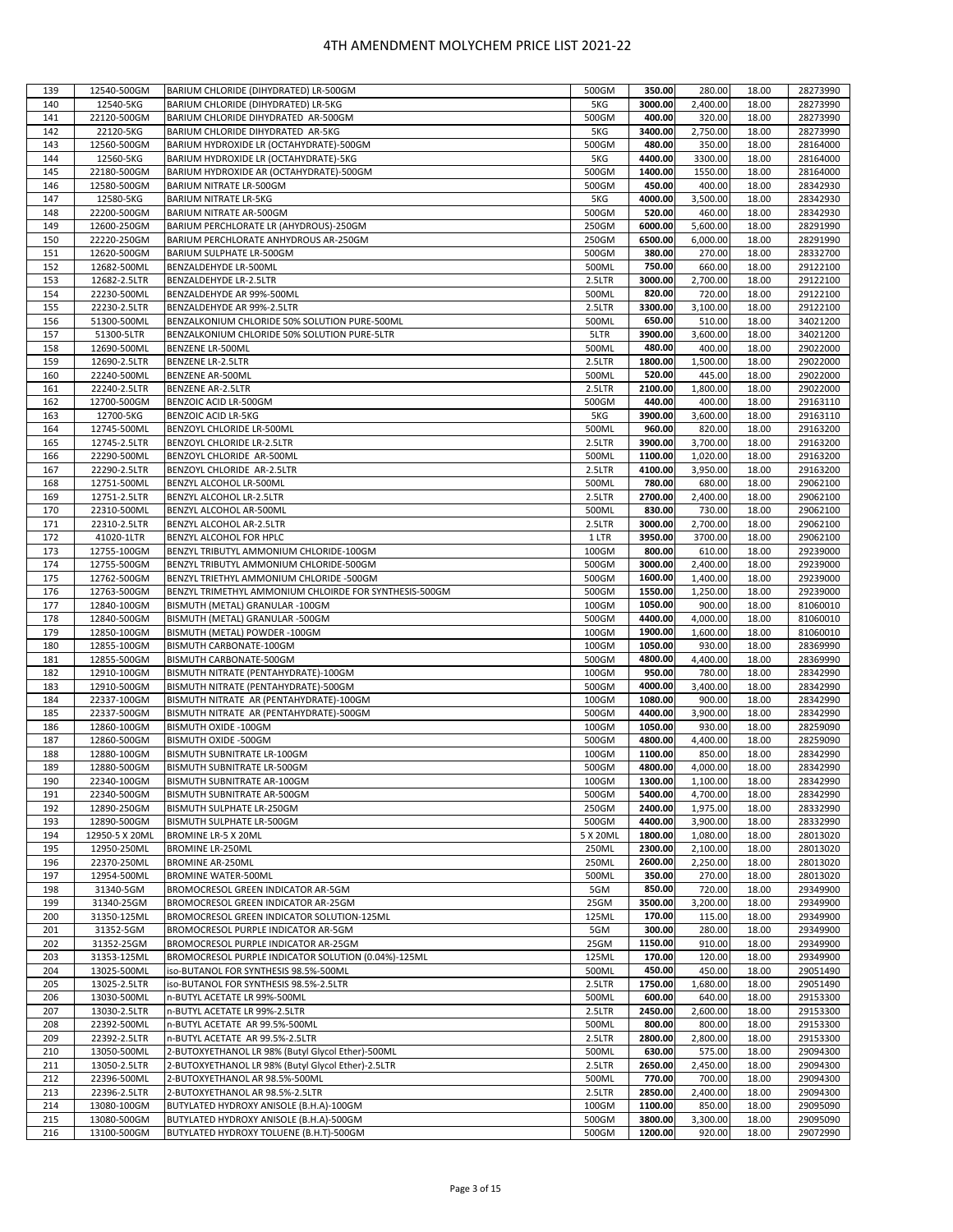# 4TH AMENDMENT MOLYCHEM PRICE LIST 2021-22

| | | | | | | | |
|---|---|---|---|---|---|---|---|
| 139 | 12540-500GM | BARIUM CHLORIDE (DIHYDRATED) LR-500GM | 500GM | **350.00** | 280.00 | 18.00 | 28273990 |
| 140 | 12540-5KG | BARIUM CHLORIDE (DIHYDRATED) LR-5KG | 5KG | **3000.00** | 2,400.00 | 18.00 | 28273990 |
| 141 | 22120-500GM | BARIUM CHLORIDE DIHYDRATED AR-500GM | 500GM | **400.00** | 320.00 | 18.00 | 28273990 |
| 142 | 22120-5KG | BARIUM CHLORIDE DIHYDRATED AR-5KG | 5KG | **3400.00** | 2,750.00 | 18.00 | 28273990 |
| 143 | 12560-500GM | BARIUM HYDROXIDE LR (OCTAHYDRATE)-500GM | 500GM | **480.00** | 350.00 | 18.00 | 28164000 |
| 144 | 12560-5KG | BARIUM HYDROXIDE LR (OCTAHYDRATE)-5KG | 5KG | **4400.00** | 3300.00 | 18.00 | 28164000 |
| 145 | 22180-500GM | BARIUM HYDROXIDE AR (OCTAHYDRATE)-500GM | 500GM | **1400.00** | 1550.00 | 18.00 | 28164000 |
| 146 | 12580-500GM | BARIUM NITRATE LR-500GM | 500GM | **450.00** | 400.00 | 18.00 | 28342930 |
| 147 | 12580-5KG | BARIUM NITRATE LR-5KG | 5KG | **4000.00** | 3,500.00 | 18.00 | 28342930 |
| 148 | 22200-500GM | BARIUM NITRATE AR-500GM | 500GM | **520.00** | 460.00 | 18.00 | 28342930 |
| 149 | 12600-250GM | BARIUM PERCHLORATE LR (AHYDROUS)-250GM | 250GM | **6000.00** | 5,600.00 | 18.00 | 28291990 |
| 150 | 22220-250GM | BARIUM PERCHLORATE ANHYDROUS AR-250GM | 250GM | **6500.00** | 6,000.00 | 18.00 | 28291990 |
| 151 | 12620-500GM | BARIUM SULPHATE LR-500GM | 500GM | **380.00** | 270.00 | 18.00 | 28332700 |
| 152 | 12682-500ML | BENZALDEHYDE LR-500ML | 500ML | **750.00** | 660.00 | 18.00 | 29122100 |
| 153 | 12682-2.5LTR | BENZALDEHYDE LR-2.5LTR | 2.5LTR | **3000.00** | 2,700.00 | 18.00 | 29122100 |
| 154 | 22230-500ML | BENZALDEHYDE AR 99%-500ML | 500ML | **820.00** | 720.00 | 18.00 | 29122100 |
| 155 | 22230-2.5LTR | BENZALDEHYDE AR 99%-2.5LTR | 2.5LTR | **3300.00** | 3,100.00 | 18.00 | 29122100 |
| 156 | 51300-500ML | BENZALKONIUM CHLORIDE 50% SOLUTION PURE-500ML | 500ML | **650.00** | 510.00 | 18.00 | 34021200 |
| 157 | 51300-5LTR | BENZALKONIUM CHLORIDE 50% SOLUTION PURE-5LTR | 5LTR | **3900.00** | 3,600.00 | 18.00 | 34021200 |
| 158 | 12690-500ML | BENZENE LR-500ML | 500ML | **480.00** | 400.00 | 18.00 | 29022000 |
| 159 | 12690-2.5LTR | BENZENE LR-2.5LTR | 2.5LTR | **1800.00** | 1,500.00 | 18.00 | 29022000 |
| 160 | 22240-500ML | BENZENE AR-500ML | 500ML | **520.00** | 445.00 | 18.00 | 29022000 |
| 161 | 22240-2.5LTR | BENZENE AR-2.5LTR | 2.5LTR | **2100.00** | 1,800.00 | 18.00 | 29022000 |
| 162 | 12700-500GM | BENZOIC ACID LR-500GM | 500GM | **440.00** | 400.00 | 18.00 | 29163110 |
| 163 | 12700-5KG | BENZOIC ACID LR-5KG | 5KG | **3900.00** | 3,600.00 | 18.00 | 29163110 |
| 164 | 12745-500ML | BENZOYL CHLORIDE LR-500ML | 500ML | **960.00** | 820.00 | 18.00 | 29163200 |
| 165 | 12745-2.5LTR | BENZOYL CHLORIDE LR-2.5LTR | 2.5LTR | **3900.00** | 3,700.00 | 18.00 | 29163200 |
| 166 | 22290-500ML | BENZOYL CHLORIDE AR-500ML | 500ML | **1100.00** | 1,020.00 | 18.00 | 29163200 |
| 167 | 22290-2.5LTR | BENZOYL CHLORIDE AR-2.5LTR | 2.5LTR | **4100.00** | 3,950.00 | 18.00 | 29163200 |
| 168 | 12751-500ML | BENZYL ALCOHOL LR-500ML | 500ML | **780.00** | 680.00 | 18.00 | 29062100 |
| 169 | 12751-2.5LTR | BENZYL ALCOHOL LR-2.5LTR | 2.5LTR | **2700.00** | 2,400.00 | 18.00 | 29062100 |
| 170 | 22310-500ML | BENZYL ALCOHOL AR-500ML | 500ML | **830.00** | 730.00 | 18.00 | 29062100 |
| 171 | 22310-2.5LTR | BENZYL ALCOHOL AR-2.5LTR | 2.5LTR | **3000.00** | 2,700.00 | 18.00 | 29062100 |
| 172 | 41020-1LTR | BENZYL ALCOHOL FOR HPLC | 1 LTR | **3950.00** | 3700.00 | 18.00 | 29062100 |
| 173 | 12755-100GM | BENZYL TRIBUTYL AMMONIUM CHLORIDE-100GM | 100GM | **800.00** | 610.00 | 18.00 | 29239000 |
| 174 | 12755-500GM | BENZYL TRIBUTYL AMMONIUM CHLORIDE-500GM | 500GM | **3000.00** | 2,400.00 | 18.00 | 29239000 |
| 175 | 12762-500GM | BENZYL TRIETHYL AMMONIUM CHLORIDE -500GM | 500GM | **1600.00** | 1,400.00 | 18.00 | 29239000 |
| 176 | 12763-500GM | BENZYL TRIMETHYL AMMONIUM CHLOIRDE FOR SYNTHESIS-500GM | 500GM | **1550.00** | 1,250.00 | 18.00 | 29239000 |
| 177 | 12840-100GM | BISMUTH (METAL) GRANULAR -100GM | 100GM | **1050.00** | 900.00 | 18.00 | 81060010 |
| 178 | 12840-500GM | BISMUTH (METAL) GRANULAR -500GM | 500GM | **4400.00** | 4,000.00 | 18.00 | 81060010 |
| 179 | 12850-100GM | BISMUTH (METAL) POWDER -100GM | 100GM | **1900.00** | 1,600.00 | 18.00 | 81060010 |
| 180 | 12855-100GM | BISMUTH CARBONATE-100GM | 100GM | **1050.00** | 930.00 | 18.00 | 28369990 |
| 181 | 12855-500GM | BISMUTH CARBONATE-500GM | 500GM | **4800.00** | 4,400.00 | 18.00 | 28369990 |
| 182 | 12910-100GM | BISMUTH NITRATE (PENTAHYDRATE)-100GM | 100GM | **950.00** | 780.00 | 18.00 | 28342990 |
| 183 | 12910-500GM | BISMUTH NITRATE (PENTAHYDRATE)-500GM | 500GM | **4000.00** | 3,400.00 | 18.00 | 28342990 |
| 184 | 22337-100GM | BISMUTH NITRATE AR (PENTAHYDRATE)-100GM | 100GM | **1080.00** | 900.00 | 18.00 | 28342990 |
| 185 | 22337-500GM | BISMUTH NITRATE AR (PENTAHYDRATE)-500GM | 500GM | **4400.00** | 3,900.00 | 18.00 | 28342990 |
| 186 | 12860-100GM | BISMUTH OXIDE -100GM | 100GM | **1050.00** | 930.00 | 18.00 | 28259090 |
| 187 | 12860-500GM | BISMUTH OXIDE -500GM | 500GM | **4800.00** | 4,400.00 | 18.00 | 28259090 |
| 188 | 12880-100GM | BISMUTH SUBNITRATE LR-100GM | 100GM | **1100.00** | 850.00 | 18.00 | 28342990 |
| 189 | 12880-500GM | BISMUTH SUBNITRATE LR-500GM | 500GM | **4800.00** | 4,000.00 | 18.00 | 28342990 |
| 190 | 22340-100GM | BISMUTH SUBNITRATE AR-100GM | 100GM | **1300.00** | 1,100.00 | 18.00 | 28342990 |
| 191 | 22340-500GM | BISMUTH SUBNITRATE AR-500GM | 500GM | **5400.00** | 4,700.00 | 18.00 | 28342990 |
| 192 | 12890-250GM | BISMUTH SULPHATE LR-250GM | 250GM | **2400.00** | 1,975.00 | 18.00 | 28332990 |
| 193 | 12890-500GM | BISMUTH SULPHATE LR-500GM | 500GM | **4400.00** | 3,900.00 | 18.00 | 28332990 |
| 194 | 12950-5 X 20ML | BROMINE LR-5 X 20ML | 5 X 20ML | **1800.00** | 1,080.00 | 18.00 | 28013020 |
| 195 | 12950-250ML | BROMINE LR-250ML | 250ML | **2300.00** | 2,100.00 | 18.00 | 28013020 |
| 196 | 22370-250ML | BROMINE AR-250ML | 250ML | **2600.00** | 2,250.00 | 18.00 | 28013020 |
| 197 | 12954-500ML | BROMINE WATER-500ML | 500ML | **350.00** | 270.00 | 18.00 | 28013020 |
| 198 | 31340-5GM | BROMOCRESOL GREEN INDICATOR AR-5GM | 5GM | **850.00** | 720.00 | 18.00 | 29349900 |
| 199 | 31340-25GM | BROMOCRESOL GREEN INDICATOR AR-25GM | 25GM | **3500.00** | 3,200.00 | 18.00 | 29349900 |
| 200 | 31350-125ML | BROMOCRESOL GREEN INDICATOR SOLUTION-125ML | 125ML | **170.00** | 115.00 | 18.00 | 29349900 |
| 201 | 31352-5GM | BROMOCRESOL PURPLE INDICATOR AR-5GM | 5GM | **300.00** | 280.00 | 18.00 | 29349900 |
| 202 | 31352-25GM | BROMOCRESOL PURPLE INDICATOR AR-25GM | 25GM | **1150.00** | 910.00 | 18.00 | 29349900 |
| 203 | 31353-125ML | BROMOCRESOL PURPLE INDICATOR SOLUTION (0.04%)-125ML | 125ML | **170.00** | 120.00 | 18.00 | 29349900 |
| 204 | 13025-500ML | iso-BUTANOL FOR SYNTHESIS 98.5%-500ML | 500ML | **450.00** | 450.00 | 18.00 | 29051490 |
| 205 | 13025-2.5LTR | iso-BUTANOL FOR SYNTHESIS 98.5%-2.5LTR | 2.5LTR | **1750.00** | 1,680.00 | 18.00 | 29051490 |
| 206 | 13030-500ML | n-BUTYL ACETATE LR 99%-500ML | 500ML | **600.00** | 640.00 | 18.00 | 29153300 |
| 207 | 13030-2.5LTR | n-BUTYL ACETATE LR 99%-2.5LTR | 2.5LTR | **2450.00** | 2,600.00 | 18.00 | 29153300 |
| 208 | 22392-500ML | n-BUTYL ACETATE AR 99.5%-500ML | 500ML | **800.00** | 800.00 | 18.00 | 29153300 |
| 209 | 22392-2.5LTR | n-BUTYL ACETATE AR 99.5%-2.5LTR | 2.5LTR | **2800.00** | 2,800.00 | 18.00 | 29153300 |
| 210 | 13050-500ML | 2-BUTOXYETHANOL LR 98% (Butyl Glycol Ether)-500ML | 500ML | **630.00** | 575.00 | 18.00 | 29094300 |
| 211 | 13050-2.5LTR | 2-BUTOXYETHANOL LR 98% (Butyl Glycol Ether)-2.5LTR | 2.5LTR | **2650.00** | 2,450.00 | 18.00 | 29094300 |
| 212 | 22396-500ML | 2-BUTOXYETHANOL AR 98.5%-500ML | 500ML | **770.00** | 700.00 | 18.00 | 29094300 |
| 213 | 22396-2.5LTR | 2-BUTOXYETHANOL AR 98.5%-2.5LTR | 2.5LTR | **2850.00** | 2,400.00 | 18.00 | 29094300 |
| 214 | 13080-100GM | BUTYLATED HYDROXY ANISOLE (B.H.A)-100GM | 100GM | **1100.00** | 850.00 | 18.00 | 29095090 |
| 215 | 13080-500GM | BUTYLATED HYDROXY ANISOLE (B.H.A)-500GM | 500GM | **3800.00** | 3,300.00 | 18.00 | 29095090 |
| 216 | 13100-500GM | BUTYLATED HYDROXY TOLUENE (B.H.T)-500GM | 500GM | **1200.00** | 920.00 | 18.00 | 29072990 |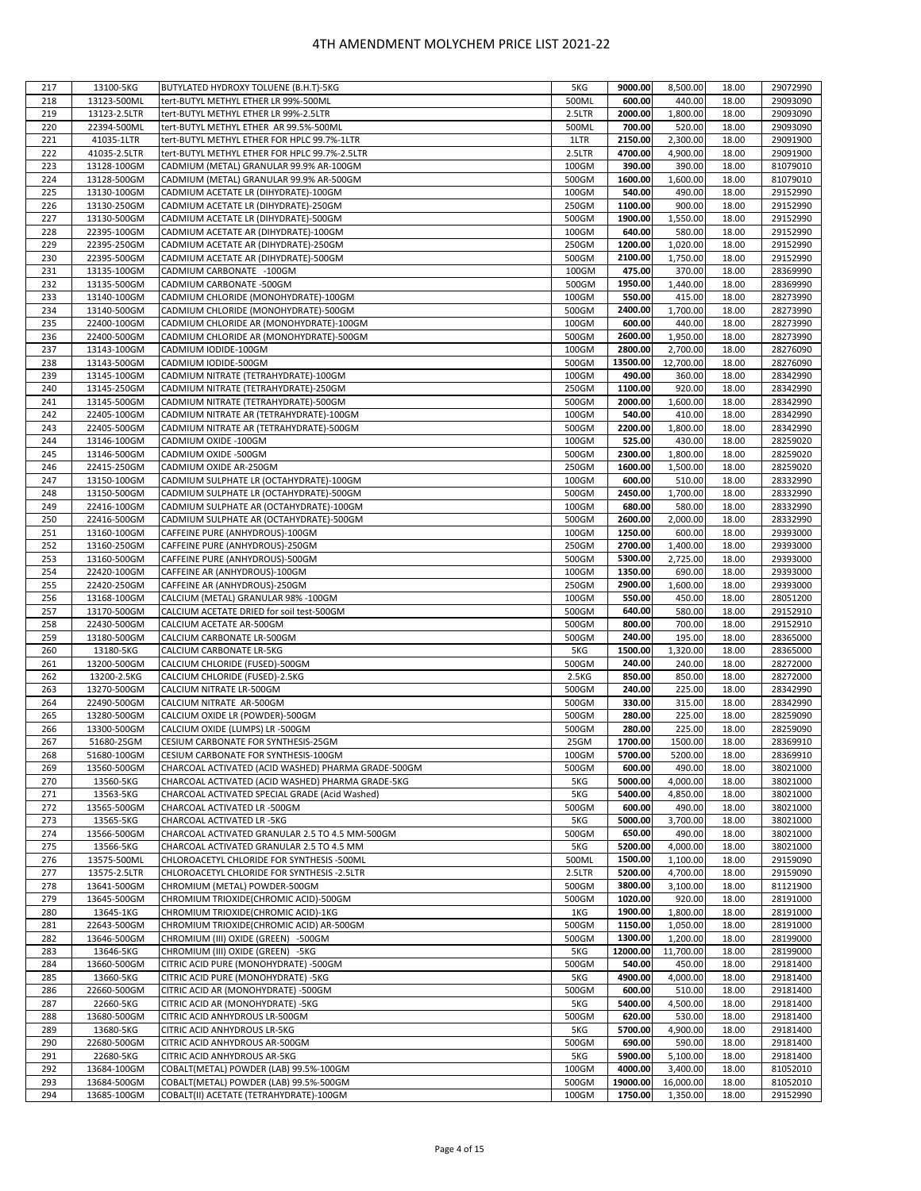# 4TH AMENDMENT MOLYCHEM PRICE LIST 2021-22

| | | | | | | | |
|---|---|---|---|---|---|---|---|
| 217 | 13100-5KG | BUTYLATED HYDROXY TOLUENE (B.H.T)-5KG | 5KG | **9000.00** | 8,500.00 | 18.00 | 29072990 |
| 218 | 13123-500ML | tert-BUTYL METHYL ETHER LR 99%-500ML | 500ML | **600.00** | 440.00 | 18.00 | 29093090 |
| 219 | 13123-2.5LTR | tert-BUTYL METHYL ETHER LR 99%-2.5LTR | 2.5LTR | **2000.00** | 1,800.00 | 18.00 | 29093090 |
| 220 | 22394-500ML | tert-BUTYL METHYL ETHER AR 99.5%-500ML | 500ML | **700.00** | 520.00 | 18.00 | 29093090 |
| 221 | 41035-1LTR | tert-BUTYL METHYL ETHER FOR HPLC 99.7%-1LTR | 1LTR | **2150.00** | 2,300.00 | 18.00 | 29091900 |
| 222 | 41035-2.5LTR | tert-BUTYL METHYL ETHER FOR HPLC 99.7%-2.5LTR | 2.5LTR | **4700.00** | 4,900.00 | 18.00 | 29091900 |
| 223 | 13128-100GM | CADMIUM (METAL) GRANULAR 99.9% AR-100GM | 100GM | **390.00** | 390.00 | 18.00 | 81079010 |
| 224 | 13128-500GM | CADMIUM (METAL) GRANULAR 99.9% AR-500GM | 500GM | **1600.00** | 1,600.00 | 18.00 | 81079010 |
| 225 | 13130-100GM | CADMIUM ACETATE LR (DIHYDRATE)-100GM | 100GM | **540.00** | 490.00 | 18.00 | 29152990 |
| 226 | 13130-250GM | CADMIUM ACETATE LR (DIHYDRATE)-250GM | 250GM | **1100.00** | 900.00 | 18.00 | 29152990 |
| 227 | 13130-500GM | CADMIUM ACETATE LR (DIHYDRATE)-500GM | 500GM | **1900.00** | 1,550.00 | 18.00 | 29152990 |
| 228 | 22395-100GM | CADMIUM ACETATE AR (DIHYDRATE)-100GM | 100GM | **640.00** | 580.00 | 18.00 | 29152990 |
| 229 | 22395-250GM | CADMIUM ACETATE AR (DIHYDRATE)-250GM | 250GM | **1200.00** | 1,020.00 | 18.00 | 29152990 |
| 230 | 22395-500GM | CADMIUM ACETATE AR (DIHYDRATE)-500GM | 500GM | **2100.00** | 1,750.00 | 18.00 | 29152990 |
| 231 | 13135-100GM | CADMIUM CARBONATE -100GM | 100GM | **475.00** | 370.00 | 18.00 | 28369990 |
| 232 | 13135-500GM | CADMIUM CARBONATE -500GM | 500GM | **1950.00** | 1,440.00 | 18.00 | 28369990 |
| 233 | 13140-100GM | CADMIUM CHLORIDE (MONOHYDRATE)-100GM | 100GM | **550.00** | 415.00 | 18.00 | 28273990 |
| 234 | 13140-500GM | CADMIUM CHLORIDE (MONOHYDRATE)-500GM | 500GM | **2400.00** | 1,700.00 | 18.00 | 28273990 |
| 235 | 22400-100GM | CADMIUM CHLORIDE AR (MONOHYDRATE)-100GM | 100GM | **600.00** | 440.00 | 18.00 | 28273990 |
| 236 | 22400-500GM | CADMIUM CHLORIDE AR (MONOHYDRATE)-500GM | 500GM | **2600.00** | 1,950.00 | 18.00 | 28273990 |
| 237 | 13143-100GM | CADMIUM IODIDE-100GM | 100GM | **2800.00** | 2,700.00 | 18.00 | 28276090 |
| 238 | 13143-500GM | CADMIUM IODIDE-500GM | 500GM | **13500.00** | 12,700.00 | 18.00 | 28276090 |
| 239 | 13145-100GM | CADMIUM NITRATE (TETRAHYDRATE)-100GM | 100GM | **490.00** | 360.00 | 18.00 | 28342990 |
| 240 | 13145-250GM | CADMIUM NITRATE (TETRAHYDRATE)-250GM | 250GM | **1100.00** | 920.00 | 18.00 | 28342990 |
| 241 | 13145-500GM | CADMIUM NITRATE (TETRAHYDRATE)-500GM | 500GM | **2000.00** | 1,600.00 | 18.00 | 28342990 |
| 242 | 22405-100GM | CADMIUM NITRATE AR (TETRAHYDRATE)-100GM | 100GM | **540.00** | 410.00 | 18.00 | 28342990 |
| 243 | 22405-500GM | CADMIUM NITRATE AR (TETRAHYDRATE)-500GM | 500GM | **2200.00** | 1,800.00 | 18.00 | 28342990 |
| 244 | 13146-100GM | CADMIUM OXIDE -100GM | 100GM | **525.00** | 430.00 | 18.00 | 28259020 |
| 245 | 13146-500GM | CADMIUM OXIDE -500GM | 500GM | **2300.00** | 1,800.00 | 18.00 | 28259020 |
| 246 | 22415-250GM | CADMIUM OXIDE AR-250GM | 250GM | **1600.00** | 1,500.00 | 18.00 | 28259020 |
| 247 | 13150-100GM | CADMIUM SULPHATE LR (OCTAHYDRATE)-100GM | 100GM | **600.00** | 510.00 | 18.00 | 28332990 |
| 248 | 13150-500GM | CADMIUM SULPHATE LR (OCTAHYDRATE)-500GM | 500GM | **2450.00** | 1,700.00 | 18.00 | 28332990 |
| 249 | 22416-100GM | CADMIUM SULPHATE AR (OCTAHYDRATE)-100GM | 100GM | **680.00** | 580.00 | 18.00 | 28332990 |
| 250 | 22416-500GM | CADMIUM SULPHATE AR (OCTAHYDRATE)-500GM | 500GM | **2600.00** | 2,000.00 | 18.00 | 28332990 |
| 251 | 13160-100GM | CAFFEINE PURE (ANHYDROUS)-100GM | 100GM | **1250.00** | 600.00 | 18.00 | 29393000 |
| 252 | 13160-250GM | CAFFEINE PURE (ANHYDROUS)-250GM | 250GM | **2700.00** | 1,400.00 | 18.00 | 29393000 |
| 253 | 13160-500GM | CAFFEINE PURE (ANHYDROUS)-500GM | 500GM | **5300.00** | 2,725.00 | 18.00 | 29393000 |
| 254 | 22420-100GM | CAFFEINE AR (ANHYDROUS)-100GM | 100GM | **1350.00** | 690.00 | 18.00 | 29393000 |
| 255 | 22420-250GM | CAFFEINE AR (ANHYDROUS)-250GM | 250GM | **2900.00** | 1,600.00 | 18.00 | 29393000 |
| 256 | 13168-100GM | CALCIUM (METAL) GRANULAR 98% -100GM | 100GM | **550.00** | 450.00 | 18.00 | 28051200 |
| 257 | 13170-500GM | CALCIUM ACETATE DRIED for soil test-500GM | 500GM | **640.00** | 580.00 | 18.00 | 29152910 |
| 258 | 22430-500GM | CALCIUM ACETATE AR-500GM | 500GM | **800.00** | 700.00 | 18.00 | 29152910 |
| 259 | 13180-500GM | CALCIUM CARBONATE LR-500GM | 500GM | **240.00** | 195.00 | 18.00 | 28365000 |
| 260 | 13180-5KG | CALCIUM CARBONATE LR-5KG | 5KG | **1500.00** | 1,320.00 | 18.00 | 28365000 |
| 261 | 13200-500GM | CALCIUM CHLORIDE (FUSED)-500GM | 500GM | **240.00** | 240.00 | 18.00 | 28272000 |
| 262 | 13200-2.5KG | CALCIUM CHLORIDE (FUSED)-2.5KG | 2.5KG | **850.00** | 850.00 | 18.00 | 28272000 |
| 263 | 13270-500GM | CALCIUM NITRATE LR-500GM | 500GM | **240.00** | 225.00 | 18.00 | 28342990 |
| 264 | 22490-500GM | CALCIUM NITRATE AR-500GM | 500GM | **330.00** | 315.00 | 18.00 | 28342990 |
| 265 | 13280-500GM | CALCIUM OXIDE LR (POWDER)-500GM | 500GM | **280.00** | 225.00 | 18.00 | 28259090 |
| 266 | 13300-500GM | CALCIUM OXIDE (LUMPS) LR -500GM | 500GM | **280.00** | 225.00 | 18.00 | 28259090 |
| 267 | 51680-25GM | CESIUM CARBONATE FOR SYNTHESIS-25GM | 25GM | **1700.00** | 1500.00 | 18.00 | 28369910 |
| 268 | 51680-100GM | CESIUM CARBONATE FOR SYNTHESIS-100GM | 100GM | **5700.00** | 5200.00 | 18.00 | 28369910 |
| 269 | 13560-500GM | CHARCOAL ACTIVATED (ACID WASHED) PHARMA GRADE-500GM | 500GM | **600.00** | 490.00 | 18.00 | 38021000 |
| 270 | 13560-5KG | CHARCOAL ACTIVATED (ACID WASHED) PHARMA GRADE-5KG | 5KG | **5000.00** | 4,000.00 | 18.00 | 38021000 |
| 271 | 13563-5KG | CHARCOAL ACTIVATED SPECIAL GRADE (Acid Washed) | 5KG | **5400.00** | 4,850.00 | 18.00 | 38021000 |
| 272 | 13565-500GM | CHARCOAL ACTIVATED LR -500GM | 500GM | **600.00** | 490.00 | 18.00 | 38021000 |
| 273 | 13565-5KG | CHARCOAL ACTIVATED LR -5KG | 5KG | **5000.00** | 3,700.00 | 18.00 | 38021000 |
| 274 | 13566-500GM | CHARCOAL ACTIVATED GRANULAR 2.5 TO 4.5 MM-500GM | 500GM | **650.00** | 490.00 | 18.00 | 38021000 |
| 275 | 13566-5KG | CHARCOAL ACTIVATED GRANULAR 2.5 TO 4.5 MM | 5KG | **5200.00** | 4,000.00 | 18.00 | 38021000 |
| 276 | 13575-500ML | CHLOROACETYL CHLORIDE FOR SYNTHESIS -500ML | 500ML | **1500.00** | 1,100.00 | 18.00 | 29159090 |
| 277 | 13575-2.5LTR | CHLOROACETYL CHLORIDE FOR SYNTHESIS -2.5LTR | 2.5LTR | **5200.00** | 4,700.00 | 18.00 | 29159090 |
| 278 | 13641-500GM | CHROMIUM (METAL) POWDER-500GM | 500GM | **3800.00** | 3,100.00 | 18.00 | 81121900 |
| 279 | 13645-500GM | CHROMIUM TRIOXIDE(CHROMIC ACID)-500GM | 500GM | **1020.00** | 920.00 | 18.00 | 28191000 |
| 280 | 13645-1KG | CHROMIUM TRIOXIDE(CHROMIC ACID)-1KG | 1KG | **1900.00** | 1,800.00 | 18.00 | 28191000 |
| 281 | 22643-500GM | CHROMIUM TRIOXIDE(CHROMIC ACID) AR-500GM | 500GM | **1150.00** | 1,050.00 | 18.00 | 28191000 |
| 282 | 13646-500GM | CHROMIUM (III) OXIDE (GREEN) -500GM | 500GM | **1300.00** | 1,200.00 | 18.00 | 28199000 |
| 283 | 13646-5KG | CHROMIUM (III) OXIDE (GREEN) -5KG | 5KG | **12000.00** | 11,700.00 | 18.00 | 28199000 |
| 284 | 13660-500GM | CITRIC ACID PURE (MONOHYDRATE) -500GM | 500GM | **540.00** | 450.00 | 18.00 | 29181400 |
| 285 | 13660-5KG | CITRIC ACID PURE (MONOHYDRATE) -5KG | 5KG | **4900.00** | 4,000.00 | 18.00 | 29181400 |
| 286 | 22660-500GM | CITRIC ACID AR (MONOHYDRATE) -500GM | 500GM | **600.00** | 510.00 | 18.00 | 29181400 |
| 287 | 22660-5KG | CITRIC ACID AR (MONOHYDRATE) -5KG | 5KG | **5400.00** | 4,500.00 | 18.00 | 29181400 |
| 288 | 13680-500GM | CITRIC ACID ANHYDROUS LR-500GM | 500GM | **620.00** | 530.00 | 18.00 | 29181400 |
| 289 | 13680-5KG | CITRIC ACID ANHYDROUS LR-5KG | 5KG | **5700.00** | 4,900.00 | 18.00 | 29181400 |
| 290 | 22680-500GM | CITRIC ACID ANHYDROUS AR-500GM | 500GM | **690.00** | 590.00 | 18.00 | 29181400 |
| 291 | 22680-5KG | CITRIC ACID ANHYDROUS AR-5KG | 5KG | **5900.00** | 5,100.00 | 18.00 | 29181400 |
| 292 | 13684-100GM | COBALT(METAL) POWDER (LAB) 99.5%-100GM | 100GM | **4000.00** | 3,400.00 | 18.00 | 81052010 |
| 293 | 13684-500GM | COBALT(METAL) POWDER (LAB) 99.5%-500GM | 500GM | **19000.00** | 16,000.00 | 18.00 | 81052010 |
| 294 | 13685-100GM | COBALT(II) ACETATE (TETRAHYDRATE)-100GM | 100GM | **1750.00** | 1,350.00 | 18.00 | 29152990 |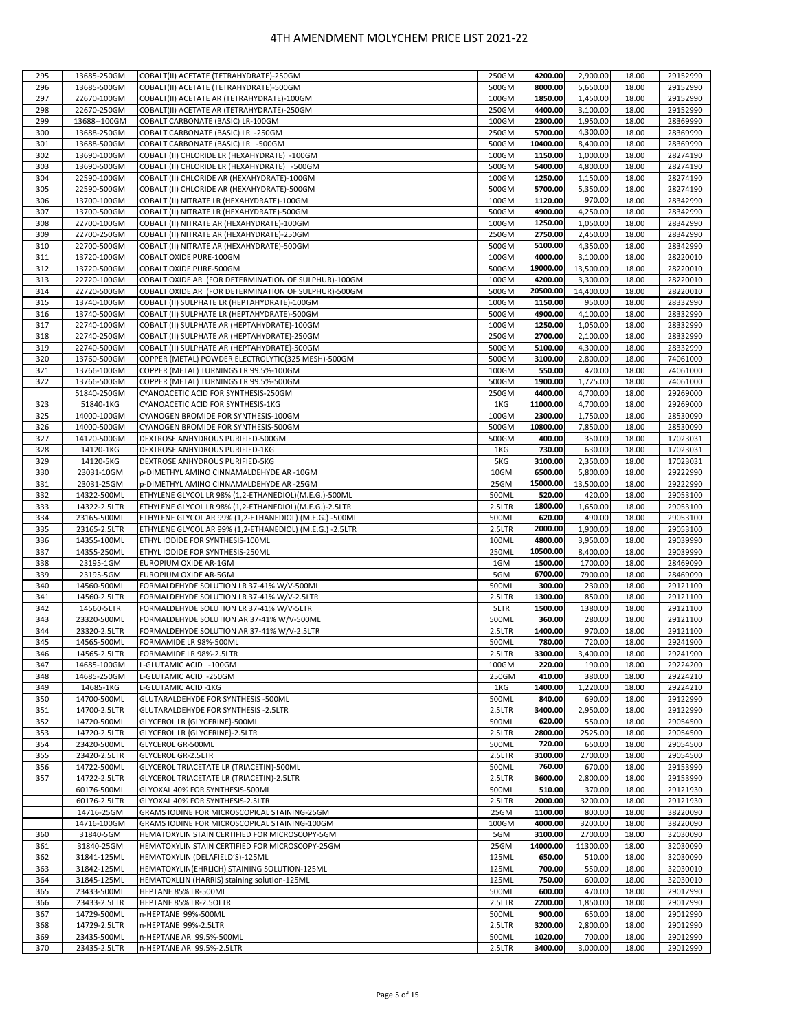# 4TH AMENDMENT MOLYCHEM PRICE LIST 2021-22

| | | | | | | | |
|---|---|---|---|---|---|---|---|
| 295 | 13685-250GM | COBALT(II) ACETATE (TETRAHYDRATE)-250GM | 250GM | **4200.00** | 2,900.00 | 18.00 | 29152990 |
| 296 | 13685-500GM | COBALT(II) ACETATE (TETRAHYDRATE)-500GM | 500GM | **8000.00** | 5,650.00 | 18.00 | 29152990 |
| 297 | 22670-100GM | COBALT(II) ACETATE AR (TETRAHYDRATE)-100GM | 100GM | **1850.00** | 1,450.00 | 18.00 | 29152990 |
| 298 | 22670-250GM | COBALT(II) ACETATE AR (TETRAHYDRATE)-250GM | 250GM | **4400.00** | 3,100.00 | 18.00 | 29152990 |
| 299 | 13688--100GM | COBALT CARBONATE (BASIC) LR-100GM | 100GM | **2300.00** | 1,950.00 | 18.00 | 28369990 |
| 300 | 13688-250GM | COBALT CARBONATE (BASIC) LR -250GM | 250GM | **5700.00** | 4,300.00 | 18.00 | 28369990 |
| 301 | 13688-500GM | COBALT CARBONATE (BASIC) LR -500GM | 500GM | **10400.00** | 8,400.00 | 18.00 | 28369990 |
| 302 | 13690-100GM | COBALT (II) CHLORIDE LR (HEXAHYDRATE) -100GM | 100GM | **1150.00** | 1,000.00 | 18.00 | 28274190 |
| 303 | 13690-500GM | COBALT (II) CHLORIDE LR (HEXAHYDRATE) -500GM | 500GM | **5400.00** | 4,800.00 | 18.00 | 28274190 |
| 304 | 22590-100GM | COBALT (II) CHLORIDE AR (HEXAHYDRATE)-100GM | 100GM | **1250.00** | 1,150.00 | 18.00 | 28274190 |
| 305 | 22590-500GM | COBALT (II) CHLORIDE AR (HEXAHYDRATE)-500GM | 500GM | **5700.00** | 5,350.00 | 18.00 | 28274190 |
| 306 | 13700-100GM | COBALT (II) NITRATE LR (HEXAHYDRATE)-100GM | 100GM | **1120.00** | 970.00 | 18.00 | 28342990 |
| 307 | 13700-500GM | COBALT (II) NITRATE LR (HEXAHYDRATE)-500GM | 500GM | **4900.00** | 4,250.00 | 18.00 | 28342990 |
| 308 | 22700-100GM | COBALT (II) NITRATE AR (HEXAHYDRATE)-100GM | 100GM | **1250.00** | 1,050.00 | 18.00 | 28342990 |
| 309 | 22700-250GM | COBALT (II) NITRATE AR (HEXAHYDRATE)-250GM | 250GM | **2750.00** | 2,450.00 | 18.00 | 28342990 |
| 310 | 22700-500GM | COBALT (II) NITRATE AR (HEXAHYDRATE)-500GM | 500GM | **5100.00** | 4,350.00 | 18.00 | 28342990 |
| 311 | 13720-100GM | COBALT OXIDE PURE-100GM | 100GM | **4000.00** | 3,100.00 | 18.00 | 28220010 |
| 312 | 13720-500GM | COBALT OXIDE PURE-500GM | 500GM | **19000.00** | 13,500.00 | 18.00 | 28220010 |
| 313 | 22720-100GM | COBALT OXIDE AR (FOR DETERMINATION OF SULPHUR)-100GM | 100GM | **4200.00** | 3,300.00 | 18.00 | 28220010 |
| 314 | 22720-500GM | COBALT OXIDE AR (FOR DETERMINATION OF SULPHUR)-500GM | 500GM | **20500.00** | 14,400.00 | 18.00 | 28220010 |
| 315 | 13740-100GM | COBALT (II) SULPHATE LR (HEPTAHYDRATE)-100GM | 100GM | **1150.00** | 950.00 | 18.00 | 28332990 |
| 316 | 13740-500GM | COBALT (II) SULPHATE LR (HEPTAHYDRATE)-500GM | 500GM | **4900.00** | 4,100.00 | 18.00 | 28332990 |
| 317 | 22740-100GM | COBALT (II) SULPHATE AR (HEPTAHYDRATE)-100GM | 100GM | **1250.00** | 1,050.00 | 18.00 | 28332990 |
| 318 | 22740-250GM | COBALT (II) SULPHATE AR (HEPTAHYDRATE)-250GM | 250GM | **2700.00** | 2,100.00 | 18.00 | 28332990 |
| 319 | 22740-500GM | COBALT (II) SULPHATE AR (HEPTAHYDRATE)-500GM | 500GM | **5100.00** | 4,300.00 | 18.00 | 28332990 |
| 320 | 13760-500GM | COPPER (METAL) POWDER ELECTROLYTIC(325 MESH)-500GM | 500GM | **3100.00** | 2,800.00 | 18.00 | 74061000 |
| 321 | 13766-100GM | COPPER (METAL) TURNINGS LR 99.5%-100GM | 100GM | **550.00** | 420.00 | 18.00 | 74061000 |
| 322 | 13766-500GM | COPPER (METAL) TURNINGS LR 99.5%-500GM | 500GM | **1900.00** | 1,725.00 | 18.00 | 74061000 |
| | 51840-250GM | CYANOACETIC ACID FOR SYNTHESIS-250GM | 250GM | **4400.00** | 4,700.00 | 18.00 | 29269000 |
| 323 | 51840-1KG | CYANOACETIC ACID FOR SYNTHESIS-1KG | 1KG | **11000.00** | 4,700.00 | 18.00 | 29269000 |
| 325 | 14000-100GM | CYANOGEN BROMIDE FOR SYNTHESIS-100GM | 100GM | **2300.00** | 1,750.00 | 18.00 | 28530090 |
| 326 | 14000-500GM | CYANOGEN BROMIDE FOR SYNTHESIS-500GM | 500GM | **10800.00** | 7,850.00 | 18.00 | 28530090 |
| 327 | 14120-500GM | DEXTROSE ANHYDROUS PURIFIED-500GM | 500GM | **400.00** | 350.00 | 18.00 | 17023031 |
| 328 | 14120-1KG | DEXTROSE ANHYDROUS PURIFIED-1KG | 1KG | **730.00** | 630.00 | 18.00 | 17023031 |
| 329 | 14120-5KG | DEXTROSE ANHYDROUS PURIFIED-5KG | 5KG | **3100.00** | 2,350.00 | 18.00 | 17023031 |
| 330 | 23031-10GM | p-DIMETHYL AMINO CINNAMALDEHYDE AR -10GM | 10GM | **6500.00** | 5,800.00 | 18.00 | 29222990 |
| 331 | 23031-25GM | p-DIMETHYL AMINO CINNAMALDEHYDE AR -25GM | 25GM | **15000.00** | 13,500.00 | 18.00 | 29222990 |
| 332 | 14322-500ML | ETHYLENE GLYCOL LR 98% (1,2-ETHANEDIOL)(M.E.G.)-500ML | 500ML | **520.00** | 420.00 | 18.00 | 29053100 |
| 333 | 14322-2.5LTR | ETHYLENE GLYCOL LR 98% (1,2-ETHANEDIOL)(M.E.G.)-2.5LTR | 2.5LTR | **1800.00** | 1,650.00 | 18.00 | 29053100 |
| 334 | 23165-500ML | ETHYLENE GLYCOL AR 99% (1,2-ETHANEDIOL) (M.E.G.) -500ML | 500ML | **620.00** | 490.00 | 18.00 | 29053100 |
| 335 | 23165-2.5LTR | ETHYLENE GLYCOL AR 99% (1,2-ETHANEDIOL) (M.E.G.) -2.5LTR | 2.5LTR | **2000.00** | 1,900.00 | 18.00 | 29053100 |
| 336 | 14355-100ML | ETHYL IODIDE FOR SYNTHESIS-100ML | 100ML | **4800.00** | 3,950.00 | 18.00 | 29039990 |
| 337 | 14355-250ML | ETHYL IODIDE FOR SYNTHESIS-250ML | 250ML | **10500.00** | 8,400.00 | 18.00 | 29039990 |
| 338 | 23195-1GM | EUROPIUM OXIDE AR-1GM | 1GM | **1500.00** | 1700.00 | 18.00 | 28469090 |
| 339 | 23195-5GM | EUROPIUM OXIDE AR-5GM | 5GM | **6700.00** | 7900.00 | 18.00 | 28469090 |
| 340 | 14560-500ML | FORMALDEHYDE SOLUTION LR 37-41% W/V-500ML | 500ML | **300.00** | 230.00 | 18.00 | 29121100 |
| 341 | 14560-2.5LTR | FORMALDEHYDE SOLUTION LR 37-41% W/V-2.5LTR | 2.5LTR | **1300.00** | 850.00 | 18.00 | 29121100 |
| 342 | 14560-5LTR | FORMALDEHYDE SOLUTION LR 37-41% W/V-5LTR | 5LTR | **1500.00** | 1380.00 | 18.00 | 29121100 |
| 343 | 23320-500ML | FORMALDEHYDE SOLUTION AR 37-41% W/V-500ML | 500ML | **360.00** | 280.00 | 18.00 | 29121100 |
| 344 | 23320-2.5LTR | FORMALDEHYDE SOLUTION AR 37-41% W/V-2.5LTR | 2.5LTR | **1400.00** | 970.00 | 18.00 | 29121100 |
| 345 | 14565-500ML | FORMAMIDE LR 98%-500ML | 500ML | **780.00** | 720.00 | 18.00 | 29241900 |
| 346 | 14565-2.5LTR | FORMAMIDE LR 98%-2.5LTR | 2.5LTR | **3300.00** | 3,400.00 | 18.00 | 29241900 |
| 347 | 14685-100GM | L-GLUTAMIC ACID -100GM | 100GM | **220.00** | 190.00 | 18.00 | 29224200 |
| 348 | 14685-250GM | L-GLUTAMIC ACID -250GM | 250GM | **410.00** | 380.00 | 18.00 | 29224210 |
| 349 | 14685-1KG | L-GLUTAMIC ACID -1KG | 1KG | **1400.00** | 1,220.00 | 18.00 | 29224210 |
| 350 | 14700-500ML | GLUTARALDEHYDE FOR SYNTHESIS -500ML | 500ML | **840.00** | 690.00 | 18.00 | 29122990 |
| 351 | 14700-2.5LTR | GLUTARALDEHYDE FOR SYNTHESIS -2.5LTR | 2.5LTR | **3400.00** | 2,950.00 | 18.00 | 29122990 |
| 352 | 14720-500ML | GLYCEROL LR {GLYCERINE}-500ML | 500ML | **620.00** | 550.00 | 18.00 | 29054500 |
| 353 | 14720-2.5LTR | GLYCEROL LR {GLYCERINE}-2.5LTR | 2.5LTR | **2800.00** | 2525.00 | 18.00 | 29054500 |
| 354 | 23420-500ML | GLYCEROL GR-500ML | 500ML | **720.00** | 650.00 | 18.00 | 29054500 |
| 355 | 23420-2.5LTR | GLYCEROL GR-2.5LTR | 2.5LTR | **3100.00** | 2700.00 | 18.00 | 29054500 |
| 356 | 14722-500ML | GLYCEROL TRIACETATE LR (TRIACETIN)-500ML | 500ML | **760.00** | 670.00 | 18.00 | 29153990 |
| 357 | 14722-2.5LTR | GLYCEROL TRIACETATE LR (TRIACETIN)-2.5LTR | 2.5LTR | **3600.00** | 2,800.00 | 18.00 | 29153990 |
| | 60176-500ML | GLYOXAL 40% FOR SYNTHESIS-500ML | 500ML | **510.00** | 370.00 | 18.00 | 29121930 |
| | 60176-2.5LTR | GLYOXAL 40% FOR SYNTHESIS-2.5LTR | 2.5LTR | **2000.00** | 3200.00 | 18.00 | 29121930 |
| | 14716-25GM | GRAMS IODINE FOR MICROSCOPICAL STAINING-25GM | 25GM | **1100.00** | 800.00 | 18.00 | 38220090 |
| | 14716-100GM | GRAMS IODINE FOR MICROSCOPICAL STAINING-100GM | 100GM | **4000.00** | 3200.00 | 18.00 | 38220090 |
| 360 | 31840-5GM | HEMATOXYLIN STAIN CERTIFIED FOR MICROSCOPY-5GM | 5GM | **3100.00** | 2700.00 | 18.00 | 32030090 |
| 361 | 31840-25GM | HEMATOXYLIN STAIN CERTIFIED FOR MICROSCOPY-25GM | 25GM | **14000.00** | 11300.00 | 18.00 | 32030090 |
| 362 | 31841-125ML | HEMATOXYLIN (DELAFIELD'S)-125ML | 125ML | **650.00** | 510.00 | 18.00 | 32030090 |
| 363 | 31842-125ML | HEMATOXYLIN(EHRLICH) STAINING SOLUTION-125ML | 125ML | **700.00** | 550.00 | 18.00 | 32030010 |
| 364 | 31845-125ML | HEMATOXLLIN (HARRIS) staining solution-125ML | 125ML | **750.00** | 600.00 | 18.00 | 32030010 |
| 365 | 23433-500ML | HEPTANE 85% LR-500ML | 500ML | **600.00** | 470.00 | 18.00 | 29012990 |
| 366 | 23433-2.5LTR | HEPTANE 85% LR-2.5OLTR | 2.5LTR | **2200.00** | 1,850.00 | 18.00 | 29012990 |
| 367 | 14729-500ML | n-HEPTANE 99%-500ML | 500ML | **900.00** | 650.00 | 18.00 | 29012990 |
| 368 | 14729-2.5LTR | n-HEPTANE 99%-2.5LTR | 2.5LTR | **3200.00** | 2,800.00 | 18.00 | 29012990 |
| 369 | 23435-500ML | n-HEPTANE AR 99.5%-500ML | 500ML | **1020.00** | 700.00 | 18.00 | 29012990 |
| 370 | 23435-2.5LTR | n-HEPTANE AR 99.5%-2.5LTR | 2.5LTR | **3400.00** | 3,000.00 | 18.00 | 29012990 |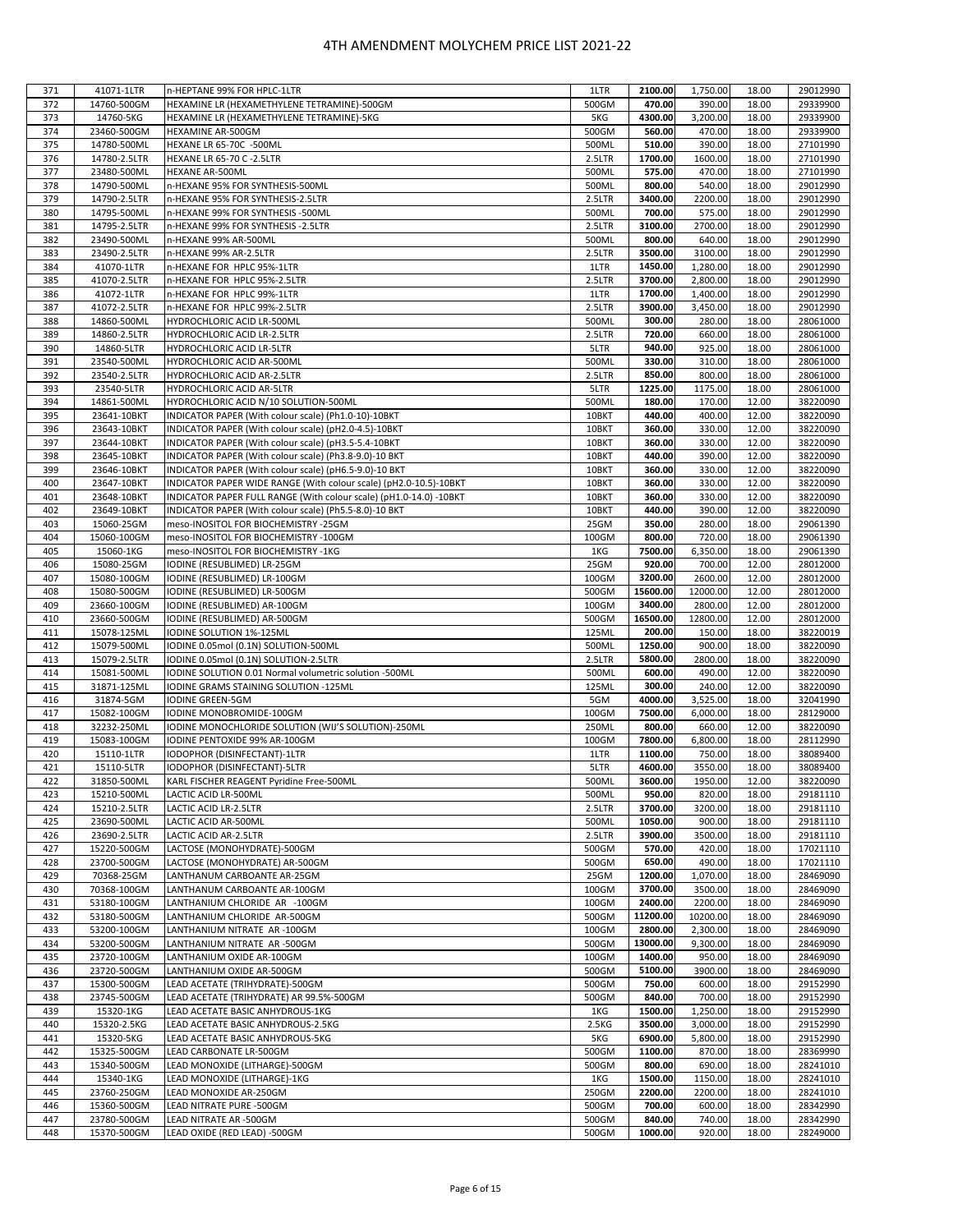# 4TH AMENDMENT MOLYCHEM PRICE LIST 2021-22

| | | | | | | | |
|---|---|---|---|---|---|---|---|
| 371 | 41071-1LTR | n-HEPTANE 99% FOR HPLC-1LTR | 1LTR | **2100.00** | 1,750.00 | 18.00 | 29012990 |
| 372 | 14760-500GM | HEXAMINE LR (HEXAMETHYLENE TETRAMINE)-500GM | 500GM | **470.00** | 390.00 | 18.00 | 29339900 |
| 373 | 14760-5KG | HEXAMINE LR (HEXAMETHYLENE TETRAMINE)-5KG | 5KG | **4300.00** | 3,200.00 | 18.00 | 29339900 |
| 374 | 23460-500GM | HEXAMINE AR-500GM | 500GM | **560.00** | 470.00 | 18.00 | 29339900 |
| 375 | 14780-500ML | HEXANE LR 65-70C -500ML | 500ML | **510.00** | 390.00 | 18.00 | 27101990 |
| 376 | 14780-2.5LTR | HEXANE LR 65-70 C -2.5LTR | 2.5LTR | **1700.00** | 1600.00 | 18.00 | 27101990 |
| 377 | 23480-500ML | HEXANE AR-500ML | 500ML | **575.00** | 470.00 | 18.00 | 27101990 |
| 378 | 14790-500ML | n-HEXANE 95% FOR SYNTHESIS-500ML | 500ML | **800.00** | 540.00 | 18.00 | 29012990 |
| 379 | 14790-2.5LTR | n-HEXANE 95% FOR SYNTHESIS-2.5LTR | 2.5LTR | **3400.00** | 2200.00 | 18.00 | 29012990 |
| 380 | 14795-500ML | n-HEXANE 99% FOR SYNTHESIS -500ML | 500ML | **700.00** | 575.00 | 18.00 | 29012990 |
| 381 | 14795-2.5LTR | n-HEXANE 99% FOR SYNTHESIS -2.5LTR | 2.5LTR | **3100.00** | 2700.00 | 18.00 | 29012990 |
| 382 | 23490-500ML | n-HEXANE 99% AR-500ML | 500ML | **800.00** | 640.00 | 18.00 | 29012990 |
| 383 | 23490-2.5LTR | n-HEXANE 99% AR-2.5LTR | 2.5LTR | **3500.00** | 3100.00 | 18.00 | 29012990 |
| 384 | 41070-1LTR | n-HEXANE FOR HPLC 95%-1LTR | 1LTR | **1450.00** | 1,280.00 | 18.00 | 29012990 |
| 385 | 41070-2.5LTR | n-HEXANE FOR HPLC 95%-2.5LTR | 2.5LTR | **3700.00** | 2,800.00 | 18.00 | 29012990 |
| 386 | 41072-1LTR | n-HEXANE FOR HPLC 99%-1LTR | 1LTR | **1700.00** | 1,400.00 | 18.00 | 29012990 |
| 387 | 41072-2.5LTR | n-HEXANE FOR HPLC 99%-2.5LTR | 2.5LTR | **3900.00** | 3,450.00 | 18.00 | 29012990 |
| 388 | 14860-500ML | HYDROCHLORIC ACID LR-500ML | 500ML | **300.00** | 280.00 | 18.00 | 28061000 |
| 389 | 14860-2.5LTR | HYDROCHLORIC ACID LR-2.5LTR | 2.5LTR | **720.00** | 660.00 | 18.00 | 28061000 |
| 390 | 14860-5LTR | HYDROCHLORIC ACID LR-5LTR | 5LTR | **940.00** | 925.00 | 18.00 | 28061000 |
| 391 | 23540-500ML | HYDROCHLORIC ACID AR-500ML | 500ML | **330.00** | 310.00 | 18.00 | 28061000 |
| 392 | 23540-2.5LTR | HYDROCHLORIC ACID AR-2.5LTR | 2.5LTR | **850.00** | 800.00 | 18.00 | 28061000 |
| 393 | 23540-5LTR | HYDROCHLORIC ACID AR-5LTR | 5LTR | **1225.00** | 1175.00 | 18.00 | 28061000 |
| 394 | 14861-500ML | HYDROCHLORIC ACID N/10 SOLUTION-500ML | 500ML | **180.00** | 170.00 | 12.00 | 38220090 |
| 395 | 23641-10BKT | INDICATOR PAPER (With colour scale) (Ph1.0-10)-10BKT | 10BKT | **440.00** | 400.00 | 12.00 | 38220090 |
| 396 | 23643-10BKT | INDICATOR PAPER (With colour scale) (pH2.0-4.5)-10BKT | 10BKT | **360.00** | 330.00 | 12.00 | 38220090 |
| 397 | 23644-10BKT | INDICATOR PAPER (With colour scale) (pH3.5-5.4-10BKT | 10BKT | **360.00** | 330.00 | 12.00 | 38220090 |
| 398 | 23645-10BKT | INDICATOR PAPER (With colour scale) (Ph3.8-9.0)-10 BKT | 10BKT | **440.00** | 390.00 | 12.00 | 38220090 |
| 399 | 23646-10BKT | INDICATOR PAPER (With colour scale) (pH6.5-9.0)-10 BKT | 10BKT | **360.00** | 330.00 | 12.00 | 38220090 |
| 400 | 23647-10BKT | INDICATOR PAPER WIDE RANGE (With colour scale) (pH2.0-10.5)-10BKT | 10BKT | **360.00** | 330.00 | 12.00 | 38220090 |
| 401 | 23648-10BKT | INDICATOR PAPER FULL RANGE (With colour scale) (pH1.0-14.0) -10BKT | 10BKT | **360.00** | 330.00 | 12.00 | 38220090 |
| 402 | 23649-10BKT | INDICATOR PAPER (With colour scale) (Ph5.5-8.0)-10 BKT | 10BKT | **440.00** | 390.00 | 12.00 | 38220090 |
| 403 | 15060-25GM | meso-INOSITOL FOR BIOCHEMISTRY -25GM | 25GM | **350.00** | 280.00 | 18.00 | 29061390 |
| 404 | 15060-100GM | meso-INOSITOL FOR BIOCHEMISTRY -100GM | 100GM | **800.00** | 720.00 | 18.00 | 29061390 |
| 405 | 15060-1KG | meso-INOSITOL FOR BIOCHEMISTRY -1KG | 1KG | **7500.00** | 6,350.00 | 18.00 | 29061390 |
| 406 | 15080-25GM | IODINE (RESUBLIMED) LR-25GM | 25GM | **920.00** | 700.00 | 12.00 | 28012000 |
| 407 | 15080-100GM | IODINE (RESUBLIMED) LR-100GM | 100GM | **3200.00** | 2600.00 | 12.00 | 28012000 |
| 408 | 15080-500GM | IODINE (RESUBLIMED) LR-500GM | 500GM | **15600.00** | 12000.00 | 12.00 | 28012000 |
| 409 | 23660-100GM | IODINE (RESUBLIMED) AR-100GM | 100GM | **3400.00** | 2800.00 | 12.00 | 28012000 |
| 410 | 23660-500GM | IODINE (RESUBLIMED) AR-500GM | 500GM | **16500.00** | 12800.00 | 12.00 | 28012000 |
| 411 | 15078-125ML | IODINE SOLUTION 1%-125ML | 125ML | **200.00** | 150.00 | 18.00 | 38220019 |
| 412 | 15079-500ML | IODINE 0.05mol (0.1N) SOLUTION-500ML | 500ML | **1250.00** | 900.00 | 18.00 | 38220090 |
| 413 | 15079-2.5LTR | IODINE 0.05mol (0.1N) SOLUTION-2.5LTR | 2.5LTR | **5800.00** | 2800.00 | 18.00 | 38220090 |
| 414 | 15081-500ML | IODINE SOLUTION 0.01 Normal volumetric solution -500ML | 500ML | **600.00** | 490.00 | 12.00 | 38220090 |
| 415 | 31871-125ML | IODINE GRAMS STAINING SOLUTION -125ML | 125ML | **300.00** | 240.00 | 12.00 | 38220090 |
| 416 | 31874-5GM | IODINE GREEN-5GM | 5GM | **4000.00** | 3,525.00 | 18.00 | 32041990 |
| 417 | 15082-100GM | IODINE MONOBROMIDE-100GM | 100GM | **7500.00** | 6,000.00 | 18.00 | 28129000 |
| 418 | 32232-250ML | IODINE MONOCHLORIDE SOLUTION (WIJ'S SOLUTION)-250ML | 250ML | **800.00** | 660.00 | 12.00 | 38220090 |
| 419 | 15083-100GM | IODINE PENTOXIDE 99% AR-100GM | 100GM | **7800.00** | 6,800.00 | 18.00 | 28112990 |
| 420 | 15110-1LTR | IODOPHOR (DISINFECTANT)-1LTR | 1LTR | **1100.00** | 750.00 | 18.00 | 38089400 |
| 421 | 15110-5LTR | IODOPHOR (DISINFECTANT)-5LTR | 5LTR | **4600.00** | 3550.00 | 18.00 | 38089400 |
| 422 | 31850-500ML | KARL FISCHER REAGENT Pyridine Free-500ML | 500ML | **3600.00** | 1950.00 | 12.00 | 38220090 |
| 423 | 15210-500ML | LACTIC ACID LR-500ML | 500ML | **950.00** | 820.00 | 18.00 | 29181110 |
| 424 | 15210-2.5LTR | LACTIC ACID LR-2.5LTR | 2.5LTR | **3700.00** | 3200.00 | 18.00 | 29181110 |
| 425 | 23690-500ML | LACTIC ACID AR-500ML | 500ML | **1050.00** | 900.00 | 18.00 | 29181110 |
| 426 | 23690-2.5LTR | LACTIC ACID AR-2.5LTR | 2.5LTR | **3900.00** | 3500.00 | 18.00 | 29181110 |
| 427 | 15220-500GM | LACTOSE (MONOHYDRATE)-500GM | 500GM | **570.00** | 420.00 | 18.00 | 17021110 |
| 428 | 23700-500GM | LACTOSE (MONOHYDRATE) AR-500GM | 500GM | **650.00** | 490.00 | 18.00 | 17021110 |
| 429 | 70368-25GM | LANTHANUM CARBOANTE AR-25GM | 25GM | **1200.00** | 1,070.00 | 18.00 | 28469090 |
| 430 | 70368-100GM | LANTHANUM CARBOANTE AR-100GM | 100GM | **3700.00** | 3500.00 | 18.00 | 28469090 |
| 431 | 53180-100GM | LANTHANIUM CHLORIDE AR -100GM | 100GM | **2400.00** | 2200.00 | 18.00 | 28469090 |
| 432 | 53180-500GM | LANTHANIUM CHLORIDE AR-500GM | 500GM | **11200.00** | 10200.00 | 18.00 | 28469090 |
| 433 | 53200-100GM | LANTHANIUM NITRATE AR -100GM | 100GM | **2800.00** | 2,300.00 | 18.00 | 28469090 |
| 434 | 53200-500GM | LANTHANIUM NITRATE AR -500GM | 500GM | **13000.00** | 9,300.00 | 18.00 | 28469090 |
| 435 | 23720-100GM | LANTHANIUM OXIDE AR-100GM | 100GM | **1400.00** | 950.00 | 18.00 | 28469090 |
| 436 | 23720-500GM | LANTHANIUM OXIDE AR-500GM | 500GM | **5100.00** | 3900.00 | 18.00 | 28469090 |
| 437 | 15300-500GM | LEAD ACETATE (TRIHYDRATE)-500GM | 500GM | **750.00** | 600.00 | 18.00 | 29152990 |
| 438 | 23745-500GM | LEAD ACETATE (TRIHYDRATE) AR 99.5%-500GM | 500GM | **840.00** | 700.00 | 18.00 | 29152990 |
| 439 | 15320-1KG | LEAD ACETATE BASIC ANHYDROUS-1KG | 1KG | **1500.00** | 1,250.00 | 18.00 | 29152990 |
| 440 | 15320-2.5KG | LEAD ACETATE BASIC ANHYDROUS-2.5KG | 2.5KG | **3500.00** | 3,000.00 | 18.00 | 29152990 |
| 441 | 15320-5KG | LEAD ACETATE BASIC ANHYDROUS-5KG | 5KG | **6900.00** | 5,800.00 | 18.00 | 29152990 |
| 442 | 15325-500GM | LEAD CARBONATE LR-500GM | 500GM | **1100.00** | 870.00 | 18.00 | 28369990 |
| 443 | 15340-500GM | LEAD MONOXIDE (LITHARGE)-500GM | 500GM | **800.00** | 690.00 | 18.00 | 28241010 |
| 444 | 15340-1KG | LEAD MONOXIDE (LITHARGE)-1KG | 1KG | **1500.00** | 1150.00 | 18.00 | 28241010 |
| 445 | 23760-250GM | LEAD MONOXIDE AR-250GM | 250GM | **2200.00** | 2200.00 | 18.00 | 28241010 |
| 446 | 15360-500GM | LEAD NITRATE PURE -500GM | 500GM | **700.00** | 600.00 | 18.00 | 28342990 |
| 447 | 23780-500GM | LEAD NITRATE AR -500GM | 500GM | **840.00** | 740.00 | 18.00 | 28342990 |
| 448 | 15370-500GM | LEAD OXIDE (RED LEAD) -500GM | 500GM | **1000.00** | 920.00 | 18.00 | 28249000 |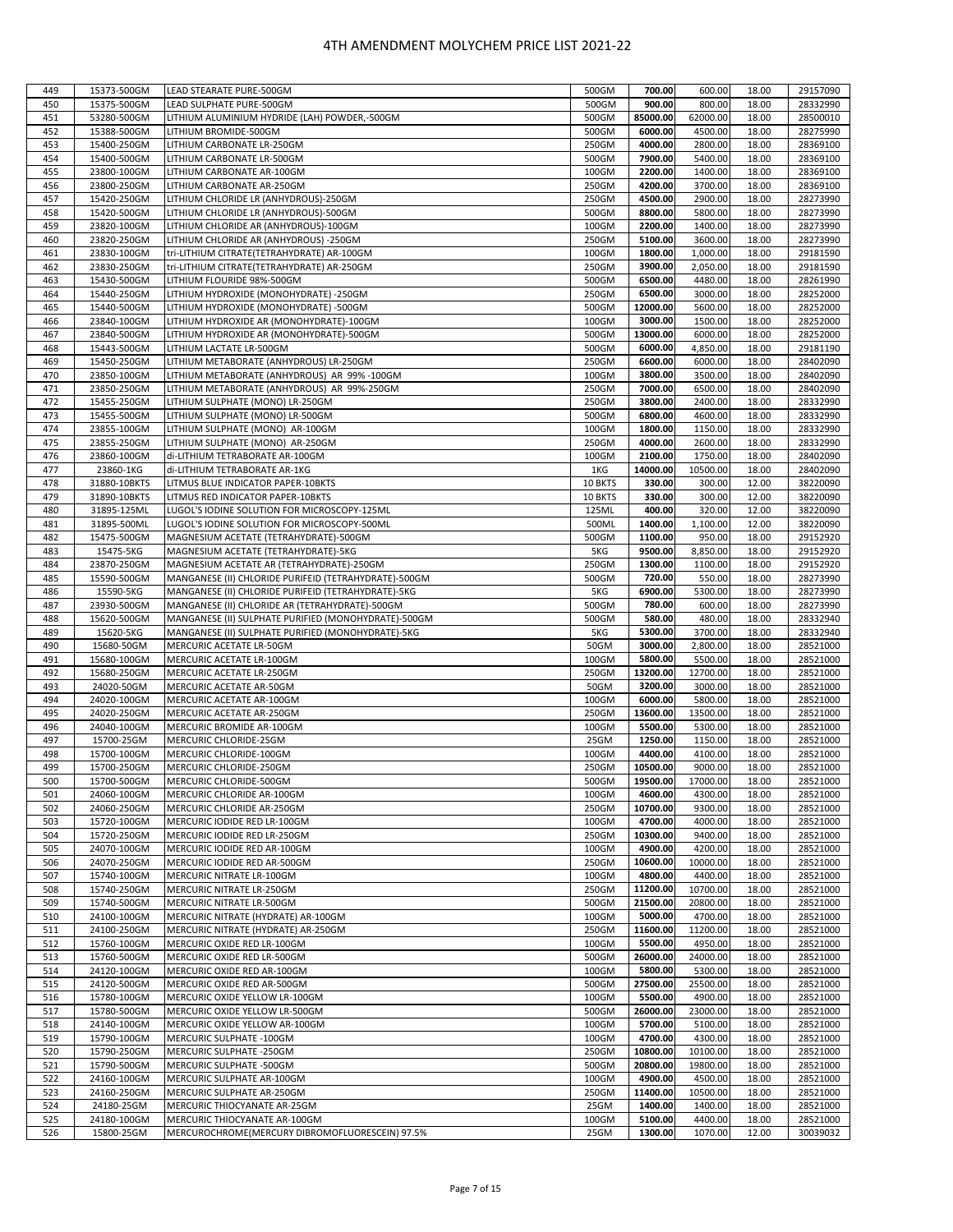# 4TH AMENDMENT MOLYCHEM PRICE LIST 2021-22

| | | | | | | | |
|---|---|---|---|---|---|---|---|
| 449 | 15373-500GM | LEAD STEARATE PURE-500GM | 500GM | **700.00** | 600.00 | 18.00 | 29157090 |
| 450 | 15375-500GM | LEAD SULPHATE PURE-500GM | 500GM | **900.00** | 800.00 | 18.00 | 28332990 |
| 451 | 53280-500GM | LITHIUM ALUMINIUM HYDRIDE (LAH) POWDER,-500GM | 500GM | **85000.00** | 62000.00 | 18.00 | 28500010 |
| 452 | 15388-500GM | LITHIUM BROMIDE-500GM | 500GM | **6000.00** | 4500.00 | 18.00 | 28275990 |
| 453 | 15400-250GM | LITHIUM CARBONATE LR-250GM | 250GM | **4000.00** | 2800.00 | 18.00 | 28369100 |
| 454 | 15400-500GM | LITHIUM CARBONATE LR-500GM | 500GM | **7900.00** | 5400.00 | 18.00 | 28369100 |
| 455 | 23800-100GM | LITHIUM CARBONATE AR-100GM | 100GM | **2200.00** | 1400.00 | 18.00 | 28369100 |
| 456 | 23800-250GM | LITHIUM CARBONATE AR-250GM | 250GM | **4200.00** | 3700.00 | 18.00 | 28369100 |
| 457 | 15420-250GM | LITHIUM CHLORIDE LR (ANHYDROUS)-250GM | 250GM | **4500.00** | 2900.00 | 18.00 | 28273990 |
| 458 | 15420-500GM | LITHIUM CHLORIDE LR (ANHYDROUS)-500GM | 500GM | **8800.00** | 5800.00 | 18.00 | 28273990 |
| 459 | 23820-100GM | LITHIUM CHLORIDE AR (ANHYDROUS)-100GM | 100GM | **2200.00** | 1400.00 | 18.00 | 28273990 |
| 460 | 23820-250GM | LITHIUM CHLORIDE AR (ANHYDROUS) -250GM | 250GM | **5100.00** | 3600.00 | 18.00 | 28273990 |
| 461 | 23830-100GM | tri-LITHIUM CITRATE(TETRAHYDRATE) AR-100GM | 100GM | **1800.00** | 1,000.00 | 18.00 | 29181590 |
| 462 | 23830-250GM | tri-LITHIUM CITRATE(TETRAHYDRATE) AR-250GM | 250GM | **3900.00** | 2,050.00 | 18.00 | 29181590 |
| 463 | 15430-500GM | LITHIUM FLOURIDE 98%-500GM | 500GM | **6500.00** | 4480.00 | 18.00 | 28261990 |
| 464 | 15440-250GM | LITHIUM HYDROXIDE (MONOHYDRATE) -250GM | 250GM | **6500.00** | 3000.00 | 18.00 | 28252000 |
| 465 | 15440-500GM | LITHIUM HYDROXIDE (MONOHYDRATE) -500GM | 500GM | **12000.00** | 5600.00 | 18.00 | 28252000 |
| 466 | 23840-100GM | LITHIUM HYDROXIDE AR (MONOHYDRATE)-100GM | 100GM | **3000.00** | 1500.00 | 18.00 | 28252000 |
| 467 | 23840-500GM | LITHIUM HYDROXIDE AR (MONOHYDRATE)-500GM | 500GM | **13000.00** | 6000.00 | 18.00 | 28252000 |
| 468 | 15443-500GM | LITHIUM LACTATE LR-500GM | 500GM | **6000.00** | 4,850.00 | 18.00 | 29181190 |
| 469 | 15450-250GM | LITHIUM METABORATE (ANHYDROUS) LR-250GM | 250GM | **6600.00** | 6000.00 | 18.00 | 28402090 |
| 470 | 23850-100GM | LITHIUM METABORATE (ANHYDROUS) AR 99% -100GM | 100GM | **3800.00** | 3500.00 | 18.00 | 28402090 |
| 471 | 23850-250GM | LITHIUM METABORATE (ANHYDROUS) AR 99%-250GM | 250GM | **7000.00** | 6500.00 | 18.00 | 28402090 |
| 472 | 15455-250GM | LITHIUM SULPHATE (MONO) LR-250GM | 250GM | **3800.00** | 2400.00 | 18.00 | 28332990 |
| 473 | 15455-500GM | LITHIUM SULPHATE (MONO) LR-500GM | 500GM | **6800.00** | 4600.00 | 18.00 | 28332990 |
| 474 | 23855-100GM | LITHIUM SULPHATE (MONO) AR-100GM | 100GM | **1800.00** | 1150.00 | 18.00 | 28332990 |
| 475 | 23855-250GM | LITHIUM SULPHATE (MONO) AR-250GM | 250GM | **4000.00** | 2600.00 | 18.00 | 28332990 |
| 476 | 23860-100GM | di-LITHIUM TETRABORATE AR-100GM | 100GM | **2100.00** | 1750.00 | 18.00 | 28402090 |
| 477 | 23860-1KG | di-LITHIUM TETRABORATE AR-1KG | 1KG | **14000.00** | 10500.00 | 18.00 | 28402090 |
| 478 | 31880-10BKTS | LITMUS BLUE INDICATOR PAPER-10BKTS | 10 BKTS | **330.00** | 300.00 | 12.00 | 38220090 |
| 479 | 31890-10BKTS | LITMUS RED INDICATOR PAPER-10BKTS | 10 BKTS | **330.00** | 300.00 | 12.00 | 38220090 |
| 480 | 31895-125ML | LUGOL'S IODINE SOLUTION FOR MICROSCOPY-125ML | 125ML | **400.00** | 320.00 | 12.00 | 38220090 |
| 481 | 31895-500ML | LUGOL'S IODINE SOLUTION FOR MICROSCOPY-500ML | 500ML | **1400.00** | 1,100.00 | 12.00 | 38220090 |
| 482 | 15475-500GM | MAGNESIUM ACETATE (TETRAHYDRATE)-500GM | 500GM | **1100.00** | 950.00 | 18.00 | 29152920 |
| 483 | 15475-5KG | MAGNESIUM ACETATE (TETRAHYDRATE)-5KG | 5KG | **9500.00** | 8,850.00 | 18.00 | 29152920 |
| 484 | 23870-250GM | MAGNESIUM ACETATE AR (TETRAHYDRATE)-250GM | 250GM | **1300.00** | 1100.00 | 18.00 | 29152920 |
| 485 | 15590-500GM | MANGANESE (II) CHLORIDE PURIFEID (TETRAHYDRATE)-500GM | 500GM | **720.00** | 550.00 | 18.00 | 28273990 |
| 486 | 15590-5KG | MANGANESE (II) CHLORIDE PURIFEID (TETRAHYDRATE)-5KG | 5KG | **6900.00** | 5300.00 | 18.00 | 28273990 |
| 487 | 23930-500GM | MANGANESE (II) CHLORIDE AR (TETRAHYDRATE)-500GM | 500GM | **780.00** | 600.00 | 18.00 | 28273990 |
| 488 | 15620-500GM | MANGANESE (II) SULPHATE PURIFIED (MONOHYDRATE)-500GM | 500GM | **580.00** | 480.00 | 18.00 | 28332940 |
| 489 | 15620-5KG | MANGANESE (II) SULPHATE PURIFIED (MONOHYDRATE)-5KG | 5KG | **5300.00** | 3700.00 | 18.00 | 28332940 |
| 490 | 15680-50GM | MERCURIC ACETATE LR-50GM | 50GM | **3000.00** | 2,800.00 | 18.00 | 28521000 |
| 491 | 15680-100GM | MERCURIC ACETATE LR-100GM | 100GM | **5800.00** | 5500.00 | 18.00 | 28521000 |
| 492 | 15680-250GM | MERCURIC ACETATE LR-250GM | 250GM | **13200.00** | 12700.00 | 18.00 | 28521000 |
| 493 | 24020-50GM | MERCURIC ACETATE AR-50GM | 50GM | **3200.00** | 3000.00 | 18.00 | 28521000 |
| 494 | 24020-100GM | MERCURIC ACETATE AR-100GM | 100GM | **6000.00** | 5800.00 | 18.00 | 28521000 |
| 495 | 24020-250GM | MERCURIC ACETATE AR-250GM | 250GM | **13600.00** | 13500.00 | 18.00 | 28521000 |
| 496 | 24040-100GM | MERCURIC BROMIDE AR-100GM | 100GM | **5500.00** | 5300.00 | 18.00 | 28521000 |
| 497 | 15700-25GM | MERCURIC CHLORIDE-25GM | 25GM | **1250.00** | 1150.00 | 18.00 | 28521000 |
| 498 | 15700-100GM | MERCURIC CHLORIDE-100GM | 100GM | **4400.00** | 4100.00 | 18.00 | 28521000 |
| 499 | 15700-250GM | MERCURIC CHLORIDE-250GM | 250GM | **10500.00** | 9000.00 | 18.00 | 28521000 |
| 500 | 15700-500GM | MERCURIC CHLORIDE-500GM | 500GM | **19500.00** | 17000.00 | 18.00 | 28521000 |
| 501 | 24060-100GM | MERCURIC CHLORIDE AR-100GM | 100GM | **4600.00** | 4300.00 | 18.00 | 28521000 |
| 502 | 24060-250GM | MERCURIC CHLORIDE AR-250GM | 250GM | **10700.00** | 9300.00 | 18.00 | 28521000 |
| 503 | 15720-100GM | MERCURIC IODIDE RED LR-100GM | 100GM | **4700.00** | 4000.00 | 18.00 | 28521000 |
| 504 | 15720-250GM | MERCURIC IODIDE RED LR-250GM | 250GM | **10300.00** | 9400.00 | 18.00 | 28521000 |
| 505 | 24070-100GM | MERCURIC IODIDE RED AR-100GM | 100GM | **4900.00** | 4200.00 | 18.00 | 28521000 |
| 506 | 24070-250GM | MERCURIC IODIDE RED AR-500GM | 250GM | **10600.00** | 10000.00 | 18.00 | 28521000 |
| 507 | 15740-100GM | MERCURIC NITRATE LR-100GM | 100GM | **4800.00** | 4400.00 | 18.00 | 28521000 |
| 508 | 15740-250GM | MERCURIC NITRATE LR-250GM | 250GM | **11200.00** | 10700.00 | 18.00 | 28521000 |
| 509 | 15740-500GM | MERCURIC NITRATE LR-500GM | 500GM | **21500.00** | 20800.00 | 18.00 | 28521000 |
| 510 | 24100-100GM | MERCURIC NITRATE (HYDRATE) AR-100GM | 100GM | **5000.00** | 4700.00 | 18.00 | 28521000 |
| 511 | 24100-250GM | MERCURIC NITRATE (HYDRATE) AR-250GM | 250GM | **11600.00** | 11200.00 | 18.00 | 28521000 |
| 512 | 15760-100GM | MERCURIC OXIDE RED LR-100GM | 100GM | **5500.00** | 4950.00 | 18.00 | 28521000 |
| 513 | 15760-500GM | MERCURIC OXIDE RED LR-500GM | 500GM | **26000.00** | 24000.00 | 18.00 | 28521000 |
| 514 | 24120-100GM | MERCURIC OXIDE RED AR-100GM | 100GM | **5800.00** | 5300.00 | 18.00 | 28521000 |
| 515 | 24120-500GM | MERCURIC OXIDE RED AR-500GM | 500GM | **27500.00** | 25500.00 | 18.00 | 28521000 |
| 516 | 15780-100GM | MERCURIC OXIDE YELLOW LR-100GM | 100GM | **5500.00** | 4900.00 | 18.00 | 28521000 |
| 517 | 15780-500GM | MERCURIC OXIDE YELLOW LR-500GM | 500GM | **26000.00** | 23000.00 | 18.00 | 28521000 |
| 518 | 24140-100GM | MERCURIC OXIDE YELLOW AR-100GM | 100GM | **5700.00** | 5100.00 | 18.00 | 28521000 |
| 519 | 15790-100GM | MERCURIC SULPHATE -100GM | 100GM | **4700.00** | 4300.00 | 18.00 | 28521000 |
| 520 | 15790-250GM | MERCURIC SULPHATE -250GM | 250GM | **10800.00** | 10100.00 | 18.00 | 28521000 |
| 521 | 15790-500GM | MERCURIC SULPHATE -500GM | 500GM | **20800.00** | 19800.00 | 18.00 | 28521000 |
| 522 | 24160-100GM | MERCURIC SULPHATE AR-100GM | 100GM | **4900.00** | 4500.00 | 18.00 | 28521000 |
| 523 | 24160-250GM | MERCURIC SULPHATE AR-250GM | 250GM | **11400.00** | 10500.00 | 18.00 | 28521000 |
| 524 | 24180-25GM | MERCURIC THIOCYANATE AR-25GM | 25GM | **1400.00** | 1400.00 | 18.00 | 28521000 |
| 525 | 24180-100GM | MERCURIC THIOCYANATE AR-100GM | 100GM | **5100.00** | 4400.00 | 18.00 | 28521000 |
| 526 | 15800-25GM | MERCUROCHROME(MERCURY DIBROMOFLUORESCEIN) 97.5% | 25GM | **1300.00** | 1070.00 | 12.00 | 30039032 |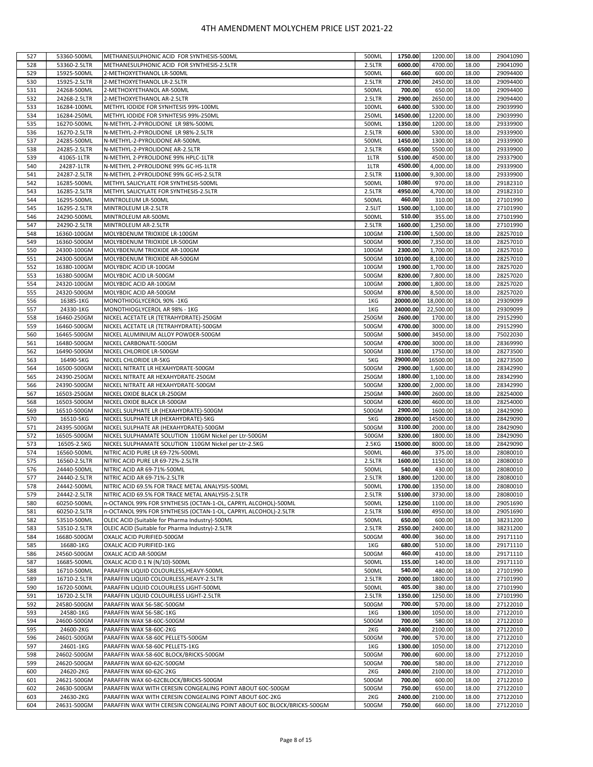# 4TH AMENDMENT MOLYCHEM PRICE LIST 2021-22

| | | | | | | | |
|---|---|---|---|---|---|---|---|
| 527 | 53360-500ML | METHANESULPHONIC ACID FOR SYNTHESIS-500ML | 500ML | **1750.00** | 1200.00 | 18.00 | 29041090 |
| 528 | 53360-2.5LTR | METHANESULPHONIC ACID FOR SYNTHESIS-2.5LTR | 2.5LTR | **6000.00** | 4700.00 | 18.00 | 29041090 |
| 529 | 15925-500ML | 2-METHOXYETHANOL LR-500ML | 500ML | **660.00** | 600.00 | 18.00 | 29094400 |
| 530 | 15925-2.5LTR | 2-METHOXYETHANOL LR-2.5LTR | 2.5LTR | **2700.00** | 2450.00 | 18.00 | 29094400 |
| 531 | 24268-500ML | 2-METHOXYETHANOL AR-500ML | 500ML | **700.00** | 650.00 | 18.00 | 29094400 |
| 532 | 24268-2.5LTR | 2-METHOXYETHANOL AR-2.5LTR | 2.5LTR | **2900.00** | 2650.00 | 18.00 | 29094400 |
| 533 | 16284-100ML | METHYL IODIDE FOR SYNHTESIS 99%-100ML | 100ML | **6400.00** | 5300.00 | 18.00 | 29039990 |
| 534 | 16284-250ML | METHYL IODIDE FOR SYNHTESIS 99%-250ML | 250ML | **14500.00** | 12200.00 | 18.00 | 29039990 |
| 535 | 16270-500ML | N-METHYL-2-PYROLIDONE LR 98%-500ML | 500ML | **1350.00** | 1200.00 | 18.00 | 29339900 |
| 536 | 16270-2.5LTR | N-METHYL-2-PYROLIDONE LR 98%-2.5LTR | 2.5LTR | **6000.00** | 5300.00 | 18.00 | 29339900 |
| 537 | 24285-500ML | N-METHYL-2-PYROLIDONE AR-500ML | 500ML | **1450.00** | 1300.00 | 18.00 | 29339900 |
| 538 | 24285-2.5LTR | N-METHYL-2-PYROLIDONE AR-2.5LTR | 2.5LTR | **6500.00** | 5500.00 | 18.00 | 29339900 |
| 539 | 41065-1LTR | N-METHYL 2-PYROLIDONE 99% HPLC-1LTR | 1LTR | **5100.00** | 4500.00 | 18.00 | 29337900 |
| 540 | 24287-1LTR | N-METHYL 2-PYROLIDONE 99% GC-HS-1LTR | 1LTR | **4500.00** | 4,000.00 | 18.00 | 29339900 |
| 541 | 24287-2.5LTR | N-METHYL 2-PYROLIDONE 99% GC-HS-2.5LTR | 2.5LTR | **11000.00** | 9,300.00 | 18.00 | 29339900 |
| 542 | 16285-500ML | METHYL SALICYLATE FOR SYNTHESIS-500ML | 500ML | **1080.00** | 970.00 | 18.00 | 29182310 |
| 543 | 16285-2.5LTR | METHYL SALICYLATE FOR SYNTHESIS-2.5LTR | 2.5LTR | **4950.00** | 4,700.00 | 18.00 | 29182310 |
| 544 | 16295-500ML | MINTROLEUM LR-500ML | 500ML | **460.00** | 310.00 | 18.00 | 27101990 |
| 545 | 16295-2.5LTR | MINTROLEUM LR-2.5LTR | 2.5LIT | **1500.00** | 1,100.00 | 18.00 | 27101990 |
| 546 | 24290-500ML | MINTROLEUM AR-500ML | 500ML | **510.00** | 355.00 | 18.00 | 27101990 |
| 547 | 24290-2.5LTR | MINTROLEUM AR-2.5LTR | 2.5LTR | **1600.00** | 1,250.00 | 18.00 | 27101990 |
| 548 | 16360-100GM | MOLYBDENUM TRIOXIDE LR-100GM | 100GM | **2100.00** | 1,500.00 | 18.00 | 28257010 |
| 549 | 16360-500GM | MOLYBDENUM TRIOXIDE LR-500GM | 500GM | **9000.00** | 7,350.00 | 18.00 | 28257010 |
| 550 | 24300-100GM | MOLYBDENUM TRIOXIDE AR-100GM | 100GM | **2300.00** | 1,700.00 | 18.00 | 28257010 |
| 551 | 24300-500GM | MOLYBDENUM TRIOXIDE AR-500GM | 500GM | **10100.00** | 8,100.00 | 18.00 | 28257010 |
| 552 | 16380-100GM | MOLYBDIC ACID LR-100GM | 100GM | **1900.00** | 1,700.00 | 18.00 | 28257020 |
| 553 | 16380-500GM | MOLYBDIC ACID LR-500GM | 500GM | **8200.00** | 7,800.00 | 18.00 | 28257020 |
| 554 | 24320-100GM | MOLYBDIC ACID AR-100GM | 100GM | **2000.00** | 1,800.00 | 18.00 | 28257020 |
| 555 | 24320-500GM | MOLYBDIC ACID AR-500GM | 500GM | **8700.00** | 8,500.00 | 18.00 | 28257020 |
| 556 | 16385-1KG | MONOTHIOGLYCEROL 90% -1KG | 1KG | **20000.00** | 18,000.00 | 18.00 | 29309099 |
| 557 | 24330-1KG | MONOTHIOGLYCEROL AR 98% - 1KG | 1KG | **24000.00** | 22,500.00 | 18.00 | 29309099 |
| 558 | 16460-250GM | NICKEL ACETATE LR (TETRAHYDRATE)-250GM | 250GM | **2600.00** | 1700.00 | 18.00 | 29152990 |
| 559 | 16460-500GM | NICKEL ACETATE LR (TETRAHYDRATE)-500GM | 500GM | **4700.00** | 3000.00 | 18.00 | 29152990 |
| 560 | 16465-500GM | NICKEL ALUMINIUM ALLOY POWDER-500GM | 500GM | **5000.00** | 3450.00 | 18.00 | 75022030 |
| 561 | 16480-500GM | NICKEL CARBONATE-500GM | 500GM | **4700.00** | 3000.00 | 18.00 | 28369990 |
| 562 | 16490-500GM | NICKEL CHLORIDE LR-500GM | 500GM | **3100.00** | 1750.00 | 18.00 | 28273500 |
| 563 | 16490-5KG | NICKEL CHLORIDE LR-5KG | 5KG | **29000.00** | 16500.00 | 18.00 | 28273500 |
| 564 | 16500-500GM | NICKEL NITRATE LR HEXAHYDRATE-500GM | 500GM | **2900.00** | 1,600.00 | 18.00 | 28342990 |
| 565 | 24390-250GM | NICKEL NITRATE AR HEXAHYDRATE-250GM | 250GM | **1800.00** | 1,100.00 | 18.00 | 28342990 |
| 566 | 24390-500GM | NICKEL NITRATE AR HEXAHYDRATE-500GM | 500GM | **3200.00** | 2,000.00 | 18.00 | 28342990 |
| 567 | 16503-250GM | NICKEL OXIDE BLACK LR-250GM | 250GM | **3400.00** | 2600.00 | 18.00 | 28254000 |
| 568 | 16503-500GM | NICKEL OXIDE BLACK LR-500GM | 500GM | **6200.00** | 4600.00 | 18.00 | 28254000 |
| 569 | 16510-500GM | NICKEL SULPHATE LR (HEXAHYDRATE)-500GM | 500GM | **2900.00** | 1600.00 | 18.00 | 28429090 |
| 570 | 16510-5KG | NICKEL SULPHATE LR (HEXAHYDRATE)-5KG | 5KG | **28000.00** | 14500.00 | 18.00 | 28429090 |
| 571 | 24395-500GM | NICKEL SULPHATE AR (HEXAHYDRATE)-500GM | 500GM | **3100.00** | 2000.00 | 18.00 | 28429090 |
| 572 | 16505-500GM | NICKEL SULPHAMATE SOLUTION 110GM Nickel per Ltr-500GM | 500GM | **3200.00** | 1800.00 | 18.00 | 28429090 |
| 573 | 16505-2.5KG | NICKEL SULPHAMATE SOLUTION 110GM Nickel per Ltr-2.5KG | 2.5KG | **15000.00** | 8000.00 | 18.00 | 28429090 |
| 574 | 16560-500ML | NITRIC ACID PURE LR 69-72%-500ML | 500ML | **460.00** | 375.00 | 18.00 | 28080010 |
| 575 | 16560-2.5LTR | NITRIC ACID PURE LR 69-72%-2.5LTR | 2.5LTR | **1600.00** | 1150.00 | 18.00 | 28080010 |
| 576 | 24440-500ML | NITRIC ACID AR 69-71%-500ML | 500ML | **540.00** | 430.00 | 18.00 | 28080010 |
| 577 | 24440-2.5LTR | NITRIC ACID AR 69-71%-2.5LTR | 2.5LTR | **1800.00** | 1200.00 | 18.00 | 28080010 |
| 578 | 24442-500ML | NITRIC ACID 69.5% FOR TRACE METAL ANALYSIS-500ML | 500ML | **1700.00** | 1350.00 | 18.00 | 28080010 |
| 579 | 24442-2.5LTR | NITRIC ACID 69.5% FOR TRACE METAL ANALYSIS-2.5LTR | 2.5LTR | **5100.00** | 3730.00 | 18.00 | 28080010 |
| 580 | 60250-500ML | n-OCTANOL 99% FOR SYNTHESIS (OCTAN-1-OL, CAPRYL ALCOHOL)-500ML | 500ML | **1250.00** | 1100.00 | 18.00 | 29051690 |
| 581 | 60250-2.5LTR | n-OCTANOL 99% FOR SYNTHESIS (OCTAN-1-OL, CAPRYL ALCOHOL)-2.5LTR | 2.5LTR | **5100.00** | 4950.00 | 18.00 | 29051690 |
| 582 | 53510-500ML | OLEIC ACID (Suitable for Pharma Industry)-500ML | 500ML | **650.00** | 600.00 | 18.00 | 38231200 |
| 583 | 53510-2.5LTR | OLEIC ACID (Suitable for Pharma Industry)-2.5LTR | 2.5LTR | **2550.00** | 2400.00 | 18.00 | 38231200 |
| 584 | 16680-500GM | OXALIC ACID PURIFIED-500GM | 500GM | **400.00** | 360.00 | 18.00 | 29171110 |
| 585 | 16680-1KG | OXALIC ACID PURIFIED-1KG | 1KG | **680.00** | 510.00 | 18.00 | 29171110 |
| 586 | 24560-500GM | OXALIC ACID AR-500GM | 500GM | **460.00** | 410.00 | 18.00 | 29171110 |
| 587 | 16685-500ML | OXALIC ACID 0.1 N (N/10)-500ML | 500ML | **155.00** | 140.00 | 18.00 | 29171110 |
| 588 | 16710-500ML | PARAFFIN LIQUID COLOURLESS,HEAVY-500ML | 500ML | **540.00** | 480.00 | 18.00 | 27101990 |
| 589 | 16710-2.5LTR | PARAFFIN LIQUID COLOURLESS,HEAVY-2.5LTR | 2.5LTR | **2000.00** | 1800.00 | 18.00 | 27101990 |
| 590 | 16720-500ML | PARAFFIN LIQUID COLOURLESS LIGHT-500ML | 500ML | **405.00** | 380.00 | 18.00 | 27101990 |
| 591 | 16720-2.5LTR | PARAFFIN LIQUID COLOURLESS LIGHT-2.5LTR | 2.5LTR | **1350.00** | 1250.00 | 18.00 | 27101990 |
| 592 | 24580-500GM | PARAFFIN WAX 56-58C-500GM | 500GM | **700.00** | 570.00 | 18.00 | 27122010 |
| 593 | 24580-1KG | PARAFFIN WAX 56-58C-1KG | 1KG | **1300.00** | 1050.00 | 18.00 | 27122010 |
| 594 | 24600-500GM | PARAFFIN WAX 58-60C-500GM | 500GM | **700.00** | 580.00 | 18.00 | 27122010 |
| 595 | 24600-2KG | PARAFFIN WAX 58-60C-2KG | 2KG | **2400.00** | 2100.00 | 18.00 | 27122010 |
| 596 | 24601-500GM | PARAFFIN WAX-58-60C PELLETS-500GM | 500GM | **700.00** | 570.00 | 18.00 | 27122010 |
| 597 | 24601-1KG | PARAFFIN WAX-58-60C PELLETS-1KG | 1KG | **1300.00** | 1050.00 | 18.00 | 27122010 |
| 598 | 24602-500GM | PARAFFIN WAX-58-60C BLOCK/BRICKS-500GM | 500GM | **700.00** | 600.00 | 18.00 | 27122010 |
| 599 | 24620-500GM | PARAFFIN WAX 60-62C-500GM | 500GM | **700.00** | 580.00 | 18.00 | 27122010 |
| 600 | 24620-2KG | PARAFFIN WAX 60-62C-2KG | 2KG | **2400.00** | 2100.00 | 18.00 | 27122010 |
| 601 | 24621-500GM | PARAFFIN WAX 60-62CBLOCK/BRICKS-500GM | 500GM | **700.00** | 600.00 | 18.00 | 27122010 |
| 602 | 24630-500GM | PARAFFIN WAX WITH CERESIN CONGEALING POINT ABOUT 60C-500GM | 500GM | **750.00** | 650.00 | 18.00 | 27122010 |
| 603 | 24630-2KG | PARAFFIN WAX WITH CERESIN CONGEALING POINT ABOUT 60C-2KG | 2KG | **2400.00** | 2100.00 | 18.00 | 27122010 |
| 604 | 24631-500GM | PARAFFIN WAX WITH CERESIN CONGEALING POINT ABOUT 60C BLOCK/BRICKS-500GM | 500GM | **750.00** | 660.00 | 18.00 | 27122010 |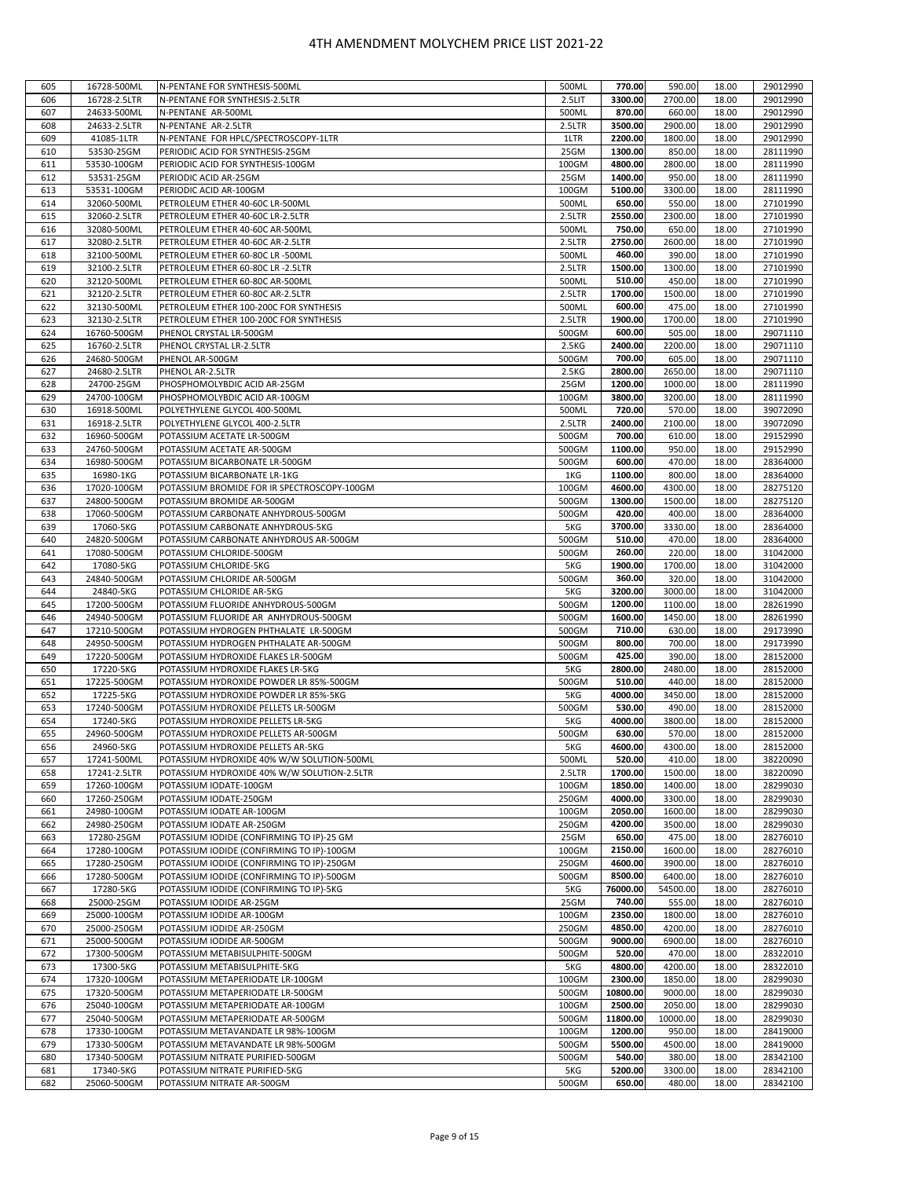# 4TH AMENDMENT MOLYCHEM PRICE LIST 2021-22

| | | | | | | | |
|---|---|---|---|---|---|---|---|
| 605 | 16728-500ML | N-PENTANE FOR SYNTHESIS-500ML | 500ML | **770.00** | 590.00 | 18.00 | 29012990 |
| 606 | 16728-2.5LTR | N-PENTANE FOR SYNTHESIS-2.5LTR | 2.5LIT | **3300.00** | 2700.00 | 18.00 | 29012990 |
| 607 | 24633-500ML | N-PENTANE AR-500ML | 500ML | **870.00** | 660.00 | 18.00 | 29012990 |
| 608 | 24633-2.5LTR | N-PENTANE AR-2.5LTR | 2.5LTR | **3500.00** | 2900.00 | 18.00 | 29012990 |
| 609 | 41085-1LTR | N-PENTANE FOR HPLC/SPECTROSCOPY-1LTR | 1LTR | **2200.00** | 1800.00 | 18.00 | 29012990 |
| 610 | 53530-25GM | PERIODIC ACID FOR SYNTHESIS-25GM | 25GM | **1300.00** | 850.00 | 18.00 | 28111990 |
| 611 | 53530-100GM | PERIODIC ACID FOR SYNTHESIS-100GM | 100GM | **4800.00** | 2800.00 | 18.00 | 28111990 |
| 612 | 53531-25GM | PERIODIC ACID AR-25GM | 25GM | **1400.00** | 950.00 | 18.00 | 28111990 |
| 613 | 53531-100GM | PERIODIC ACID AR-100GM | 100GM | **5100.00** | 3300.00 | 18.00 | 28111990 |
| 614 | 32060-500ML | PETROLEUM ETHER 40-60C LR-500ML | 500ML | **650.00** | 550.00 | 18.00 | 27101990 |
| 615 | 32060-2.5LTR | PETROLEUM ETHER 40-60C LR-2.5LTR | 2.5LTR | **2550.00** | 2300.00 | 18.00 | 27101990 |
| 616 | 32080-500ML | PETROLEUM ETHER 40-60C AR-500ML | 500ML | **750.00** | 650.00 | 18.00 | 27101990 |
| 617 | 32080-2.5LTR | PETROLEUM ETHER 40-60C AR-2.5LTR | 2.5LTR | **2750.00** | 2600.00 | 18.00 | 27101990 |
| 618 | 32100-500ML | PETROLEUM ETHER 60-80C LR -500ML | 500ML | **460.00** | 390.00 | 18.00 | 27101990 |
| 619 | 32100-2.5LTR | PETROLEUM ETHER 60-80C LR -2.5LTR | 2.5LTR | **1500.00** | 1300.00 | 18.00 | 27101990 |
| 620 | 32120-500ML | PETROLEUM ETHER 60-80C AR-500ML | 500ML | **510.00** | 450.00 | 18.00 | 27101990 |
| 621 | 32120-2.5LTR | PETROLEUM ETHER 60-80C AR-2.5LTR | 2.5LTR | **1700.00** | 1500.00 | 18.00 | 27101990 |
| 622 | 32130-500ML | PETROLEUM ETHER 100-200C FOR SYNTHESIS | 500ML | **600.00** | 475.00 | 18.00 | 27101990 |
| 623 | 32130-2.5LTR | PETROLEUM ETHER 100-200C FOR SYNTHESIS | 2.5LTR | **1900.00** | 1700.00 | 18.00 | 27101990 |
| 624 | 16760-500GM | PHENOL CRYSTAL LR-500GM | 500GM | **600.00** | 505.00 | 18.00 | 29071110 |
| 625 | 16760-2.5LTR | PHENOL CRYSTAL LR-2.5LTR | 2.5KG | **2400.00** | 2200.00 | 18.00 | 29071110 |
| 626 | 24680-500GM | PHENOL AR-500GM | 500GM | **700.00** | 605.00 | 18.00 | 29071110 |
| 627 | 24680-2.5LTR | PHENOL AR-2.5LTR | 2.5KG | **2800.00** | 2650.00 | 18.00 | 29071110 |
| 628 | 24700-25GM | PHOSPHOMOLYBDIC ACID AR-25GM | 25GM | **1200.00** | 1000.00 | 18.00 | 28111990 |
| 629 | 24700-100GM | PHOSPHOMOLYBDIC ACID AR-100GM | 100GM | **3800.00** | 3200.00 | 18.00 | 28111990 |
| 630 | 16918-500ML | POLYETHYLENE GLYCOL 400-500ML | 500ML | **720.00** | 570.00 | 18.00 | 39072090 |
| 631 | 16918-2.5LTR | POLYETHYLENE GLYCOL 400-2.5LTR | 2.5LTR | **2400.00** | 2100.00 | 18.00 | 39072090 |
| 632 | 16960-500GM | POTASSIUM ACETATE LR-500GM | 500GM | **700.00** | 610.00 | 18.00 | 29152990 |
| 633 | 24760-500GM | POTASSIUM ACETATE AR-500GM | 500GM | **1100.00** | 950.00 | 18.00 | 29152990 |
| 634 | 16980-500GM | POTASSIUM BICARBONATE LR-500GM | 500GM | **600.00** | 470.00 | 18.00 | 28364000 |
| 635 | 16980-1KG | POTASSIUM BICARBONATE LR-1KG | 1KG | **1100.00** | 800.00 | 18.00 | 28364000 |
| 636 | 17020-100GM | POTASSIUM BROMIDE FOR IR SPECTROSCOPY-100GM | 100GM | **4600.00** | 4300.00 | 18.00 | 28275120 |
| 637 | 24800-500GM | POTASSIUM BROMIDE AR-500GM | 500GM | **1300.00** | 1500.00 | 18.00 | 28275120 |
| 638 | 17060-500GM | POTASSIUM CARBONATE ANHYDROUS-500GM | 500GM | **420.00** | 400.00 | 18.00 | 28364000 |
| 639 | 17060-5KG | POTASSIUM CARBONATE ANHYDROUS-5KG | 5KG | **3700.00** | 3330.00 | 18.00 | 28364000 |
| 640 | 24820-500GM | POTASSIUM CARBONATE ANHYDROUS AR-500GM | 500GM | **510.00** | 470.00 | 18.00 | 28364000 |
| 641 | 17080-500GM | POTASSIUM CHLORIDE-500GM | 500GM | **260.00** | 220.00 | 18.00 | 31042000 |
| 642 | 17080-5KG | POTASSIUM CHLORIDE-5KG | 5KG | **1900.00** | 1700.00 | 18.00 | 31042000 |
| 643 | 24840-500GM | POTASSIUM CHLORIDE AR-500GM | 500GM | **360.00** | 320.00 | 18.00 | 31042000 |
| 644 | 24840-5KG | POTASSIUM CHLORIDE AR-5KG | 5KG | **3200.00** | 3000.00 | 18.00 | 31042000 |
| 645 | 17200-500GM | POTASSIUM FLUORIDE ANHYDROUS-500GM | 500GM | **1200.00** | 1100.00 | 18.00 | 28261990 |
| 646 | 24940-500GM | POTASSIUM FLUORIDE AR ANHYDROUS-500GM | 500GM | **1600.00** | 1450.00 | 18.00 | 28261990 |
| 647 | 17210-500GM | POTASSIUM HYDROGEN PHTHALATE LR-500GM | 500GM | **710.00** | 630.00 | 18.00 | 29173990 |
| 648 | 24950-500GM | POTASSIUM HYDROGEN PHTHALATE AR-500GM | 500GM | **800.00** | 700.00 | 18.00 | 29173990 |
| 649 | 17220-500GM | POTASSIUM HYDROXIDE FLAKES LR-500GM | 500GM | **425.00** | 390.00 | 18.00 | 28152000 |
| 650 | 17220-5KG | POTASSIUM HYDROXIDE FLAKES LR-5KG | 5KG | **2800.00** | 2480.00 | 18.00 | 28152000 |
| 651 | 17225-500GM | POTASSIUM HYDROXIDE POWDER LR 85%-500GM | 500GM | **510.00** | 440.00 | 18.00 | 28152000 |
| 652 | 17225-5KG | POTASSIUM HYDROXIDE POWDER LR 85%-5KG | 5KG | **4000.00** | 3450.00 | 18.00 | 28152000 |
| 653 | 17240-500GM | POTASSIUM HYDROXIDE PELLETS LR-500GM | 500GM | **530.00** | 490.00 | 18.00 | 28152000 |
| 654 | 17240-5KG | POTASSIUM HYDROXIDE PELLETS LR-5KG | 5KG | **4000.00** | 3800.00 | 18.00 | 28152000 |
| 655 | 24960-500GM | POTASSIUM HYDROXIDE PELLETS AR-500GM | 500GM | **630.00** | 570.00 | 18.00 | 28152000 |
| 656 | 24960-5KG | POTASSIUM HYDROXIDE PELLETS AR-5KG | 5KG | **4600.00** | 4300.00 | 18.00 | 28152000 |
| 657 | 17241-500ML | POTASSIUM HYDROXIDE 40% W/W SOLUTION-500ML | 500ML | **520.00** | 410.00 | 18.00 | 38220090 |
| 658 | 17241-2.5LTR | POTASSIUM HYDROXIDE 40% W/W SOLUTION-2.5LTR | 2.5LTR | **1700.00** | 1500.00 | 18.00 | 38220090 |
| 659 | 17260-100GM | POTASSIUM IODATE-100GM | 100GM | **1850.00** | 1400.00 | 18.00 | 28299030 |
| 660 | 17260-250GM | POTASSIUM IODATE-250GM | 250GM | **4000.00** | 3300.00 | 18.00 | 28299030 |
| 661 | 24980-100GM | POTASSIUM IODATE AR-100GM | 100GM | **2050.00** | 1600.00 | 18.00 | 28299030 |
| 662 | 24980-250GM | POTASSIUM IODATE AR-250GM | 250GM | **4200.00** | 3500.00 | 18.00 | 28299030 |
| 663 | 17280-25GM | POTASSIUM IODIDE (CONFIRMING TO IP)-25 GM | 25GM | **650.00** | 475.00 | 18.00 | 28276010 |
| 664 | 17280-100GM | POTASSIUM IODIDE (CONFIRMING TO IP)-100GM | 100GM | **2150.00** | 1600.00 | 18.00 | 28276010 |
| 665 | 17280-250GM | POTASSIUM IODIDE (CONFIRMING TO IP)-250GM | 250GM | **4600.00** | 3900.00 | 18.00 | 28276010 |
| 666 | 17280-500GM | POTASSIUM IODIDE (CONFIRMING TO IP)-500GM | 500GM | **8500.00** | 6400.00 | 18.00 | 28276010 |
| 667 | 17280-5KG | POTASSIUM IODIDE (CONFIRMING TO IP)-5KG | 5KG | **76000.00** | 54500.00 | 18.00 | 28276010 |
| 668 | 25000-25GM | POTASSIUM IODIDE AR-25GM | 25GM | **740.00** | 555.00 | 18.00 | 28276010 |
| 669 | 25000-100GM | POTASSIUM IODIDE AR-100GM | 100GM | **2350.00** | 1800.00 | 18.00 | 28276010 |
| 670 | 25000-250GM | POTASSIUM IODIDE AR-250GM | 250GM | **4850.00** | 4200.00 | 18.00 | 28276010 |
| 671 | 25000-500GM | POTASSIUM IODIDE AR-500GM | 500GM | **9000.00** | 6900.00 | 18.00 | 28276010 |
| 672 | 17300-500GM | POTASSIUM METABISULPHITE-500GM | 500GM | **520.00** | 470.00 | 18.00 | 28322010 |
| 673 | 17300-5KG | POTASSIUM METABISULPHITE-5KG | 5KG | **4800.00** | 4200.00 | 18.00 | 28322010 |
| 674 | 17320-100GM | POTASSIUM METAPERIODATE LR-100GM | 100GM | **2300.00** | 1850.00 | 18.00 | 28299030 |
| 675 | 17320-500GM | POTASSIUM METAPERIODATE LR-500GM | 500GM | **10800.00** | 9000.00 | 18.00 | 28299030 |
| 676 | 25040-100GM | POTASSIUM METAPERIODATE AR-100GM | 100GM | **2500.00** | 2050.00 | 18.00 | 28299030 |
| 677 | 25040-500GM | POTASSIUM METAPERIODATE AR-500GM | 500GM | **11800.00** | 10000.00 | 18.00 | 28299030 |
| 678 | 17330-100GM | POTASSIUM METAVANDATE LR 98%-100GM | 100GM | **1200.00** | 950.00 | 18.00 | 28419000 |
| 679 | 17330-500GM | POTASSIUM METAVANDATE LR 98%-500GM | 500GM | **5500.00** | 4500.00 | 18.00 | 28419000 |
| 680 | 17340-500GM | POTASSIUM NITRATE PURIFIED-500GM | 500GM | **540.00** | 380.00 | 18.00 | 28342100 |
| 681 | 17340-5KG | POTASSIUM NITRATE PURIFIED-5KG | 5KG | **5200.00** | 3300.00 | 18.00 | 28342100 |
| 682 | 25060-500GM | POTASSIUM NITRATE AR-500GM | 500GM | **650.00** | 480.00 | 18.00 | 28342100 |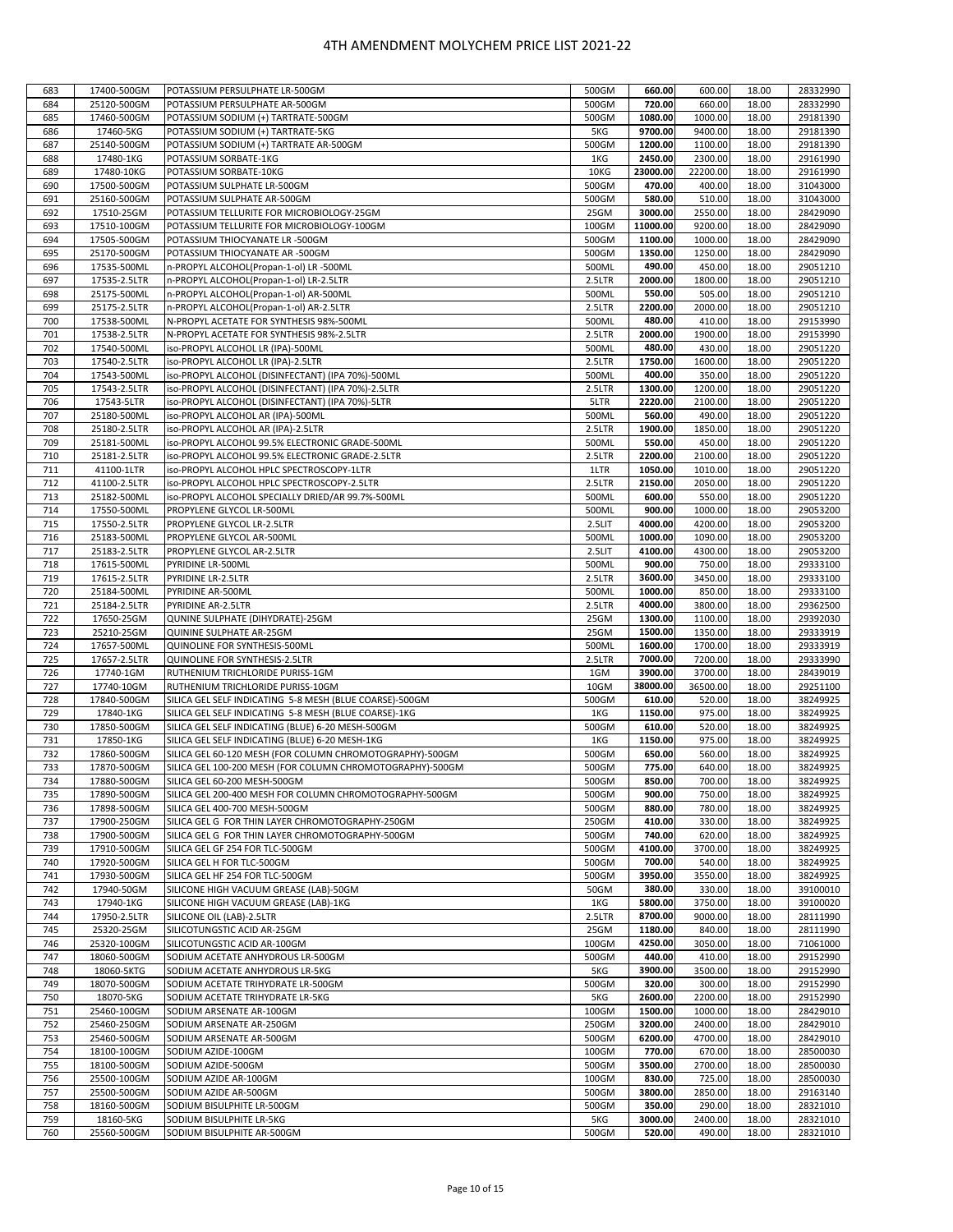# 4TH AMENDMENT MOLYCHEM PRICE LIST 2021-22

| | | | | | | | |
|---|---|---|---|---|---|---|---|
| 683 | 17400-500GM | POTASSIUM PERSULPHATE LR-500GM | 500GM | **660.00** | 600.00 | 18.00 | 28332990 |
| 684 | 25120-500GM | POTASSIUM PERSULPHATE AR-500GM | 500GM | **720.00** | 660.00 | 18.00 | 28332990 |
| 685 | 17460-500GM | POTASSIUM SODIUM (+) TARTRATE-500GM | 500GM | **1080.00** | 1000.00 | 18.00 | 29181390 |
| 686 | 17460-5KG | POTASSIUM SODIUM (+) TARTRATE-5KG | 5KG | **9700.00** | 9400.00 | 18.00 | 29181390 |
| 687 | 25140-500GM | POTASSIUM SODIUM (+) TARTRATE AR-500GM | 500GM | **1200.00** | 1100.00 | 18.00 | 29181390 |
| 688 | 17480-1KG | POTASSIUM SORBATE-1KG | 1KG | **2450.00** | 2300.00 | 18.00 | 29161990 |
| 689 | 17480-10KG | POTASSIUM SORBATE-10KG | 10KG | **23000.00** | 22200.00 | 18.00 | 29161990 |
| 690 | 17500-500GM | POTASSIUM SULPHATE LR-500GM | 500GM | **470.00** | 400.00 | 18.00 | 31043000 |
| 691 | 25160-500GM | POTASSIUM SULPHATE AR-500GM | 500GM | **580.00** | 510.00 | 18.00 | 31043000 |
| 692 | 17510-25GM | POTASSIUM TELLURITE FOR MICROBIOLOGY-25GM | 25GM | **3000.00** | 2550.00 | 18.00 | 28429090 |
| 693 | 17510-100GM | POTASSIUM TELLURITE FOR MICROBIOLOGY-100GM | 100GM | **11000.00** | 9200.00 | 18.00 | 28429090 |
| 694 | 17505-500GM | POTASSIUM THIOCYANATE LR -500GM | 500GM | **1100.00** | 1000.00 | 18.00 | 28429090 |
| 695 | 25170-500GM | POTASSIUM THIOCYANATE AR -500GM | 500GM | **1350.00** | 1250.00 | 18.00 | 28429090 |
| 696 | 17535-500ML | n-PROPYL ALCOHOL(Propan-1-ol) LR -500ML | 500ML | **490.00** | 450.00 | 18.00 | 29051210 |
| 697 | 17535-2.5LTR | n-PROPYL ALCOHOL(Propan-1-ol) LR-2.5LTR | 2.5LTR | **2000.00** | 1800.00 | 18.00 | 29051210 |
| 698 | 25175-500ML | n-PROPYL ALCOHOL(Propan-1-ol) AR-500ML | 500ML | **550.00** | 505.00 | 18.00 | 29051210 |
| 699 | 25175-2.5LTR | n-PROPYL ALCOHOL(Propan-1-ol) AR-2.5LTR | 2.5LTR | **2200.00** | 2000.00 | 18.00 | 29051210 |
| 700 | 17538-500ML | N-PROPYL ACETATE FOR SYNTHESIS 98%-500ML | 500ML | **480.00** | 410.00 | 18.00 | 29153990 |
| 701 | 17538-2.5LTR | N-PROPYL ACETATE FOR SYNTHESIS 98%-2.5LTR | 2.5LTR | **2000.00** | 1900.00 | 18.00 | 29153990 |
| 702 | 17540-500ML | iso-PROPYL ALCOHOL LR (IPA)-500ML | 500ML | **480.00** | 430.00 | 18.00 | 29051220 |
| 703 | 17540-2.5LTR | iso-PROPYL ALCOHOL LR (IPA)-2.5LTR | 2.5LTR | **1750.00** | 1600.00 | 18.00 | 29051220 |
| 704 | 17543-500ML | iso-PROPYL ALCOHOL (DISINFECTANT) (IPA 70%)-500ML | 500ML | **400.00** | 350.00 | 18.00 | 29051220 |
| 705 | 17543-2.5LTR | iso-PROPYL ALCOHOL (DISINFECTANT) (IPA 70%)-2.5LTR | 2.5LTR | **1300.00** | 1200.00 | 18.00 | 29051220 |
| 706 | 17543-5LTR | iso-PROPYL ALCOHOL (DISINFECTANT) (IPA 70%)-5LTR | 5LTR | **2220.00** | 2100.00 | 18.00 | 29051220 |
| 707 | 25180-500ML | iso-PROPYL ALCOHOL AR (IPA)-500ML | 500ML | **560.00** | 490.00 | 18.00 | 29051220 |
| 708 | 25180-2.5LTR | iso-PROPYL ALCOHOL AR (IPA)-2.5LTR | 2.5LTR | **1900.00** | 1850.00 | 18.00 | 29051220 |
| 709 | 25181-500ML | iso-PROPYL ALCOHOL 99.5% ELECTRONIC GRADE-500ML | 500ML | **550.00** | 450.00 | 18.00 | 29051220 |
| 710 | 25181-2.5LTR | iso-PROPYL ALCOHOL 99.5% ELECTRONIC GRADE-2.5LTR | 2.5LTR | **2200.00** | 2100.00 | 18.00 | 29051220 |
| 711 | 41100-1LTR | iso-PROPYL ALCOHOL HPLC SPECTROSCOPY-1LTR | 1LTR | **1050.00** | 1010.00 | 18.00 | 29051220 |
| 712 | 41100-2.5LTR | iso-PROPYL ALCOHOL HPLC SPECTROSCOPY-2.5LTR | 2.5LTR | **2150.00** | 2050.00 | 18.00 | 29051220 |
| 713 | 25182-500ML | iso-PROPYL ALCOHOL SPECIALLY DRIED/AR 99.7%-500ML | 500ML | **600.00** | 550.00 | 18.00 | 29051220 |
| 714 | 17550-500ML | PROPYLENE GLYCOL LR-500ML | 500ML | **900.00** | 1000.00 | 18.00 | 29053200 |
| 715 | 17550-2.5LTR | PROPYLENE GLYCOL LR-2.5LTR | 2.5LIT | **4000.00** | 4200.00 | 18.00 | 29053200 |
| 716 | 25183-500ML | PROPYLENE GLYCOL AR-500ML | 500ML | **1000.00** | 1090.00 | 18.00 | 29053200 |
| 717 | 25183-2.5LTR | PROPYLENE GLYCOL AR-2.5LTR | 2.5LIT | **4100.00** | 4300.00 | 18.00 | 29053200 |
| 718 | 17615-500ML | PYRIDINE LR-500ML | 500ML | **900.00** | 750.00 | 18.00 | 29333100 |
| 719 | 17615-2.5LTR | PYRIDINE LR-2.5LTR | 2.5LTR | **3600.00** | 3450.00 | 18.00 | 29333100 |
| 720 | 25184-500ML | PYRIDINE AR-500ML | 500ML | **1000.00** | 850.00 | 18.00 | 29333100 |
| 721 | 25184-2.5LTR | PYRIDINE AR-2.5LTR | 2.5LTR | **4000.00** | 3800.00 | 18.00 | 29362500 |
| 722 | 17650-25GM | QUNINE SULPHATE (DIHYDRATE)-25GM | 25GM | **1300.00** | 1100.00 | 18.00 | 29392030 |
| 723 | 25210-25GM | QUININE SULPHATE AR-25GM | 25GM | **1500.00** | 1350.00 | 18.00 | 29333919 |
| 724 | 17657-500ML | QUINOLINE FOR SYNTHESIS-500ML | 500ML | **1600.00** | 1700.00 | 18.00 | 29333919 |
| 725 | 17657-2.5LTR | QUINOLINE FOR SYNTHESIS-2.5LTR | 2.5LTR | **7000.00** | 7200.00 | 18.00 | 29333990 |
| 726 | 17740-1GM | RUTHENIUM TRICHLORIDE PURISS-1GM | 1GM | **3900.00** | 3700.00 | 18.00 | 28439019 |
| 727 | 17740-10GM | RUTHENIUM TRICHLORIDE PURISS-10GM | 10GM | **38000.00** | 36500.00 | 18.00 | 29251100 |
| 728 | 17840-500GM | SILICA GEL SELF INDICATING 5-8 MESH (BLUE COARSE)-500GM | 500GM | **610.00** | 520.00 | 18.00 | 38249925 |
| 729 | 17840-1KG | SILICA GEL SELF INDICATING 5-8 MESH (BLUE COARSE)-1KG | 1KG | **1150.00** | 975.00 | 18.00 | 38249925 |
| 730 | 17850-500GM | SILICA GEL SELF INDICATING (BLUE) 6-20 MESH-500GM | 500GM | **610.00** | 520.00 | 18.00 | 38249925 |
| 731 | 17850-1KG | SILICA GEL SELF INDICATING (BLUE) 6-20 MESH-1KG | 1KG | **1150.00** | 975.00 | 18.00 | 38249925 |
| 732 | 17860-500GM | SILICA GEL 60-120 MESH (FOR COLUMN CHROMOTOGRAPHY)-500GM | 500GM | **650.00** | 560.00 | 18.00 | 38249925 |
| 733 | 17870-500GM | SILICA GEL 100-200 MESH (FOR COLUMN CHROMOTOGRAPHY)-500GM | 500GM | **775.00** | 640.00 | 18.00 | 38249925 |
| 734 | 17880-500GM | SILICA GEL 60-200 MESH-500GM | 500GM | **850.00** | 700.00 | 18.00 | 38249925 |
| 735 | 17890-500GM | SILICA GEL 200-400 MESH FOR COLUMN CHROMOTOGRAPHY-500GM | 500GM | **900.00** | 750.00 | 18.00 | 38249925 |
| 736 | 17898-500GM | SILICA GEL 400-700 MESH-500GM | 500GM | **880.00** | 780.00 | 18.00 | 38249925 |
| 737 | 17900-250GM | SILICA GEL G FOR THIN LAYER CHROMOTOGRAPHY-250GM | 250GM | **410.00** | 330.00 | 18.00 | 38249925 |
| 738 | 17900-500GM | SILICA GEL G FOR THIN LAYER CHROMOTOGRAPHY-500GM | 500GM | **740.00** | 620.00 | 18.00 | 38249925 |
| 739 | 17910-500GM | SILICA GEL GF 254 FOR TLC-500GM | 500GM | **4100.00** | 3700.00 | 18.00 | 38249925 |
| 740 | 17920-500GM | SILICA GEL H FOR TLC-500GM | 500GM | **700.00** | 540.00 | 18.00 | 38249925 |
| 741 | 17930-500GM | SILICA GEL HF 254 FOR TLC-500GM | 500GM | **3950.00** | 3550.00 | 18.00 | 38249925 |
| 742 | 17940-50GM | SILICONE HIGH VACUUM GREASE (LAB)-50GM | 50GM | **380.00** | 330.00 | 18.00 | 39100010 |
| 743 | 17940-1KG | SILICONE HIGH VACUUM GREASE (LAB)-1KG | 1KG | **5800.00** | 3750.00 | 18.00 | 39100020 |
| 744 | 17950-2.5LTR | SILICONE OIL (LAB)-2.5LTR | 2.5LTR | **8700.00** | 9000.00 | 18.00 | 28111990 |
| 745 | 25320-25GM | SILICOTUNGSTIC ACID AR-25GM | 25GM | **1180.00** | 840.00 | 18.00 | 28111990 |
| 746 | 25320-100GM | SILICOTUNGSTIC ACID AR-100GM | 100GM | **4250.00** | 3050.00 | 18.00 | 71061000 |
| 747 | 18060-500GM | SODIUM ACETATE ANHYDROUS LR-500GM | 500GM | **440.00** | 410.00 | 18.00 | 29152990 |
| 748 | 18060-5KTG | SODIUM ACETATE ANHYDROUS LR-5KG | 5KG | **3900.00** | 3500.00 | 18.00 | 29152990 |
| 749 | 18070-500GM | SODIUM ACETATE TRIHYDRATE LR-500GM | 500GM | **320.00** | 300.00 | 18.00 | 29152990 |
| 750 | 18070-5KG | SODIUM ACETATE TRIHYDRATE LR-5KG | 5KG | **2600.00** | 2200.00 | 18.00 | 29152990 |
| 751 | 25460-100GM | SODIUM ARSENATE AR-100GM | 100GM | **1500.00** | 1000.00 | 18.00 | 28429010 |
| 752 | 25460-250GM | SODIUM ARSENATE AR-250GM | 250GM | **3200.00** | 2400.00 | 18.00 | 28429010 |
| 753 | 25460-500GM | SODIUM ARSENATE AR-500GM | 500GM | **6200.00** | 4700.00 | 18.00 | 28429010 |
| 754 | 18100-100GM | SODIUM AZIDE-100GM | 100GM | **770.00** | 670.00 | 18.00 | 28500030 |
| 755 | 18100-500GM | SODIUM AZIDE-500GM | 500GM | **3500.00** | 2700.00 | 18.00 | 28500030 |
| 756 | 25500-100GM | SODIUM AZIDE AR-100GM | 100GM | **830.00** | 725.00 | 18.00 | 28500030 |
| 757 | 25500-500GM | SODIUM AZIDE AR-500GM | 500GM | **3800.00** | 2850.00 | 18.00 | 29163140 |
| 758 | 18160-500GM | SODIUM BISULPHITE LR-500GM | 500GM | **350.00** | 290.00 | 18.00 | 28321010 |
| 759 | 18160-5KG | SODIUM BISULPHITE LR-5KG | 5KG | **3000.00** | 2400.00 | 18.00 | 28321010 |
| 760 | 25560-500GM | SODIUM BISULPHITE AR-500GM | 500GM | **520.00** | 490.00 | 18.00 | 28321010 |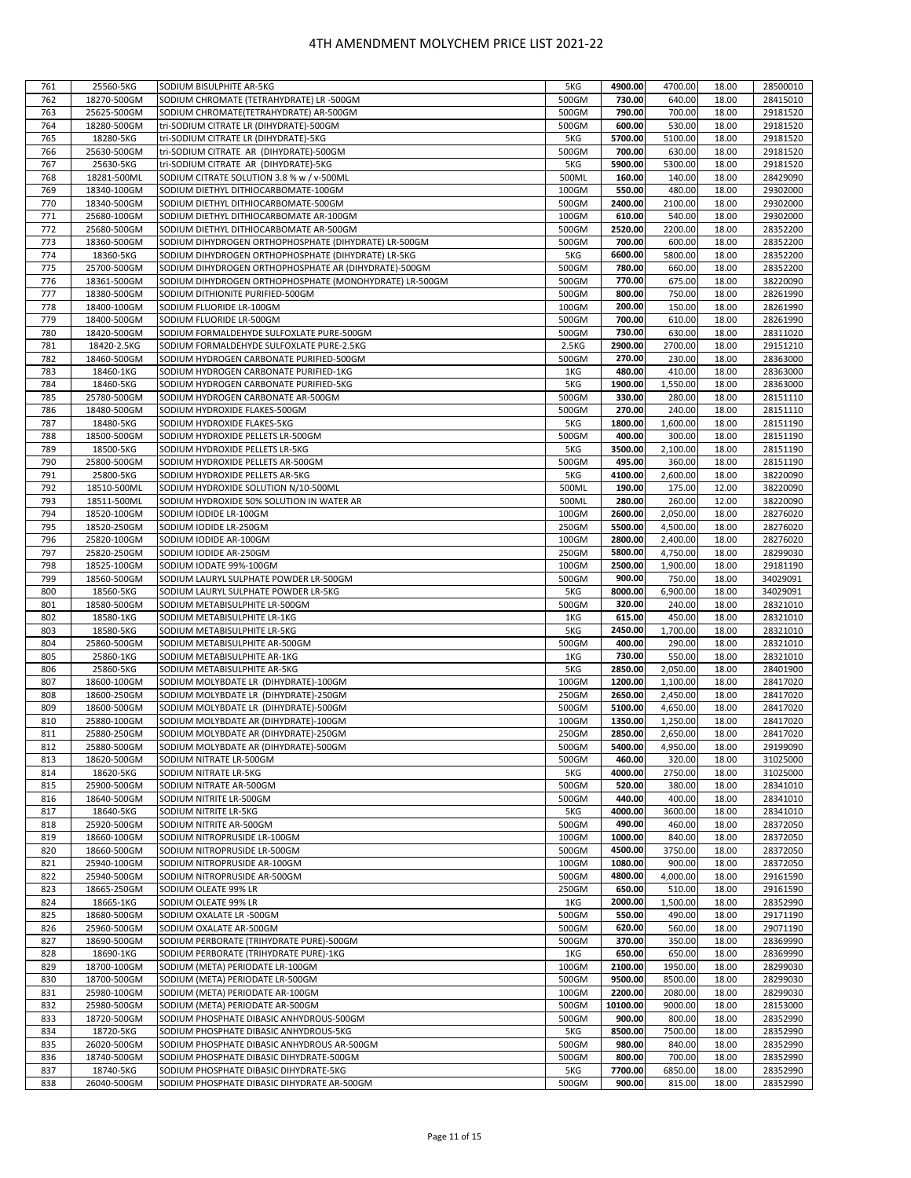# 4TH AMENDMENT MOLYCHEM PRICE LIST 2021-22

| | | | | | | | |
|---|---|---|---|---|---|---|---|
| 761 | 25560-5KG | SODIUM BISULPHITE AR-5KG | 5KG | **4900.00** | 4700.00 | 18.00 | 28500010 |
| 762 | 18270-500GM | SODIUM CHROMATE (TETRAHYDRATE) LR -500GM | 500GM | **730.00** | 640.00 | 18.00 | 28415010 |
| 763 | 25625-500GM | SODIUM CHROMATE(TETRAHYDRATE) AR-500GM | 500GM | **790.00** | 700.00 | 18.00 | 29181520 |
| 764 | 18280-500GM | tri-SODIUM CITRATE LR (DIHYDRATE)-500GM | 500GM | **600.00** | 530.00 | 18.00 | 29181520 |
| 765 | 18280-5KG | tri-SODIUM CITRATE LR (DIHYDRATE)-5KG | 5KG | **5700.00** | 5100.00 | 18.00 | 29181520 |
| 766 | 25630-500GM | tri-SODIUM CITRATE AR (DIHYDRATE)-500GM | 500GM | **700.00** | 630.00 | 18.00 | 29181520 |
| 767 | 25630-5KG | tri-SODIUM CITRATE AR (DIHYDRATE)-5KG | 5KG | **5900.00** | 5300.00 | 18.00 | 29181520 |
| 768 | 18281-500ML | SODIUM CITRATE SOLUTION 3.8 % w / v-500ML | 500ML | **160.00** | 140.00 | 18.00 | 28429090 |
| 769 | 18340-100GM | SODIUM DIETHYL DITHIOCARBOMATE-100GM | 100GM | **550.00** | 480.00 | 18.00 | 29302000 |
| 770 | 18340-500GM | SODIUM DIETHYL DITHIOCARBOMATE-500GM | 500GM | **2400.00** | 2100.00 | 18.00 | 29302000 |
| 771 | 25680-100GM | SODIUM DIETHYL DITHIOCARBOMATE AR-100GM | 100GM | **610.00** | 540.00 | 18.00 | 29302000 |
| 772 | 25680-500GM | SODIUM DIETHYL DITHIOCARBOMATE AR-500GM | 500GM | **2520.00** | 2200.00 | 18.00 | 28352200 |
| 773 | 18360-500GM | SODIUM DIHYDROGEN ORTHOPHOSPHATE (DIHYDRATE) LR-500GM | 500GM | **700.00** | 600.00 | 18.00 | 28352200 |
| 774 | 18360-5KG | SODIUM DIHYDROGEN ORTHOPHOSPHATE (DIHYDRATE) LR-5KG | 5KG | **6600.00** | 5800.00 | 18.00 | 28352200 |
| 775 | 25700-500GM | SODIUM DIHYDROGEN ORTHOPHOSPHATE AR (DIHYDRATE)-500GM | 500GM | **780.00** | 660.00 | 18.00 | 28352200 |
| 776 | 18361-500GM | SODIUM DIHYDROGEN ORTHOPHOSPHATE (MONOHYDRATE) LR-500GM | 500GM | **770.00** | 675.00 | 18.00 | 38220090 |
| 777 | 18380-500GM | SODIUM DITHIONITE PURIFIED-500GM | 500GM | **800.00** | 750.00 | 18.00 | 28261990 |
| 778 | 18400-100GM | SODIUM FLUORIDE LR-100GM | 100GM | **200.00** | 150.00 | 18.00 | 28261990 |
| 779 | 18400-500GM | SODIUM FLUORIDE LR-500GM | 500GM | **700.00** | 610.00 | 18.00 | 28261990 |
| 780 | 18420-500GM | SODIUM FORMALDEHYDE SULFOXLATE PURE-500GM | 500GM | **730.00** | 630.00 | 18.00 | 28311020 |
| 781 | 18420-2.5KG | SODIUM FORMALDEHYDE SULFOXLATE PURE-2.5KG | 2.5KG | **2900.00** | 2700.00 | 18.00 | 29151210 |
| 782 | 18460-500GM | SODIUM HYDROGEN CARBONATE PURIFIED-500GM | 500GM | **270.00** | 230.00 | 18.00 | 28363000 |
| 783 | 18460-1KG | SODIUM HYDROGEN CARBONATE PURIFIED-1KG | 1KG | **480.00** | 410.00 | 18.00 | 28363000 |
| 784 | 18460-5KG | SODIUM HYDROGEN CARBONATE PURIFIED-5KG | 5KG | **1900.00** | 1,550.00 | 18.00 | 28363000 |
| 785 | 25780-500GM | SODIUM HYDROGEN CARBONATE AR-500GM | 500GM | **330.00** | 280.00 | 18.00 | 28151110 |
| 786 | 18480-500GM | SODIUM HYDROXIDE FLAKES-500GM | 500GM | **270.00** | 240.00 | 18.00 | 28151110 |
| 787 | 18480-5KG | SODIUM HYDROXIDE FLAKES-5KG | 5KG | **1800.00** | 1,600.00 | 18.00 | 28151190 |
| 788 | 18500-500GM | SODIUM HYDROXIDE PELLETS LR-500GM | 500GM | **400.00** | 300.00 | 18.00 | 28151190 |
| 789 | 18500-5KG | SODIUM HYDROXIDE PELLETS LR-5KG | 5KG | **3500.00** | 2,100.00 | 18.00 | 28151190 |
| 790 | 25800-500GM | SODIUM HYDROXIDE PELLETS AR-500GM | 500GM | **495.00** | 360.00 | 18.00 | 28151190 |
| 791 | 25800-5KG | SODIUM HYDROXIDE PELLETS AR-5KG | 5KG | **4100.00** | 2,600.00 | 18.00 | 38220090 |
| 792 | 18510-500ML | SODIUM HYDROXIDE SOLUTION N/10-500ML | 500ML | **190.00** | 175.00 | 12.00 | 38220090 |
| 793 | 18511-500ML | SODIUM HYDROXIDE 50% SOLUTION IN WATER AR | 500ML | **280.00** | 260.00 | 12.00 | 38220090 |
| 794 | 18520-100GM | SODIUM IODIDE LR-100GM | 100GM | **2600.00** | 2,050.00 | 18.00 | 28276020 |
| 795 | 18520-250GM | SODIUM IODIDE LR-250GM | 250GM | **5500.00** | 4,500.00 | 18.00 | 28276020 |
| 796 | 25820-100GM | SODIUM IODIDE AR-100GM | 100GM | **2800.00** | 2,400.00 | 18.00 | 28276020 |
| 797 | 25820-250GM | SODIUM IODIDE AR-250GM | 250GM | **5800.00** | 4,750.00 | 18.00 | 28299030 |
| 798 | 18525-100GM | SODIUM IODATE 99%-100GM | 100GM | **2500.00** | 1,900.00 | 18.00 | 29181190 |
| 799 | 18560-500GM | SODIUM LAURYL SULPHATE POWDER LR-500GM | 500GM | **900.00** | 750.00 | 18.00 | 34029091 |
| 800 | 18560-5KG | SODIUM LAURYL SULPHATE POWDER LR-5KG | 5KG | **8000.00** | 6,900.00 | 18.00 | 34029091 |
| 801 | 18580-500GM | SODIUM METABISULPHITE LR-500GM | 500GM | **320.00** | 240.00 | 18.00 | 28321010 |
| 802 | 18580-1KG | SODIUM METABISULPHITE LR-1KG | 1KG | **615.00** | 450.00 | 18.00 | 28321010 |
| 803 | 18580-5KG | SODIUM METABISULPHITE LR-5KG | 5KG | **2450.00** | 1,700.00 | 18.00 | 28321010 |
| 804 | 25860-500GM | SODIUM METABISULPHITE AR-500GM | 500GM | **400.00** | 290.00 | 18.00 | 28321010 |
| 805 | 25860-1KG | SODIUM METABISULPHITE AR-1KG | 1KG | **730.00** | 550.00 | 18.00 | 28321010 |
| 806 | 25860-5KG | SODIUM METABISULPHITE AR-5KG | 5KG | **2850.00** | 2,050.00 | 18.00 | 28401900 |
| 807 | 18600-100GM | SODIUM MOLYBDATE LR (DIHYDRATE)-100GM | 100GM | **1200.00** | 1,100.00 | 18.00 | 28417020 |
| 808 | 18600-250GM | SODIUM MOLYBDATE LR (DIHYDRATE)-250GM | 250GM | **2650.00** | 2,450.00 | 18.00 | 28417020 |
| 809 | 18600-500GM | SODIUM MOLYBDATE LR (DIHYDRATE)-500GM | 500GM | **5100.00** | 4,650.00 | 18.00 | 28417020 |
| 810 | 25880-100GM | SODIUM MOLYBDATE AR (DIHYDRATE)-100GM | 100GM | **1350.00** | 1,250.00 | 18.00 | 28417020 |
| 811 | 25880-250GM | SODIUM MOLYBDATE AR (DIHYDRATE)-250GM | 250GM | **2850.00** | 2,650.00 | 18.00 | 28417020 |
| 812 | 25880-500GM | SODIUM MOLYBDATE AR (DIHYDRATE)-500GM | 500GM | **5400.00** | 4,950.00 | 18.00 | 29199090 |
| 813 | 18620-500GM | SODIUM NITRATE LR-500GM | 500GM | **460.00** | 320.00 | 18.00 | 31025000 |
| 814 | 18620-5KG | SODIUM NITRATE LR-5KG | 5KG | **4000.00** | 2750.00 | 18.00 | 31025000 |
| 815 | 25900-500GM | SODIUM NITRATE AR-500GM | 500GM | **520.00** | 380.00 | 18.00 | 28341010 |
| 816 | 18640-500GM | SODIUM NITRITE LR-500GM | 500GM | **440.00** | 400.00 | 18.00 | 28341010 |
| 817 | 18640-5KG | SODIUM NITRITE LR-5KG | 5KG | **4000.00** | 3600.00 | 18.00 | 28341010 |
| 818 | 25920-500GM | SODIUM NITRITE AR-500GM | 500GM | **490.00** | 460.00 | 18.00 | 28372050 |
| 819 | 18660-100GM | SODIUM NITROPRUSIDE LR-100GM | 100GM | **1000.00** | 840.00 | 18.00 | 28372050 |
| 820 | 18660-500GM | SODIUM NITROPRUSIDE LR-500GM | 500GM | **4500.00** | 3750.00 | 18.00 | 28372050 |
| 821 | 25940-100GM | SODIUM NITROPRUSIDE AR-100GM | 100GM | **1080.00** | 900.00 | 18.00 | 28372050 |
| 822 | 25940-500GM | SODIUM NITROPRUSIDE AR-500GM | 500GM | **4800.00** | 4,000.00 | 18.00 | 29161590 |
| 823 | 18665-250GM | SODIUM OLEATE 99% LR | 250GM | **650.00** | 510.00 | 18.00 | 29161590 |
| 824 | 18665-1KG | SODIUM OLEATE 99% LR | 1KG | **2000.00** | 1,500.00 | 18.00 | 28352990 |
| 825 | 18680-500GM | SODIUM OXALATE LR -500GM | 500GM | **550.00** | 490.00 | 18.00 | 29171190 |
| 826 | 25960-500GM | SODIUM OXALATE AR-500GM | 500GM | **620.00** | 560.00 | 18.00 | 29071190 |
| 827 | 18690-500GM | SODIUM PERBORATE (TRIHYDRATE PURE)-500GM | 500GM | **370.00** | 350.00 | 18.00 | 28369990 |
| 828 | 18690-1KG | SODIUM PERBORATE (TRIHYDRATE PURE)-1KG | 1KG | **650.00** | 650.00 | 18.00 | 28369990 |
| 829 | 18700-100GM | SODIUM (META) PERIODATE LR-100GM | 100GM | **2100.00** | 1950.00 | 18.00 | 28299030 |
| 830 | 18700-500GM | SODIUM (META) PERIODATE LR-500GM | 500GM | **9500.00** | 8500.00 | 18.00 | 28299030 |
| 831 | 25980-100GM | SODIUM (META) PERIODATE AR-100GM | 100GM | **2200.00** | 2080.00 | 18.00 | 28299030 |
| 832 | 25980-500GM | SODIUM (META) PERIODATE AR-500GM | 500GM | **10100.00** | 9000.00 | 18.00 | 28153000 |
| 833 | 18720-500GM | SODIUM PHOSPHATE DIBASIC ANHYDROUS-500GM | 500GM | **900.00** | 800.00 | 18.00 | 28352990 |
| 834 | 18720-5KG | SODIUM PHOSPHATE DIBASIC ANHYDROUS-5KG | 5KG | **8500.00** | 7500.00 | 18.00 | 28352990 |
| 835 | 26020-500GM | SODIUM PHOSPHATE DIBASIC ANHYDROUS AR-500GM | 500GM | **980.00** | 840.00 | 18.00 | 28352990 |
| 836 | 18740-500GM | SODIUM PHOSPHATE DIBASIC DIHYDRATE-500GM | 500GM | **800.00** | 700.00 | 18.00 | 28352990 |
| 837 | 18740-5KG | SODIUM PHOSPHATE DIBASIC DIHYDRATE-5KG | 5KG | **7700.00** | 6850.00 | 18.00 | 28352990 |
| 838 | 26040-500GM | SODIUM PHOSPHATE DIBASIC DIHYDRATE AR-500GM | 500GM | **900.00** | 815.00 | 18.00 | 28352990 |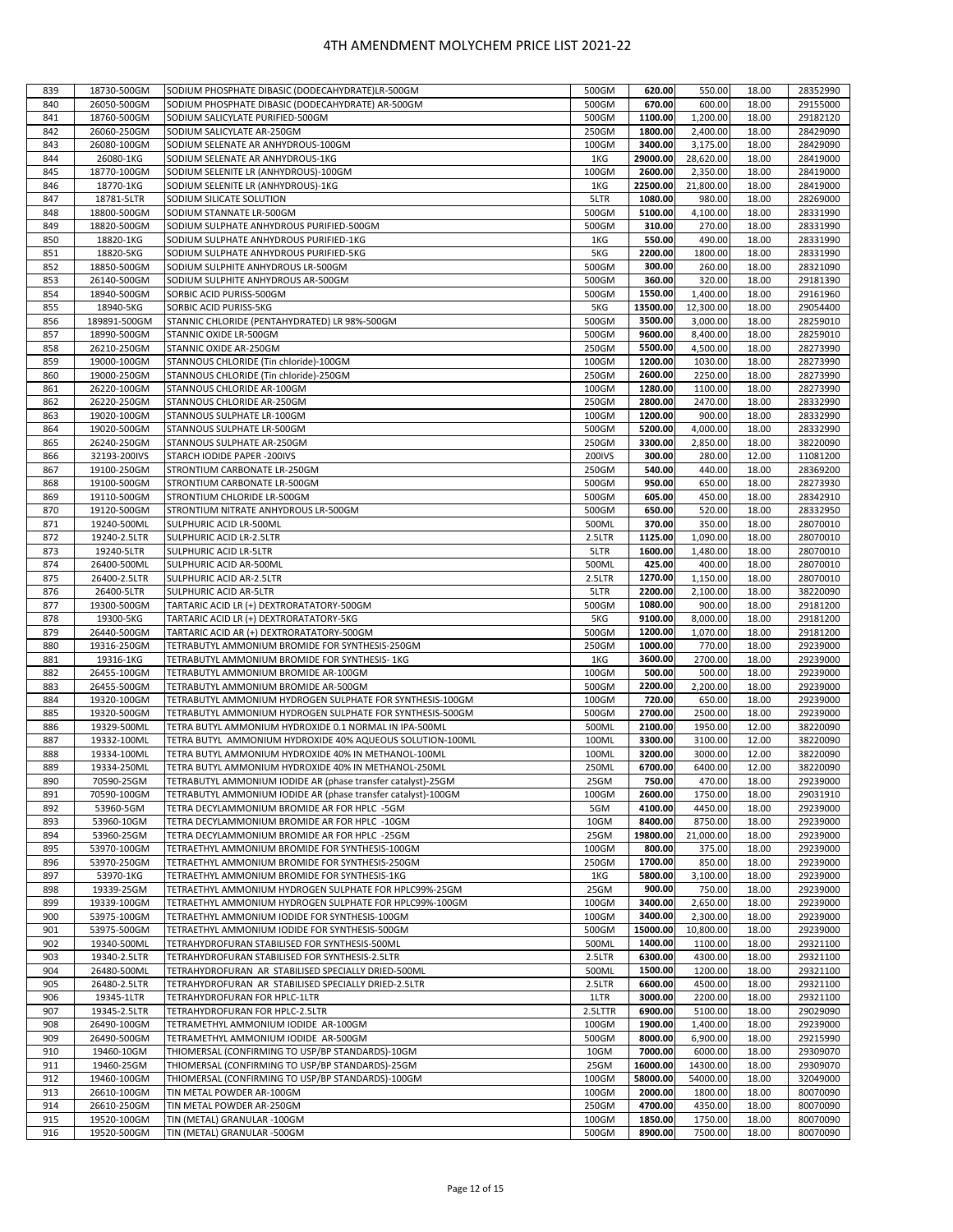# 4TH AMENDMENT MOLYCHEM PRICE LIST 2021-22

| | | | | | | | |
|---|---|---|---|---|---|---|---|
| 839 | 18730-500GM | SODIUM PHOSPHATE DIBASIC (DODECAHYDRATE)LR-500GM | 500GM | **620.00** | 550.00 | 18.00 | 28352990 |
| 840 | 26050-500GM | SODIUM PHOSPHATE DIBASIC (DODECAHYDRATE) AR-500GM | 500GM | **670.00** | 600.00 | 18.00 | 29155000 |
| 841 | 18760-500GM | SODIUM SALICYLATE PURIFIED-500GM | 500GM | **1100.00** | 1,200.00 | 18.00 | 29182120 |
| 842 | 26060-250GM | SODIUM SALICYLATE AR-250GM | 250GM | **1800.00** | 2,400.00 | 18.00 | 28429090 |
| 843 | 26080-100GM | SODIUM SELENATE AR ANHYDROUS-100GM | 100GM | **3400.00** | 3,175.00 | 18.00 | 28429090 |
| 844 | 26080-1KG | SODIUM SELENATE AR ANHYDROUS-1KG | 1KG | **29000.00** | 28,620.00 | 18.00 | 28419000 |
| 845 | 18770-100GM | SODIUM SELENITE LR (ANHYDROUS)-100GM | 100GM | **2600.00** | 2,350.00 | 18.00 | 28419000 |
| 846 | 18770-1KG | SODIUM SELENITE LR (ANHYDROUS)-1KG | 1KG | **22500.00** | 21,800.00 | 18.00 | 28419000 |
| 847 | 18781-5LTR | SODIUM SILICATE SOLUTION | 5LTR | **1080.00** | 980.00 | 18.00 | 28269000 |
| 848 | 18800-500GM | SODIUM STANNATE LR-500GM | 500GM | **5100.00** | 4,100.00 | 18.00 | 28331990 |
| 849 | 18820-500GM | SODIUM SULPHATE ANHYDROUS PURIFIED-500GM | 500GM | **310.00** | 270.00 | 18.00 | 28331990 |
| 850 | 18820-1KG | SODIUM SULPHATE ANHYDROUS PURIFIED-1KG | 1KG | **550.00** | 490.00 | 18.00 | 28331990 |
| 851 | 18820-5KG | SODIUM SULPHATE ANHYDROUS PURIFIED-5KG | 5KG | **2200.00** | 1800.00 | 18.00 | 28331990 |
| 852 | 18850-500GM | SODIUM SULPHITE ANHYDROUS LR-500GM | 500GM | **300.00** | 260.00 | 18.00 | 28321090 |
| 853 | 26140-500GM | SODIUM SULPHITE ANHYDROUS AR-500GM | 500GM | **360.00** | 320.00 | 18.00 | 29181390 |
| 854 | 18940-500GM | SORBIC ACID PURISS-500GM | 500GM | **1550.00** | 1,400.00 | 18.00 | 29161960 |
| 855 | 18940-5KG | SORBIC ACID PURISS-5KG | 5KG | **13500.00** | 12,300.00 | 18.00 | 29054400 |
| 856 | 189891-500GM | STANNIC CHLORIDE (PENTAHYDRATED) LR 98%-500GM | 500GM | **3500.00** | 3,000.00 | 18.00 | 28259010 |
| 857 | 18990-500GM | STANNIC OXIDE LR-500GM | 500GM | **9600.00** | 8,400.00 | 18.00 | 28259010 |
| 858 | 26210-250GM | STANNIC OXIDE AR-250GM | 250GM | **5500.00** | 4,500.00 | 18.00 | 28273990 |
| 859 | 19000-100GM | STANNOUS CHLORIDE (Tin chloride)-100GM | 100GM | **1200.00** | 1030.00 | 18.00 | 28273990 |
| 860 | 19000-250GM | STANNOUS CHLORIDE (Tin chloride)-250GM | 250GM | **2600.00** | 2250.00 | 18.00 | 28273990 |
| 861 | 26220-100GM | STANNOUS CHLORIDE AR-100GM | 100GM | **1280.00** | 1100.00 | 18.00 | 28273990 |
| 862 | 26220-250GM | STANNOUS CHLORIDE AR-250GM | 250GM | **2800.00** | 2470.00 | 18.00 | 28332990 |
| 863 | 19020-100GM | STANNOUS SULPHATE LR-100GM | 100GM | **1200.00** | 900.00 | 18.00 | 28332990 |
| 864 | 19020-500GM | STANNOUS SULPHATE LR-500GM | 500GM | **5200.00** | 4,000.00 | 18.00 | 28332990 |
| 865 | 26240-250GM | STANNOUS SULPHATE AR-250GM | 250GM | **3300.00** | 2,850.00 | 18.00 | 38220090 |
| 866 | 32193-200IVS | STARCH IODIDE PAPER -200IVS | 200IVS | **300.00** | 280.00 | 12.00 | 11081200 |
| 867 | 19100-250GM | STRONTIUM CARBONATE LR-250GM | 250GM | **540.00** | 440.00 | 18.00 | 28369200 |
| 868 | 19100-500GM | STRONTIUM CARBONATE LR-500GM | 500GM | **950.00** | 650.00 | 18.00 | 28273930 |
| 869 | 19110-500GM | STRONTIUM CHLORIDE LR-500GM | 500GM | **605.00** | 450.00 | 18.00 | 28342910 |
| 870 | 19120-500GM | STRONTIUM NITRATE ANHYDROUS LR-500GM | 500GM | **650.00** | 520.00 | 18.00 | 28332950 |
| 871 | 19240-500ML | SULPHURIC ACID LR-500ML | 500ML | **370.00** | 350.00 | 18.00 | 28070010 |
| 872 | 19240-2.5LTR | SULPHURIC ACID LR-2.5LTR | 2.5LTR | **1125.00** | 1,090.00 | 18.00 | 28070010 |
| 873 | 19240-5LTR | SULPHURIC ACID LR-5LTR | 5LTR | **1600.00** | 1,480.00 | 18.00 | 28070010 |
| 874 | 26400-500ML | SULPHURIC ACID AR-500ML | 500ML | **425.00** | 400.00 | 18.00 | 28070010 |
| 875 | 26400-2.5LTR | SULPHURIC ACID AR-2.5LTR | 2.5LTR | **1270.00** | 1,150.00 | 18.00 | 28070010 |
| 876 | 26400-5LTR | SULPHURIC ACID AR-5LTR | 5LTR | **2200.00** | 2,100.00 | 18.00 | 38220090 |
| 877 | 19300-500GM | TARTARIC ACID LR (+) DEXTRORATATORY-500GM | 500GM | **1080.00** | 900.00 | 18.00 | 29181200 |
| 878 | 19300-5KG | TARTARIC ACID LR (+) DEXTRORATATORY-5KG | 5KG | **9100.00** | 8,000.00 | 18.00 | 29181200 |
| 879 | 26440-500GM | TARTARIC ACID AR (+) DEXTRORATATORY-500GM | 500GM | **1200.00** | 1,070.00 | 18.00 | 29181200 |
| 880 | 19316-250GM | TETRABUTYL AMMONIUM BROMIDE FOR SYNTHESIS-250GM | 250GM | **1000.00** | 770.00 | 18.00 | 29239000 |
| 881 | 19316-1KG | TETRABUTYL AMMONIUM BROMIDE FOR SYNTHESIS- 1KG | 1KG | **3600.00** | 2700.00 | 18.00 | 29239000 |
| 882 | 26455-100GM | TETRABUTYL AMMONIUM BROMIDE AR-100GM | 100GM | **500.00** | 500.00 | 18.00 | 29239000 |
| 883 | 26455-500GM | TETRABUTYL AMMONIUM BROMIDE AR-500GM | 500GM | **2200.00** | 2,200.00 | 18.00 | 29239000 |
| 884 | 19320-100GM | TETRABUTYL AMMONIUM HYDROGEN SULPHATE FOR SYNTHESIS-100GM | 100GM | **720.00** | 650.00 | 18.00 | 29239000 |
| 885 | 19320-500GM | TETRABUTYL AMMONIUM HYDROGEN SULPHATE FOR SYNTHESIS-500GM | 500GM | **2700.00** | 2500.00 | 18.00 | 29239000 |
| 886 | 19329-500ML | TETRA BUTYL AMMONIUM HYDROXIDE 0.1 NORMAL IN IPA-500ML | 500ML | **2100.00** | 1950.00 | 12.00 | 38220090 |
| 887 | 19332-100ML | TETRA BUTYL AMMONIUM HYDROXIDE 40% AQUEOUS SOLUTION-100ML | 100ML | **3300.00** | 3100.00 | 12.00 | 38220090 |
| 888 | 19334-100ML | TETRA BUTYL AMMONIUM HYDROXIDE 40% IN METHANOL-100ML | 100ML | **3200.00** | 3000.00 | 12.00 | 38220090 |
| 889 | 19334-250ML | TETRA BUTYL AMMONIUM HYDROXIDE 40% IN METHANOL-250ML | 250ML | **6700.00** | 6400.00 | 12.00 | 38220090 |
| 890 | 70590-25GM | TETRABUTYL AMMONIUM IODIDE AR (phase transfer catalyst)-25GM | 25GM | **750.00** | 470.00 | 18.00 | 29239000 |
| 891 | 70590-100GM | TETRABUTYL AMMONIUM IODIDE AR (phase transfer catalyst)-100GM | 100GM | **2600.00** | 1750.00 | 18.00 | 29031910 |
| 892 | 53960-5GM | TETRA DECYLAMMONIUM BROMIDE AR FOR HPLC -5GM | 5GM | **4100.00** | 4450.00 | 18.00 | 29239000 |
| 893 | 53960-10GM | TETRA DECYLAMMONIUM BROMIDE AR FOR HPLC -10GM | 10GM | **8400.00** | 8750.00 | 18.00 | 29239000 |
| 894 | 53960-25GM | TETRA DECYLAMMONIUM BROMIDE AR FOR HPLC -25GM | 25GM | **19800.00** | 21,000.00 | 18.00 | 29239000 |
| 895 | 53970-100GM | TETRAETHYL AMMONIUM BROMIDE FOR SYNTHESIS-100GM | 100GM | **800.00** | 375.00 | 18.00 | 29239000 |
| 896 | 53970-250GM | TETRAETHYL AMMONIUM BROMIDE FOR SYNTHESIS-250GM | 250GM | **1700.00** | 850.00 | 18.00 | 29239000 |
| 897 | 53970-1KG | TETRAETHYL AMMONIUM BROMIDE FOR SYNTHESIS-1KG | 1KG | **5800.00** | 3,100.00 | 18.00 | 29239000 |
| 898 | 19339-25GM | TETRAETHYL AMMONIUM HYDROGEN SULPHATE FOR HPLC99%-25GM | 25GM | **900.00** | 750.00 | 18.00 | 29239000 |
| 899 | 19339-100GM | TETRAETHYL AMMONIUM HYDROGEN SULPHATE FOR HPLC99%-100GM | 100GM | **3400.00** | 2,650.00 | 18.00 | 29239000 |
| 900 | 53975-100GM | TETRAETHYL AMMONIUM IODIDE FOR SYNTHESIS-100GM | 100GM | **3400.00** | 2,300.00 | 18.00 | 29239000 |
| 901 | 53975-500GM | TETRAETHYL AMMONIUM IODIDE FOR SYNTHESIS-500GM | 500GM | **15000.00** | 10,800.00 | 18.00 | 29239000 |
| 902 | 19340-500ML | TETRAHYDROFURAN STABILISED FOR SYNTHESIS-500ML | 500ML | **1400.00** | 1100.00 | 18.00 | 29321100 |
| 903 | 19340-2.5LTR | TETRAHYDROFURAN STABILISED FOR SYNTHESIS-2.5LTR | 2.5LTR | **6300.00** | 4300.00 | 18.00 | 29321100 |
| 904 | 26480-500ML | TETRAHYDROFURAN AR STABILISED SPECIALLY DRIED-500ML | 500ML | **1500.00** | 1200.00 | 18.00 | 29321100 |
| 905 | 26480-2.5LTR | TETRAHYDROFURAN AR STABILISED SPECIALLY DRIED-2.5LTR | 2.5LTR | **6600.00** | 4500.00 | 18.00 | 29321100 |
| 906 | 19345-1LTR | TETRAHYDROFURAN FOR HPLC-1LTR | 1LTR | **3000.00** | 2200.00 | 18.00 | 29321100 |
| 907 | 19345-2.5LTR | TETRAHYDROFURAN FOR HPLC-2.5LTR | 2.5LTTR | **6900.00** | 5100.00 | 18.00 | 29029090 |
| 908 | 26490-100GM | TETRAMETHYL AMMONIUM IODIDE AR-100GM | 100GM | **1900.00** | 1,400.00 | 18.00 | 29239000 |
| 909 | 26490-500GM | TETRAMETHYL AMMONIUM IODIDE AR-500GM | 500GM | **8000.00** | 6,900.00 | 18.00 | 29215990 |
| 910 | 19460-10GM | THIOMERSAL (CONFIRMING TO USP/BP STANDARDS)-10GM | 10GM | **7000.00** | 6000.00 | 18.00 | 29309070 |
| 911 | 19460-25GM | THIOMERSAL (CONFIRMING TO USP/BP STANDARDS)-25GM | 25GM | **16000.00** | 14300.00 | 18.00 | 29309070 |
| 912 | 19460-100GM | THIOMERSAL (CONFIRMING TO USP/BP STANDARDS)-100GM | 100GM | **58000.00** | 54000.00 | 18.00 | 32049000 |
| 913 | 26610-100GM | TIN METAL POWDER AR-100GM | 100GM | **2000.00** | 1800.00 | 18.00 | 80070090 |
| 914 | 26610-250GM | TIN METAL POWDER AR-250GM | 250GM | **4700.00** | 4350.00 | 18.00 | 80070090 |
| 915 | 19520-100GM | TIN (METAL) GRANULAR -100GM | 100GM | **1850.00** | 1750.00 | 18.00 | 80070090 |
| 916 | 19520-500GM | TIN (METAL) GRANULAR -500GM | 500GM | **8900.00** | 7500.00 | 18.00 | 80070090 |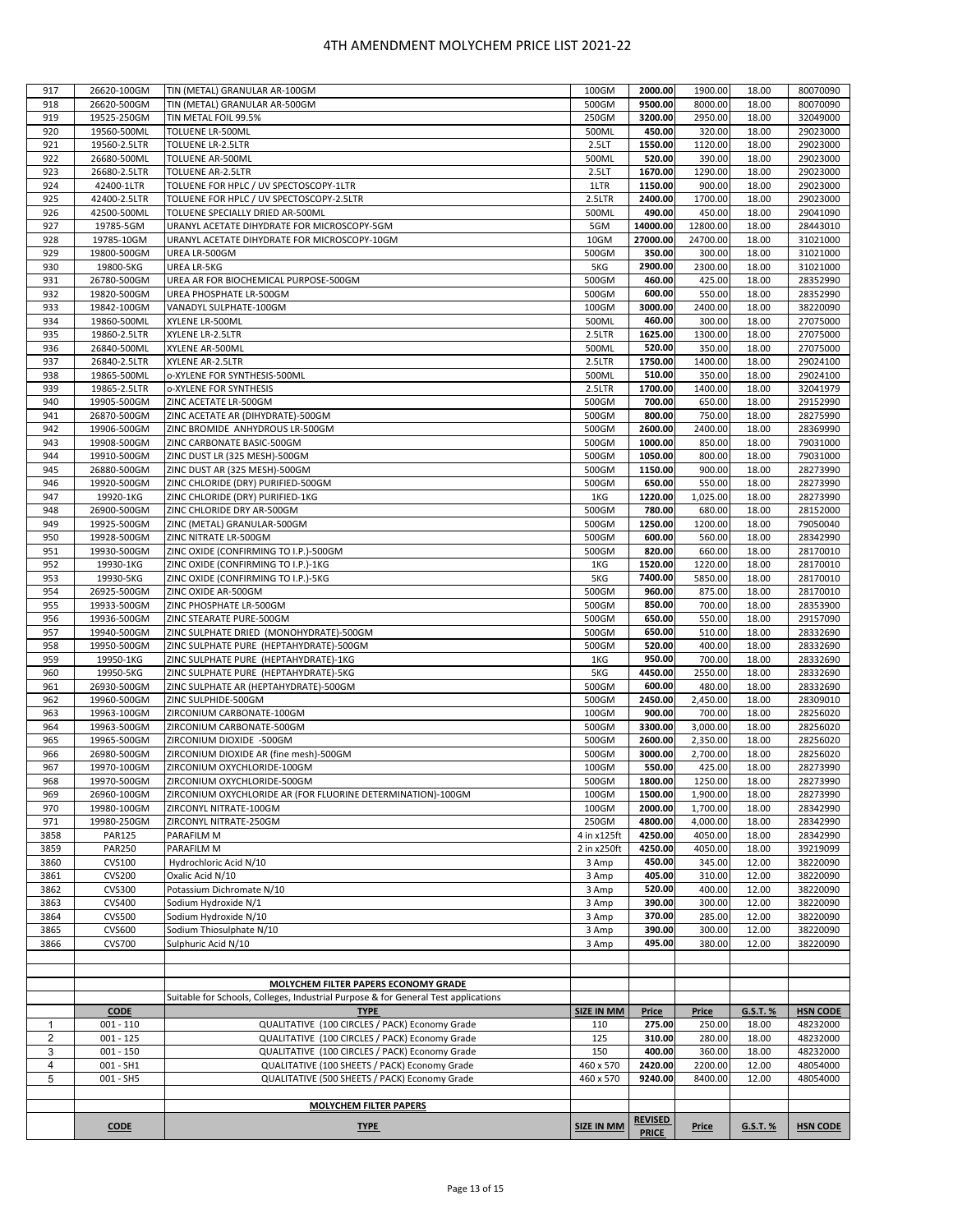# 4TH AMENDMENT MOLYCHEM PRICE LIST 2021-22

| | | | | | | | |
|---|---|---|---|---|---|---|---|
| 917 | 26620-100GM | TIN (METAL) GRANULAR AR-100GM | 100GM | **2000.00** | 1900.00 | 18.00 | 80070090 |
| 918 | 26620-500GM | TIN (METAL) GRANULAR AR-500GM | 500GM | **9500.00** | 8000.00 | 18.00 | 80070090 |
| 919 | 19525-250GM | TIN METAL FOIL 99.5% | 250GM | **3200.00** | 2950.00 | 18.00 | 32049000 |
| 920 | 19560-500ML | TOLUENE LR-500ML | 500ML | **450.00** | 320.00 | 18.00 | 29023000 |
| 921 | 19560-2.5LTR | TOLUENE LR-2.5LTR | 2.5LT | **1550.00** | 1120.00 | 18.00 | 29023000 |
| 922 | 26680-500ML | TOLUENE AR-500ML | 500ML | **520.00** | 390.00 | 18.00 | 29023000 |
| 923 | 26680-2.5LTR | TOLUENE AR-2.5LTR | 2.5LT | **1670.00** | 1290.00 | 18.00 | 29023000 |
| 924 | 42400-1LTR | TOLUENE FOR HPLC / UV SPECTOSCOPY-1LTR | 1LTR | **1150.00** | 900.00 | 18.00 | 29023000 |
| 925 | 42400-2.5LTR | TOLUENE FOR HPLC / UV SPECTOSCOPY-2.5LTR | 2.5LTR | **2400.00** | 1700.00 | 18.00 | 29023000 |
| 926 | 42500-500ML | TOLUENE SPECIALLY DRIED AR-500ML | 500ML | **490.00** | 450.00 | 18.00 | 29041090 |
| 927 | 19785-5GM | URANYL ACETATE DIHYDRATE FOR MICROSCOPY-5GM | 5GM | **14000.00** | 12800.00 | 18.00 | 28443010 |
| 928 | 19785-10GM | URANYL ACETATE DIHYDRATE FOR MICROSCOPY-10GM | 10GM | **27000.00** | 24700.00 | 18.00 | 31021000 |
| 929 | 19800-500GM | UREA LR-500GM | 500GM | **350.00** | 300.00 | 18.00 | 31021000 |
| 930 | 19800-5KG | UREA LR-5KG | 5KG | **2900.00** | 2300.00 | 18.00 | 31021000 |
| 931 | 26780-500GM | UREA AR FOR BIOCHEMICAL PURPOSE-500GM | 500GM | **460.00** | 425.00 | 18.00 | 28352990 |
| 932 | 19820-500GM | UREA PHOSPHATE LR-500GM | 500GM | **600.00** | 550.00 | 18.00 | 28352990 |
| 933 | 19842-100GM | VANADYL SULPHATE-100GM | 100GM | **3000.00** | 2400.00 | 18.00 | 38220090 |
| 934 | 19860-500ML | XYLENE LR-500ML | 500ML | **460.00** | 300.00 | 18.00 | 27075000 |
| 935 | 19860-2.5LTR | XYLENE LR-2.5LTR | 2.5LTR | **1625.00** | 1300.00 | 18.00 | 27075000 |
| 936 | 26840-500ML | XYLENE AR-500ML | 500ML | **520.00** | 350.00 | 18.00 | 27075000 |
| 937 | 26840-2.5LTR | XYLENE AR-2.5LTR | 2.5LTR | **1750.00** | 1400.00 | 18.00 | 29024100 |
| 938 | 19865-500ML | o-XYLENE FOR SYNTHESIS-500ML | 500ML | **510.00** | 350.00 | 18.00 | 29024100 |
| 939 | 19865-2.5LTR | o-XYLENE FOR SYNTHESIS | 2.5LTR | **1700.00** | 1400.00 | 18.00 | 32041979 |
| 940 | 19905-500GM | ZINC ACETATE LR-500GM | 500GM | **700.00** | 650.00 | 18.00 | 29152990 |
| 941 | 26870-500GM | ZINC ACETATE AR (DIHYDRATE)-500GM | 500GM | **800.00** | 750.00 | 18.00 | 28275990 |
| 942 | 19906-500GM | ZINC BROMIDE ANHYDROUS LR-500GM | 500GM | **2600.00** | 2400.00 | 18.00 | 28369990 |
| 943 | 19908-500GM | ZINC CARBONATE BASIC-500GM | 500GM | **1000.00** | 850.00 | 18.00 | 79031000 |
| 944 | 19910-500GM | ZINC DUST LR (325 MESH)-500GM | 500GM | **1050.00** | 800.00 | 18.00 | 79031000 |
| 945 | 26880-500GM | ZINC DUST AR (325 MESH)-500GM | 500GM | **1150.00** | 900.00 | 18.00 | 28273990 |
| 946 | 19920-500GM | ZINC CHLORIDE (DRY) PURIFIED-500GM | 500GM | **650.00** | 550.00 | 18.00 | 28273990 |
| 947 | 19920-1KG | ZINC CHLORIDE (DRY) PURIFIED-1KG | 1KG | **1220.00** | 1,025.00 | 18.00 | 28273990 |
| 948 | 26900-500GM | ZINC CHLORIDE DRY AR-500GM | 500GM | **780.00** | 680.00 | 18.00 | 28152000 |
| 949 | 19925-500GM | ZINC (METAL) GRANULAR-500GM | 500GM | **1250.00** | 1200.00 | 18.00 | 79050040 |
| 950 | 19928-500GM | ZINC NITRATE LR-500GM | 500GM | **600.00** | 560.00 | 18.00 | 28342990 |
| 951 | 19930-500GM | ZINC OXIDE (CONFIRMING TO I.P.)-500GM | 500GM | **820.00** | 660.00 | 18.00 | 28170010 |
| 952 | 19930-1KG | ZINC OXIDE (CONFIRMING TO I.P.)-1KG | 1KG | **1520.00** | 1220.00 | 18.00 | 28170010 |
| 953 | 19930-5KG | ZINC OXIDE (CONFIRMING TO I.P.)-5KG | 5KG | **7400.00** | 5850.00 | 18.00 | 28170010 |
| 954 | 26925-500GM | ZINC OXIDE AR-500GM | 500GM | **960.00** | 875.00 | 18.00 | 28170010 |
| 955 | 19933-500GM | ZINC PHOSPHATE LR-500GM | 500GM | **850.00** | 700.00 | 18.00 | 28353900 |
| 956 | 19936-500GM | ZINC STEARATE PURE-500GM | 500GM | **650.00** | 550.00 | 18.00 | 29157090 |
| 957 | 19940-500GM | ZINC SULPHATE DRIED (MONOHYDRATE)-500GM | 500GM | **650.00** | 510.00 | 18.00 | 28332690 |
| 958 | 19950-500GM | ZINC SULPHATE PURE (HEPTAHYDRATE)-500GM | 500GM | **520.00** | 400.00 | 18.00 | 28332690 |
| 959 | 19950-1KG | ZINC SULPHATE PURE (HEPTAHYDRATE)-1KG | 1KG | **950.00** | 700.00 | 18.00 | 28332690 |
| 960 | 19950-5KG | ZINC SULPHATE PURE (HEPTAHYDRATE)-5KG | 5KG | **4450.00** | 2550.00 | 18.00 | 28332690 |
| 961 | 26930-500GM | ZINC SULPHATE AR (HEPTAHYDRATE)-500GM | 500GM | **600.00** | 480.00 | 18.00 | 28332690 |
| 962 | 19960-500GM | ZINC SULPHIDE-500GM | 500GM | **2450.00** | 2,450.00 | 18.00 | 28309010 |
| 963 | 19963-100GM | ZIRCONIUM CARBONATE-100GM | 100GM | **900.00** | 700.00 | 18.00 | 28256020 |
| 964 | 19963-500GM | ZIRCONIUM CARBONATE-500GM | 500GM | **3300.00** | 3,000.00 | 18.00 | 28256020 |
| 965 | 19965-500GM | ZIRCONIUM DIOXIDE -500GM | 500GM | **2600.00** | 2,350.00 | 18.00 | 28256020 |
| 966 | 26980-500GM | ZIRCONIUM DIOXIDE AR (fine mesh)-500GM | 500GM | **3000.00** | 2,700.00 | 18.00 | 28256020 |
| 967 | 19970-100GM | ZIRCONIUM OXYCHLORIDE-100GM | 100GM | **550.00** | 425.00 | 18.00 | 28273990 |
| 968 | 19970-500GM | ZIRCONIUM OXYCHLORIDE-500GM | 500GM | **1800.00** | 1250.00 | 18.00 | 28273990 |
| 969 | 26960-100GM | ZIRCONIUM OXYCHLORIDE AR (FOR FLUORINE DETERMINATION)-100GM | 100GM | **1500.00** | 1,900.00 | 18.00 | 28273990 |
| 970 | 19980-100GM | ZIRCONYL NITRATE-100GM | 100GM | **2000.00** | 1,700.00 | 18.00 | 28342990 |
| 971 | 19980-250GM | ZIRCONYL NITRATE-250GM | 250GM | **4800.00** | 4,000.00 | 18.00 | 28342990 |
| 3858 | PAR125 | PARAFILM M | 4 in x125ft | **4250.00** | 4050.00 | 18.00 | 28342990 |
| 3859 | PAR250 | PARAFILM M | 2 in x250ft | **4250.00** | 4050.00 | 18.00 | 39219099 |
| 3860 | CVS100 | Hydrochloric Acid N/10 | 3 Amp | **450.00** | 345.00 | 12.00 | 38220090 |
| 3861 | CVS200 | Oxalic Acid N/10 | 3 Amp | **405.00** | 310.00 | 12.00 | 38220090 |
| 3862 | CVS300 | Potassium Dichromate N/10 | 3 Amp | **520.00** | 400.00 | 12.00 | 38220090 |
| 3863 | CVS400 | Sodium Hydroxide N/1 | 3 Amp | **390.00** | 300.00 | 12.00 | 38220090 |
| 3864 | CVS500 | Sodium Hydroxide N/10 | 3 Amp | **370.00** | 285.00 | 12.00 | 38220090 |
| 3865 | CVS600 | Sodium Thiosulphate N/10 | 3 Amp | **390.00** | 300.00 | 12.00 | 38220090 |
| 3866 | CVS700 | Sulphuric Acid N/10 | 3 Amp | **495.00** | 380.00 | 12.00 | 38220090 |

**MOLYCHEM FILTER PAPERS ECONOMY GRADE**

Suitable for Schools, Colleges, Industrial Purpose & for General Test applications

| | CODE | TYPE | SIZE IN MM | Price | Price | G.S.T. % | HSN CODE |
|---|---|---|---|---|---|---|---|
| 1 | 001 - 110 | QUALITATIVE (100 CIRCLES / PACK) Economy Grade | 110 | **275.00** | 250.00 | 18.00 | 48232000 |
| 2 | 001 - 125 | QUALITATIVE (100 CIRCLES / PACK) Economy Grade | 125 | **310.00** | 280.00 | 18.00 | 48232000 |
| 3 | 001 - 150 | QUALITATIVE (100 CIRCLES / PACK) Economy Grade | 150 | **400.00** | 360.00 | 18.00 | 48232000 |
| 4 | 001 - SH1 | QUALITATIVE (100 SHEETS / PACK) Economy Grade | 460 x 570 | **2420.00** | 2200.00 | 12.00 | 48054000 |
| 5 | 001 - SH5 | QUALITATIVE (500 SHEETS / PACK) Economy Grade | 460 x 570 | **9240.00** | 8400.00 | 12.00 | 48054000 |

**MOLYCHEM FILTER PAPERS**

| | CODE | TYPE | SIZE IN MM | REVISED PRICE | Price | G.S.T. % | HSN CODE |
|---|---|---|---|---|---|---|---|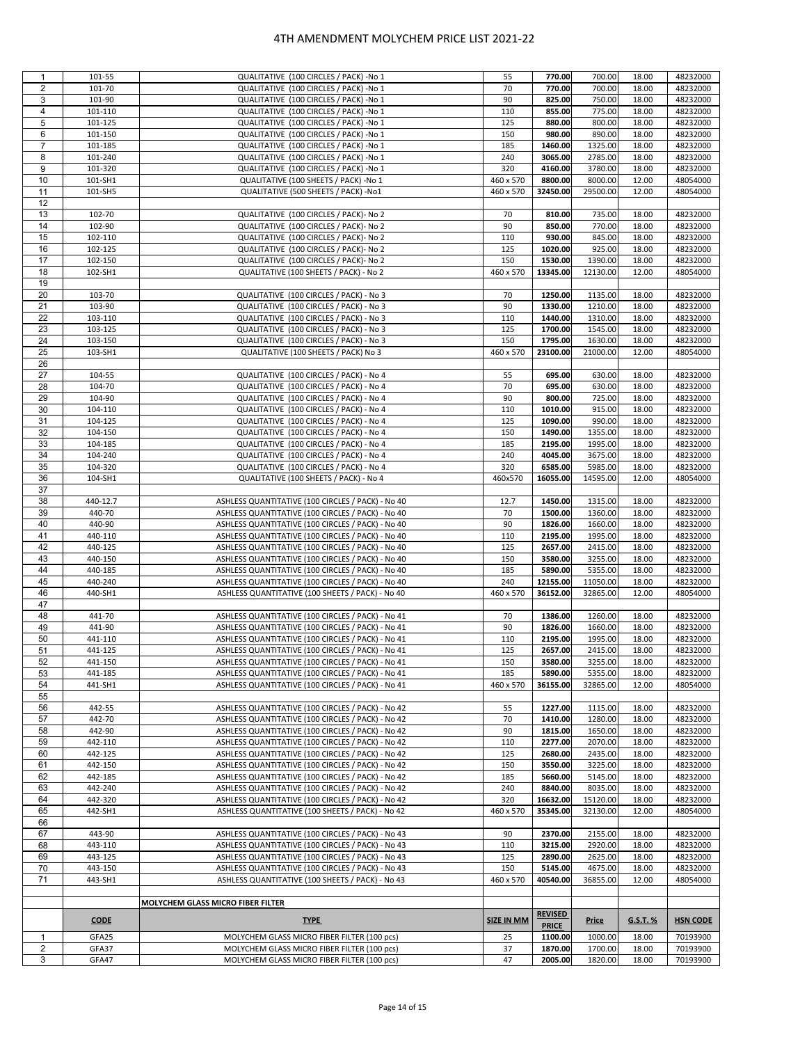# 4TH AMENDMENT MOLYCHEM PRICE LIST 2021-22

| | | | | | | | |
|---|---|---|---|---|---|---|---|
| 1 | 101-55 | QUALITATIVE (100 CIRCLES / PACK) -No 1 | 55 | **770.00** | 700.00 | 18.00 | 48232000 |
| 2 | 101-70 | QUALITATIVE (100 CIRCLES / PACK) -No 1 | 70 | **770.00** | 700.00 | 18.00 | 48232000 |
| 3 | 101-90 | QUALITATIVE (100 CIRCLES / PACK) -No 1 | 90 | **825.00** | 750.00 | 18.00 | 48232000 |
| 4 | 101-110 | QUALITATIVE (100 CIRCLES / PACK) -No 1 | 110 | **855.00** | 775.00 | 18.00 | 48232000 |
| 5 | 101-125 | QUALITATIVE (100 CIRCLES / PACK) -No 1 | 125 | **880.00** | 800.00 | 18.00 | 48232000 |
| 6 | 101-150 | QUALITATIVE (100 CIRCLES / PACK) -No 1 | 150 | **980.00** | 890.00 | 18.00 | 48232000 |
| 7 | 101-185 | QUALITATIVE (100 CIRCLES / PACK) -No 1 | 185 | **1460.00** | 1325.00 | 18.00 | 48232000 |
| 8 | 101-240 | QUALITATIVE (100 CIRCLES / PACK) -No 1 | 240 | **3065.00** | 2785.00 | 18.00 | 48232000 |
| 9 | 101-320 | QUALITATIVE (100 CIRCLES / PACK) -No 1 | 320 | **4160.00** | 3780.00 | 18.00 | 48232000 |
| 10 | 101-SH1 | QUALITATIVE (100 SHEETS / PACK) -No 1 | 460 x 570 | **8800.00** | 8000.00 | 12.00 | 48054000 |
| 11 | 101-SH5 | QUALITATIVE (500 SHEETS / PACK) -No1 | 460 x 570 | **32450.00** | 29500.00 | 12.00 | 48054000 |
| 12 | | | | | | | |
| 13 | 102-70 | QUALITATIVE (100 CIRCLES / PACK)- No 2 | 70 | **810.00** | 735.00 | 18.00 | 48232000 |
| 14 | 102-90 | QUALITATIVE (100 CIRCLES / PACK)- No 2 | 90 | **850.00** | 770.00 | 18.00 | 48232000 |
| 15 | 102-110 | QUALITATIVE (100 CIRCLES / PACK)- No 2 | 110 | **930.00** | 845.00 | 18.00 | 48232000 |
| 16 | 102-125 | QUALITATIVE (100 CIRCLES / PACK)- No 2 | 125 | **1020.00** | 925.00 | 18.00 | 48232000 |
| 17 | 102-150 | QUALITATIVE (100 CIRCLES / PACK)- No 2 | 150 | **1530.00** | 1390.00 | 18.00 | 48232000 |
| 18 | 102-SH1 | QUALITATIVE (100 SHEETS / PACK) - No 2 | 460 x 570 | **13345.00** | 12130.00 | 12.00 | 48054000 |
| 19 | | | | | | | |
| 20 | 103-70 | QUALITATIVE (100 CIRCLES / PACK) - No 3 | 70 | **1250.00** | 1135.00 | 18.00 | 48232000 |
| 21 | 103-90 | QUALITATIVE (100 CIRCLES / PACK) - No 3 | 90 | **1330.00** | 1210.00 | 18.00 | 48232000 |
| 22 | 103-110 | QUALITATIVE (100 CIRCLES / PACK) - No 3 | 110 | **1440.00** | 1310.00 | 18.00 | 48232000 |
| 23 | 103-125 | QUALITATIVE (100 CIRCLES / PACK) - No 3 | 125 | **1700.00** | 1545.00 | 18.00 | 48232000 |
| 24 | 103-150 | QUALITATIVE (100 CIRCLES / PACK) - No 3 | 150 | **1795.00** | 1630.00 | 18.00 | 48232000 |
| 25 | 103-SH1 | QUALITATIVE (100 SHEETS / PACK) No 3 | 460 x 570 | **23100.00** | 21000.00 | 12.00 | 48054000 |
| 26 | | | | | | | |
| 27 | 104-55 | QUALITATIVE (100 CIRCLES / PACK) - No 4 | 55 | **695.00** | 630.00 | 18.00 | 48232000 |
| 28 | 104-70 | QUALITATIVE (100 CIRCLES / PACK) - No 4 | 70 | **695.00** | 630.00 | 18.00 | 48232000 |
| 29 | 104-90 | QUALITATIVE (100 CIRCLES / PACK) - No 4 | 90 | **800.00** | 725.00 | 18.00 | 48232000 |
| 30 | 104-110 | QUALITATIVE (100 CIRCLES / PACK) - No 4 | 110 | **1010.00** | 915.00 | 18.00 | 48232000 |
| 31 | 104-125 | QUALITATIVE (100 CIRCLES / PACK) - No 4 | 125 | **1090.00** | 990.00 | 18.00 | 48232000 |
| 32 | 104-150 | QUALITATIVE (100 CIRCLES / PACK) - No 4 | 150 | **1490.00** | 1355.00 | 18.00 | 48232000 |
| 33 | 104-185 | QUALITATIVE (100 CIRCLES / PACK) - No 4 | 185 | **2195.00** | 1995.00 | 18.00 | 48232000 |
| 34 | 104-240 | QUALITATIVE (100 CIRCLES / PACK) - No 4 | 240 | **4045.00** | 3675.00 | 18.00 | 48232000 |
| 35 | 104-320 | QUALITATIVE (100 CIRCLES / PACK) - No 4 | 320 | **6585.00** | 5985.00 | 18.00 | 48232000 |
| 36 | 104-SH1 | QUALITATIVE (100 SHEETS / PACK) - No 4 | 460x570 | **16055.00** | 14595.00 | 12.00 | 48054000 |
| 37 | | | | | | | |
| 38 | 440-12.7 | ASHLESS QUANTITATIVE (100 CIRCLES / PACK) - No 40 | 12.7 | **1450.00** | 1315.00 | 18.00 | 48232000 |
| 39 | 440-70 | ASHLESS QUANTITATIVE (100 CIRCLES / PACK) - No 40 | 70 | **1500.00** | 1360.00 | 18.00 | 48232000 |
| 40 | 440-90 | ASHLESS QUANTITATIVE (100 CIRCLES / PACK) - No 40 | 90 | **1826.00** | 1660.00 | 18.00 | 48232000 |
| 41 | 440-110 | ASHLESS QUANTITATIVE (100 CIRCLES / PACK) - No 40 | 110 | **2195.00** | 1995.00 | 18.00 | 48232000 |
| 42 | 440-125 | ASHLESS QUANTITATIVE (100 CIRCLES / PACK) - No 40 | 125 | **2657.00** | 2415.00 | 18.00 | 48232000 |
| 43 | 440-150 | ASHLESS QUANTITATIVE (100 CIRCLES / PACK) - No 40 | 150 | **3580.00** | 3255.00 | 18.00 | 48232000 |
| 44 | 440-185 | ASHLESS QUANTITATIVE (100 CIRCLES / PACK) - No 40 | 185 | **5890.00** | 5355.00 | 18.00 | 48232000 |
| 45 | 440-240 | ASHLESS QUANTITATIVE (100 CIRCLES / PACK) - No 40 | 240 | **12155.00** | 11050.00 | 18.00 | 48232000 |
| 46 | 440-SH1 | ASHLESS QUANTITATIVE (100 SHEETS / PACK) - No 40 | 460 x 570 | **36152.00** | 32865.00 | 12.00 | 48054000 |
| 47 | | | | | | | |
| 48 | 441-70 | ASHLESS QUANTITATIVE (100 CIRCLES / PACK) - No 41 | 70 | **1386.00** | 1260.00 | 18.00 | 48232000 |
| 49 | 441-90 | ASHLESS QUANTITATIVE (100 CIRCLES / PACK) - No 41 | 90 | **1826.00** | 1660.00 | 18.00 | 48232000 |
| 50 | 441-110 | ASHLESS QUANTITATIVE (100 CIRCLES / PACK) - No 41 | 110 | **2195.00** | 1995.00 | 18.00 | 48232000 |
| 51 | 441-125 | ASHLESS QUANTITATIVE (100 CIRCLES / PACK) - No 41 | 125 | **2657.00** | 2415.00 | 18.00 | 48232000 |
| 52 | 441-150 | ASHLESS QUANTITATIVE (100 CIRCLES / PACK) - No 41 | 150 | **3580.00** | 3255.00 | 18.00 | 48232000 |
| 53 | 441-185 | ASHLESS QUANTITATIVE (100 CIRCLES / PACK) - No 41 | 185 | **5890.00** | 5355.00 | 18.00 | 48232000 |
| 54 | 441-SH1 | ASHLESS QUANTITATIVE (100 CIRCLES / PACK) - No 41 | 460 x 570 | **36155.00** | 32865.00 | 12.00 | 48054000 |
| 55 | | | | | | | |
| 56 | 442-55 | ASHLESS QUANTITATIVE (100 CIRCLES / PACK) - No 42 | 55 | **1227.00** | 1115.00 | 18.00 | 48232000 |
| 57 | 442-70 | ASHLESS QUANTITATIVE (100 CIRCLES / PACK) - No 42 | 70 | **1410.00** | 1280.00 | 18.00 | 48232000 |
| 58 | 442-90 | ASHLESS QUANTITATIVE (100 CIRCLES / PACK) - No 42 | 90 | **1815.00** | 1650.00 | 18.00 | 48232000 |
| 59 | 442-110 | ASHLESS QUANTITATIVE (100 CIRCLES / PACK) - No 42 | 110 | **2277.00** | 2070.00 | 18.00 | 48232000 |
| 60 | 442-125 | ASHLESS QUANTITATIVE (100 CIRCLES / PACK) - No 42 | 125 | **2680.00** | 2435.00 | 18.00 | 48232000 |
| 61 | 442-150 | ASHLESS QUANTITATIVE (100 CIRCLES / PACK) - No 42 | 150 | **3550.00** | 3225.00 | 18.00 | 48232000 |
| 62 | 442-185 | ASHLESS QUANTITATIVE (100 CIRCLES / PACK) - No 42 | 185 | **5660.00** | 5145.00 | 18.00 | 48232000 |
| 63 | 442-240 | ASHLESS QUANTITATIVE (100 CIRCLES / PACK) - No 42 | 240 | **8840.00** | 8035.00 | 18.00 | 48232000 |
| 64 | 442-320 | ASHLESS QUANTITATIVE (100 CIRCLES / PACK) - No 42 | 320 | **16632.00** | 15120.00 | 18.00 | 48232000 |
| 65 | 442-SH1 | ASHLESS QUANTITATIVE (100 SHEETS / PACK) - No 42 | 460 x 570 | **35345.00** | 32130.00 | 12.00 | 48054000 |
| 66 | | | | | | | |
| 67 | 443-90 | ASHLESS QUANTITATIVE (100 CIRCLES / PACK) - No 43 | 90 | **2370.00** | 2155.00 | 18.00 | 48232000 |
| 68 | 443-110 | ASHLESS QUANTITATIVE (100 CIRCLES / PACK) - No 43 | 110 | **3215.00** | 2920.00 | 18.00 | 48232000 |
| 69 | 443-125 | ASHLESS QUANTITATIVE (100 CIRCLES / PACK) - No 43 | 125 | **2890.00** | 2625.00 | 18.00 | 48232000 |
| 70 | 443-150 | ASHLESS QUANTITATIVE (100 CIRCLES / PACK) - No 43 | 150 | **5145.00** | 4675.00 | 18.00 | 48232000 |
| 71 | 443-SH1 | ASHLESS QUANTITATIVE (100 SHEETS / PACK) - No 43 | 460 x 570 | **40540.00** | 36855.00 | 12.00 | 48054000 |

**MOLYCHEM GLASS MICRO FIBER FILTER**

| | **CODE** | **TYPE** | **SIZE IN MM** | **REVISED PRICE** | **Price** | **G.S.T. %** | **HSN CODE** |
|---|---|---|---|---|---|---|---|
| 1 | GFA25 | MOLYCHEM GLASS MICRO FIBER FILTER (100 pcs) | 25 | **1100.00** | 1000.00 | 18.00 | 70193900 |
| 2 | GFA37 | MOLYCHEM GLASS MICRO FIBER FILTER (100 pcs) | 37 | **1870.00** | 1700.00 | 18.00 | 70193900 |
| 3 | GFA47 | MOLYCHEM GLASS MICRO FIBER FILTER (100 pcs) | 47 | **2005.00** | 1820.00 | 18.00 | 70193900 |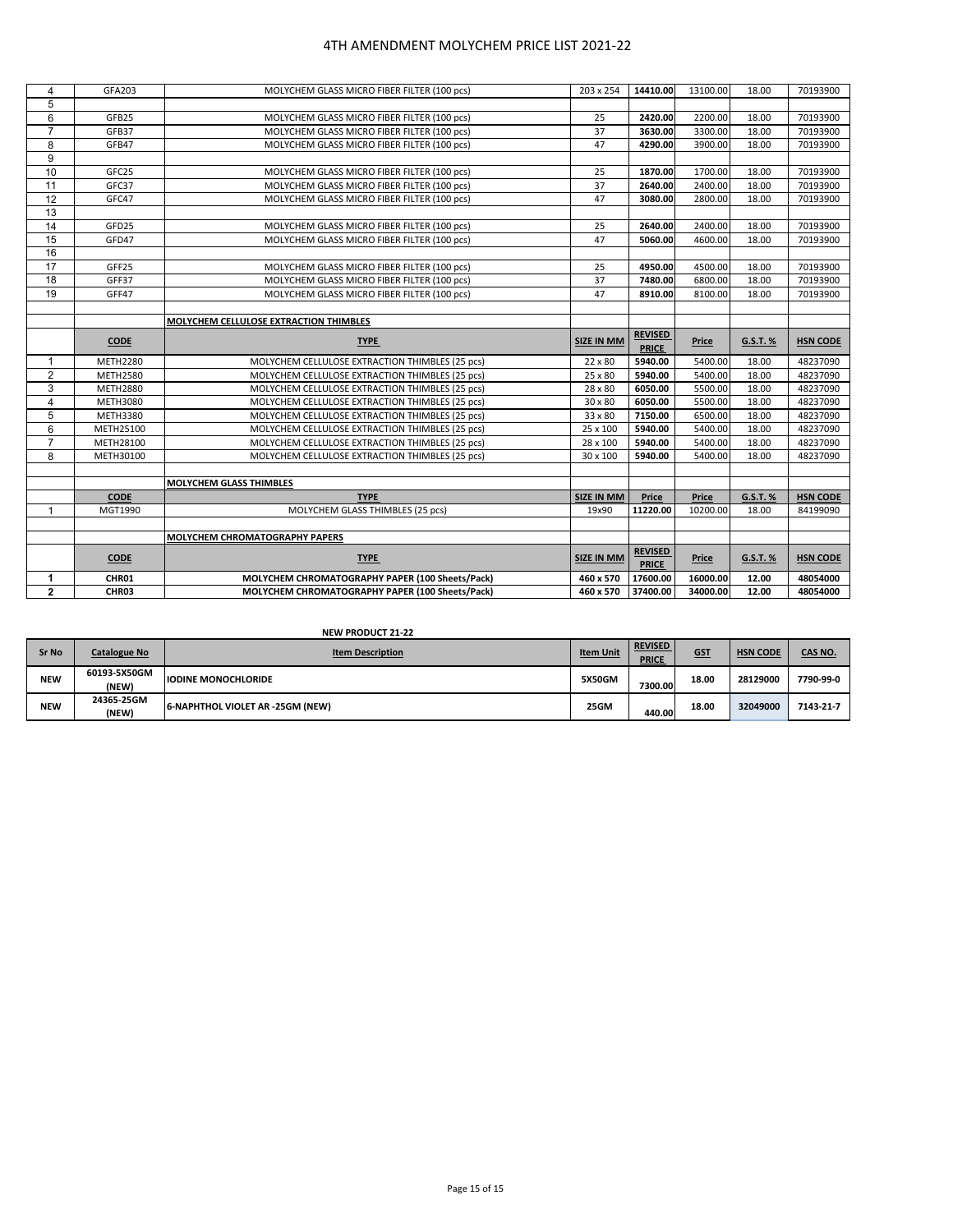# 4TH AMENDMENT MOLYCHEM PRICE LIST 2021-22

| | | | | | | | |
|---|---|---|---|---|---|---|---|
| 4 | GFA203 | MOLYCHEM GLASS MICRO FIBER FILTER (100 pcs) | 203 x 254 | **14410.00** | 13100.00 | 18.00 | 70193900 |
| 5 | | | | | | | |
| 6 | GFB25 | MOLYCHEM GLASS MICRO FIBER FILTER (100 pcs) | 25 | **2420.00** | 2200.00 | 18.00 | 70193900 |
| 7 | GFB37 | MOLYCHEM GLASS MICRO FIBER FILTER (100 pcs) | 37 | **3630.00** | 3300.00 | 18.00 | 70193900 |
| 8 | GFB47 | MOLYCHEM GLASS MICRO FIBER FILTER (100 pcs) | 47 | **4290.00** | 3900.00 | 18.00 | 70193900 |
| 9 | | | | | | | |
| 10 | GFC25 | MOLYCHEM GLASS MICRO FIBER FILTER (100 pcs) | 25 | **1870.00** | 1700.00 | 18.00 | 70193900 |
| 11 | GFC37 | MOLYCHEM GLASS MICRO FIBER FILTER (100 pcs) | 37 | **2640.00** | 2400.00 | 18.00 | 70193900 |
| 12 | GFC47 | MOLYCHEM GLASS MICRO FIBER FILTER (100 pcs) | 47 | **3080.00** | 2800.00 | 18.00 | 70193900 |
| 13 | | | | | | | |
| 14 | GFD25 | MOLYCHEM GLASS MICRO FIBER FILTER (100 pcs) | 25 | **2640.00** | 2400.00 | 18.00 | 70193900 |
| 15 | GFD47 | MOLYCHEM GLASS MICRO FIBER FILTER (100 pcs) | 47 | **5060.00** | 4600.00 | 18.00 | 70193900 |
| 16 | | | | | | | |
| 17 | GFF25 | MOLYCHEM GLASS MICRO FIBER FILTER (100 pcs) | 25 | **4950.00** | 4500.00 | 18.00 | 70193900 |
| 18 | GFF37 | MOLYCHEM GLASS MICRO FIBER FILTER (100 pcs) | 37 | **7480.00** | 6800.00 | 18.00 | 70193900 |
| 19 | GFF47 | MOLYCHEM GLASS MICRO FIBER FILTER (100 pcs) | 47 | **8910.00** | 8100.00 | 18.00 | 70193900 |
| | | | | | | | |
| | | **MOLYCHEM CELLULOSE EXTRACTION THIMBLES** | | | | | |
| | **CODE** | **TYPE** | **SIZE IN MM** | **REVISED PRICE** | **Price** | **G.S.T. %** | **HSN CODE** |
| 1 | METH2280 | MOLYCHEM CELLULOSE EXTRACTION THIMBLES (25 pcs) | 22 x 80 | **5940.00** | 5400.00 | 18.00 | 48237090 |
| 2 | METH2580 | MOLYCHEM CELLULOSE EXTRACTION THIMBLES (25 pcs) | 25 x 80 | **5940.00** | 5400.00 | 18.00 | 48237090 |
| 3 | METH2880 | MOLYCHEM CELLULOSE EXTRACTION THIMBLES (25 pcs) | 28 x 80 | **6050.00** | 5500.00 | 18.00 | 48237090 |
| 4 | METH3080 | MOLYCHEM CELLULOSE EXTRACTION THIMBLES (25 pcs) | 30 x 80 | **6050.00** | 5500.00 | 18.00 | 48237090 |
| 5 | METH3380 | MOLYCHEM CELLULOSE EXTRACTION THIMBLES (25 pcs) | 33 x 80 | **7150.00** | 6500.00 | 18.00 | 48237090 |
| 6 | METH25100 | MOLYCHEM CELLULOSE EXTRACTION THIMBLES (25 pcs) | 25 x 100 | **5940.00** | 5400.00 | 18.00 | 48237090 |
| 7 | METH28100 | MOLYCHEM CELLULOSE EXTRACTION THIMBLES (25 pcs) | 28 x 100 | **5940.00** | 5400.00 | 18.00 | 48237090 |
| 8 | METH30100 | MOLYCHEM CELLULOSE EXTRACTION THIMBLES (25 pcs) | 30 x 100 | **5940.00** | 5400.00 | 18.00 | 48237090 |
| | | | | | | | |
| | | **MOLYCHEM GLASS THIMBLES** | | | | | |
| | **CODE** | **TYPE** | **SIZE IN MM** | **Price** | **Price** | **G.S.T. %** | **HSN CODE** |
| 1 | MGT1990 | MOLYCHEM GLASS THIMBLES (25 pcs) | 19x90 | **11220.00** | 10200.00 | 18.00 | 84199090 |
| | | | | | | | |
| | | **MOLYCHEM CHROMATOGRAPHY PAPERS** | | | | | |
| | **CODE** | **TYPE** | **SIZE IN MM** | **REVISED PRICE** | **Price** | **G.S.T. %** | **HSN CODE** |
| **1** | **CHR01** | **MOLYCHEM CHROMATOGRAPHY PAPER (100 Sheets/Pack)** | **460 x 570** | **17600.00** | **16000.00** | **12.00** | **48054000** |
| **2** | **CHR03** | **MOLYCHEM CHROMATOGRAPHY PAPER (100 Sheets/Pack)** | **460 x 570** | **37400.00** | **34000.00** | **12.00** | **48054000** |

**NEW PRODUCT 21-22**

| Sr No | Catalogue No | Item Description | Item Unit | REVISED PRICE | GST | HSN CODE | CAS NO. |
|---|---|---|---|---|---|---|---|
| **NEW** | **60193-5X50GM (NEW)** | **IODINE MONOCHLORIDE** | **5X50GM** | **7300.00** | **18.00** | **28129000** | **7790-99-0** |
| **NEW** | **24365-25GM (NEW)** | **6-NAPHTHOL VIOLET AR -25GM (NEW)** | **25GM** | **440.00** | **18.00** | **32049000** | **7143-21-7** |